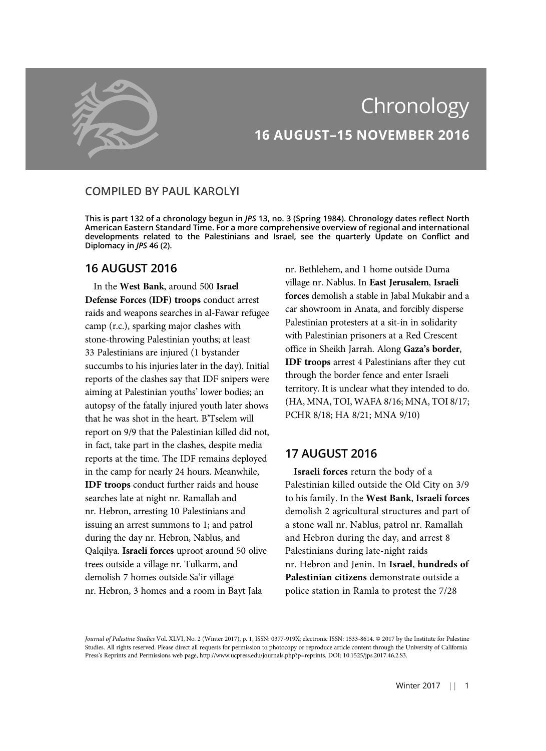# Chronology

## 16 AUGUST–15 NOVEMBER 2016

### COMPILED BY PAUL KAROLYI

**This is part 132 of a chronology begun in *JPS* 13, no. 3 (Spring 1984). Chronology dates reflect North American Eastern Standard Time. For a more comprehensive overview of regional and international developments related to the Palestinians and Israel, see the quarterly Update on Conflict and Diplomacy in *JPS* 46 (2).**

## 16 AUGUST 2016

In the **West Bank**, around 500 **Israel Defense Forces (IDF) troops** conduct arrest raids and weapons searches in al-Fawar refugee camp (r.c.), sparking major clashes with stone-throwing Palestinian youths; at least 33 Palestinians are injured (1 bystander succumbs to his injuries later in the day). Initial reports of the clashes say that IDF snipers were aiming at Palestinian youths' lower bodies; an autopsy of the fatally injured youth later shows that he was shot in the heart. B'Tselem will report on 9/9 that the Palestinian killed did not, in fact, take part in the clashes, despite media reports at the time. The IDF remains deployed in the camp for nearly 24 hours. Meanwhile, **IDF troops** conduct further raids and house searches late at night nr. Ramallah and nr. Hebron, arresting 10 Palestinians and issuing an arrest summons to 1; and patrol during the day nr. Hebron, Nablus, and Qalqilya. **Israeli forces** uproot around 50 olive trees outside a village nr. Tulkarm, and demolish 7 homes outside Sa'ir village nr. Hebron, 3 homes and a room in Bayt Jala nr. Bethlehem, and 1 home outside Duma village nr. Nablus. In **East Jerusalem**, **Israeli forces** demolish a stable in Jabal Mukabir and a car showroom in Anata, and forcibly disperse Palestinian protesters at a sit-in in solidarity with Palestinian prisoners at a Red Crescent office in Sheikh Jarrah. Along **Gaza's border**, **IDF troops** arrest 4 Palestinians after they cut through the border fence and enter Israeli territory. It is unclear what they intended to do. (HA, MNA, TOI, WAFA 8/16; MNA, TOI 8/17; PCHR 8/18; HA 8/21; MNA 9/10)

## 17 AUGUST 2016

**Israeli forces** return the body of a Palestinian killed outside the Old City on 3/9 to his family. In the **West Bank**, **Israeli forces** demolish 2 agricultural structures and part of a stone wall nr. Nablus, patrol nr. Ramallah and Hebron during the day, and arrest 8 Palestinians during late-night raids nr. Hebron and Jenin. In **Israel**, **hundreds of Palestinian citizens** demonstrate outside a police station in Ramla to protest the 7/28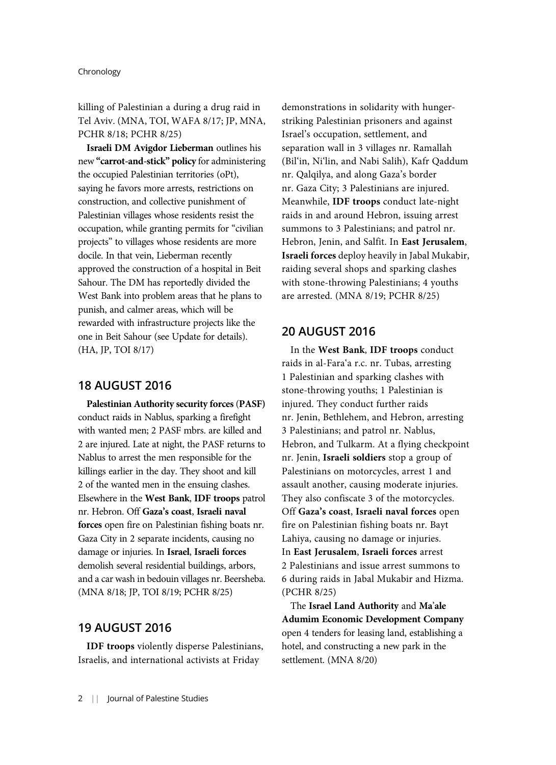killing of Palestinian a during a drug raid in Tel Aviv. (MNA, TOI, WAFA 8/17; JP, MNA, PCHR 8/18; PCHR 8/25)

**Israeli DM Avigdor Lieberman** outlines his new **"carrot-and-stick" policy** for administering the occupied Palestinian territories (oPt), saying he favors more arrests, restrictions on construction, and collective punishment of Palestinian villages whose residents resist the occupation, while granting permits for "civilian projects" to villages whose residents are more docile. In that vein, Lieberman recently approved the construction of a hospital in Beit Sahour. The DM has reportedly divided the West Bank into problem areas that he plans to punish, and calmer areas, which will be rewarded with infrastructure projects like the one in Beit Sahour (see Update for details). (HA, JP, TOI 8/17)

## 18 AUGUST 2016

**Palestinian Authority security forces (PASF)** conduct raids in Nablus, sparking a firefight with wanted men; 2 PASF mbrs. are killed and 2 are injured. Late at night, the PASF returns to Nablus to arrest the men responsible for the killings earlier in the day. They shoot and kill 2 of the wanted men in the ensuing clashes. Elsewhere in the **West Bank**, **IDF troops** patrol nr. Hebron. Off **Gaza's coast**, **Israeli naval forces** open fire on Palestinian fishing boats nr. Gaza City in 2 separate incidents, causing no damage or injuries. In **Israel**, **Israeli forces** demolish several residential buildings, arbors, and a car wash in bedouin villages nr. Beersheba. (MNA 8/18; JP, TOI 8/19; PCHR 8/25)

## 19 AUGUST 2016

**IDF troops** violently disperse Palestinians, Israelis, and international activists at Friday demonstrations in solidarity with hunger-striking Palestinian prisoners and against Israel's occupation, settlement, and separation wall in 3 villages nr. Ramallah (Bil'in, Ni'lin, and Nabi Salih), Kafr Qaddum nr. Qalqilya, and along Gaza's border nr. Gaza City; 3 Palestinians are injured. Meanwhile, **IDF troops** conduct late-night raids in and around Hebron, issuing arrest summons to 3 Palestinians; and patrol nr. Hebron, Jenin, and Salfit. In **East Jerusalem**, **Israeli forces** deploy heavily in Jabal Mukabir, raiding several shops and sparking clashes with stone-throwing Palestinians; 4 youths are arrested. (MNA 8/19; PCHR 8/25)

## 20 AUGUST 2016

In the **West Bank**, **IDF troops** conduct raids in al-Fara'a r.c. nr. Tubas, arresting 1 Palestinian and sparking clashes with stone-throwing youths; 1 Palestinian is injured. They conduct further raids nr. Jenin, Bethlehem, and Hebron, arresting 3 Palestinians; and patrol nr. Nablus, Hebron, and Tulkarm. At a flying checkpoint nr. Jenin, **Israeli soldiers** stop a group of Palestinians on motorcycles, arrest 1 and assault another, causing moderate injuries. They also confiscate 3 of the motorcycles. Off **Gaza's coast**, **Israeli naval forces** open fire on Palestinian fishing boats nr. Bayt Lahiya, causing no damage or injuries. In **East Jerusalem**, **Israeli forces** arrest 2 Palestinians and issue arrest summons to 6 during raids in Jabal Mukabir and Hizma. (PCHR 8/25)

The **Israel Land Authority** and **Ma'ale Adumim Economic Development Company** open 4 tenders for leasing land, establishing a hotel, and constructing a new park in the settlement. (MNA 8/20)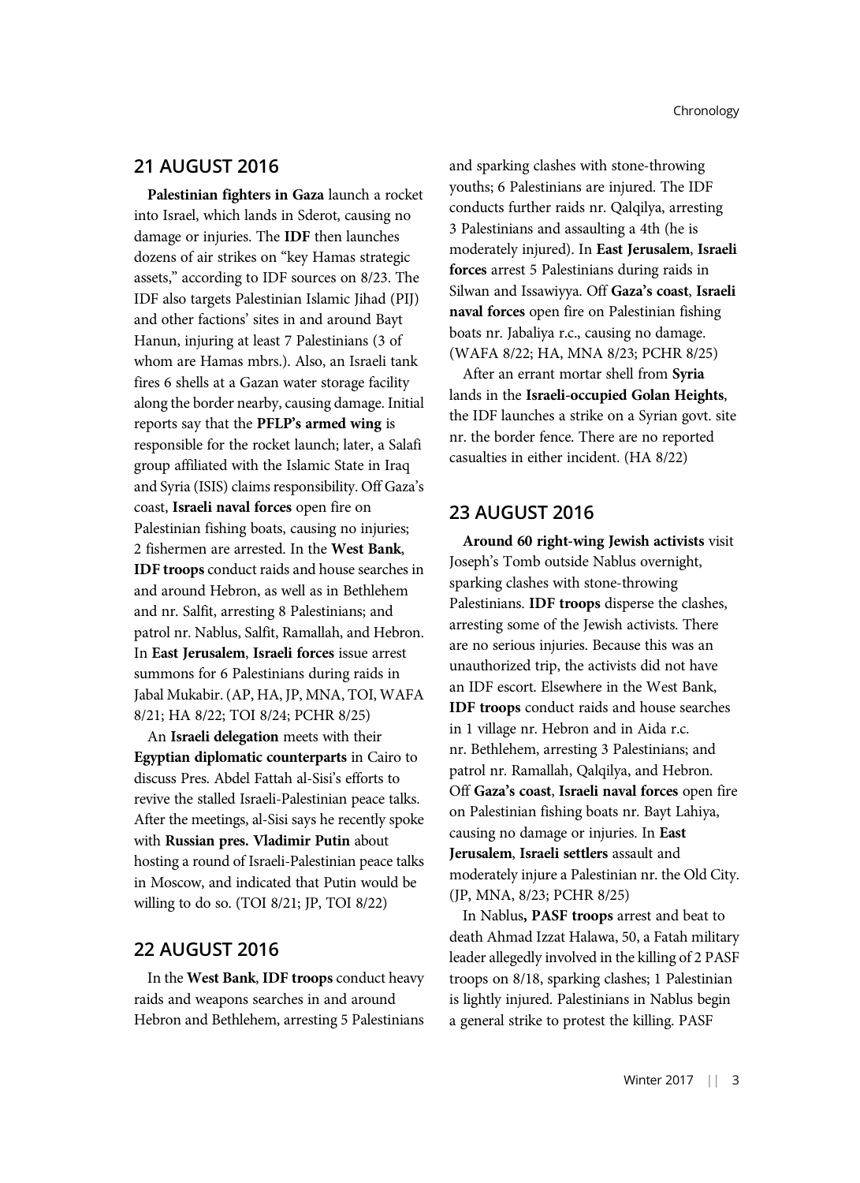## 21 AUGUST 2016

**Palestinian fighters in Gaza** launch a rocket into Israel, which lands in Sderot, causing no damage or injuries. The **IDF** then launches dozens of air strikes on "key Hamas strategic assets," according to IDF sources on 8/23. The IDF also targets Palestinian Islamic Jihad (PIJ) and other factions' sites in and around Bayt Hanun, injuring at least 7 Palestinians (3 of whom are Hamas mbrs.). Also, an Israeli tank fires 6 shells at a Gazan water storage facility along the border nearby, causing damage. Initial reports say that the **PFLP's armed wing** is responsible for the rocket launch; later, a Salafi group affiliated with the Islamic State in Iraq and Syria (ISIS) claims responsibility. Off Gaza's coast, **Israeli naval forces** open fire on Palestinian fishing boats, causing no injuries; 2 fishermen are arrested. In the **West Bank**, **IDF troops** conduct raids and house searches in and around Hebron, as well as in Bethlehem and nr. Salfit, arresting 8 Palestinians; and patrol nr. Nablus, Salfit, Ramallah, and Hebron. In **East Jerusalem**, **Israeli forces** issue arrest summons for 6 Palestinians during raids in Jabal Mukabir. (AP, HA, JP, MNA, TOI, WAFA 8/21; HA 8/22; TOI 8/24; PCHR 8/25)

An **Israeli delegation** meets with their **Egyptian diplomatic counterparts** in Cairo to discuss Pres. Abdel Fattah al-Sisi's efforts to revive the stalled Israeli-Palestinian peace talks. After the meetings, al-Sisi says he recently spoke with **Russian pres. Vladimir Putin** about hosting a round of Israeli-Palestinian peace talks in Moscow, and indicated that Putin would be willing to do so. (TOI 8/21; JP, TOI 8/22)

## 22 AUGUST 2016

In the **West Bank**, **IDF troops** conduct heavy raids and weapons searches in and around Hebron and Bethlehem, arresting 5 Palestinians and sparking clashes with stone-throwing youths; 6 Palestinians are injured. The IDF conducts further raids nr. Qalqilya, arresting 3 Palestinians and assaulting a 4th (he is moderately injured). In **East Jerusalem**, **Israeli forces** arrest 5 Palestinians during raids in Silwan and Issawiyya. Off **Gaza's coast**, **Israeli naval forces** open fire on Palestinian fishing boats nr. Jabaliya r.c., causing no damage. (WAFA 8/22; HA, MNA 8/23; PCHR 8/25)

After an errant mortar shell from **Syria** lands in the **Israeli-occupied Golan Heights**, the IDF launches a strike on a Syrian govt. site nr. the border fence. There are no reported casualties in either incident. (HA 8/22)

## 23 AUGUST 2016

**Around 60 right-wing Jewish activists** visit Joseph's Tomb outside Nablus overnight, sparking clashes with stone-throwing Palestinians. **IDF troops** disperse the clashes, arresting some of the Jewish activists. There are no serious injuries. Because this was an unauthorized trip, the activists did not have an IDF escort. Elsewhere in the West Bank, **IDF troops** conduct raids and house searches in 1 village nr. Hebron and in Aida r.c. nr. Bethlehem, arresting 3 Palestinians; and patrol nr. Ramallah, Qalqilya, and Hebron. Off **Gaza's coast**, **Israeli naval forces** open fire on Palestinian fishing boats nr. Bayt Lahiya, causing no damage or injuries. In **East Jerusalem**, **Israeli settlers** assault and moderately injure a Palestinian nr. the Old City. (JP, MNA, 8/23; PCHR 8/25)

In Nablus**, PASF troops** arrest and beat to death Ahmad Izzat Halawa, 50, a Fatah military leader allegedly involved in the killing of 2 PASF troops on 8/18, sparking clashes; 1 Palestinian is lightly injured. Palestinians in Nablus begin a general strike to protest the killing. PASF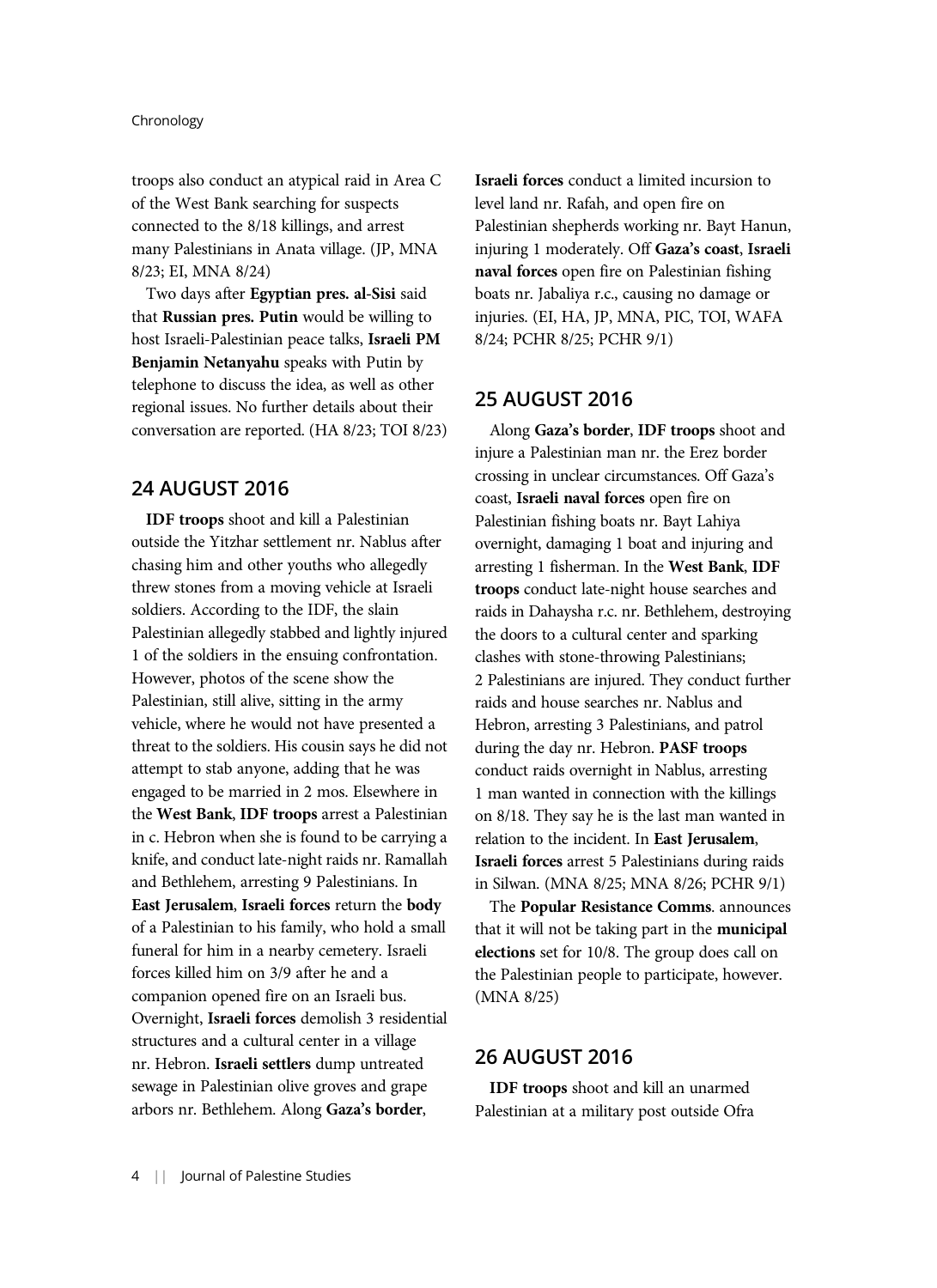troops also conduct an atypical raid in Area C of the West Bank searching for suspects connected to the 8/18 killings, and arrest many Palestinians in Anata village. (JP, MNA 8/23; EI, MNA 8/24)

Two days after **Egyptian pres. al-Sisi** said that **Russian pres. Putin** would be willing to host Israeli-Palestinian peace talks, **Israeli PM Benjamin Netanyahu** speaks with Putin by telephone to discuss the idea, as well as other regional issues. No further details about their conversation are reported. (HA 8/23; TOI 8/23)

## 24 AUGUST 2016

**IDF troops** shoot and kill a Palestinian outside the Yitzhar settlement nr. Nablus after chasing him and other youths who allegedly threw stones from a moving vehicle at Israeli soldiers. According to the IDF, the slain Palestinian allegedly stabbed and lightly injured 1 of the soldiers in the ensuing confrontation. However, photos of the scene show the Palestinian, still alive, sitting in the army vehicle, where he would not have presented a threat to the soldiers. His cousin says he did not attempt to stab anyone, adding that he was engaged to be married in 2 mos. Elsewhere in the **West Bank**, **IDF troops** arrest a Palestinian in c. Hebron when she is found to be carrying a knife, and conduct late-night raids nr. Ramallah and Bethlehem, arresting 9 Palestinians. In **East Jerusalem**, **Israeli forces** return the **body** of a Palestinian to his family, who hold a small funeral for him in a nearby cemetery. Israeli forces killed him on 3/9 after he and a companion opened fire on an Israeli bus. Overnight, **Israeli forces** demolish 3 residential structures and a cultural center in a village nr. Hebron. **Israeli settlers** dump untreated sewage in Palestinian olive groves and grape arbors nr. Bethlehem. Along **Gaza's border**, **Israeli forces** conduct a limited incursion to level land nr. Rafah, and open fire on Palestinian shepherds working nr. Bayt Hanun, injuring 1 moderately. Off **Gaza's coast**, **Israeli naval forces** open fire on Palestinian fishing boats nr. Jabaliya r.c., causing no damage or injuries. (EI, HA, JP, MNA, PIC, TOI, WAFA 8/24; PCHR 8/25; PCHR 9/1)

## 25 AUGUST 2016

Along **Gaza's border**, **IDF troops** shoot and injure a Palestinian man nr. the Erez border crossing in unclear circumstances. Off Gaza's coast, **Israeli naval forces** open fire on Palestinian fishing boats nr. Bayt Lahiya overnight, damaging 1 boat and injuring and arresting 1 fisherman. In the **West Bank**, **IDF troops** conduct late-night house searches and raids in Dahaysha r.c. nr. Bethlehem, destroying the doors to a cultural center and sparking clashes with stone-throwing Palestinians; 2 Palestinians are injured. They conduct further raids and house searches nr. Nablus and Hebron, arresting 3 Palestinians, and patrol during the day nr. Hebron. **PASF troops** conduct raids overnight in Nablus, arresting 1 man wanted in connection with the killings on 8/18. They say he is the last man wanted in relation to the incident. In **East Jerusalem**, **Israeli forces** arrest 5 Palestinians during raids in Silwan. (MNA 8/25; MNA 8/26; PCHR 9/1)

The **Popular Resistance Comms**. announces that it will not be taking part in the **municipal elections** set for 10/8. The group does call on the Palestinian people to participate, however. (MNA 8/25)

## 26 AUGUST 2016

**IDF troops** shoot and kill an unarmed Palestinian at a military post outside Ofra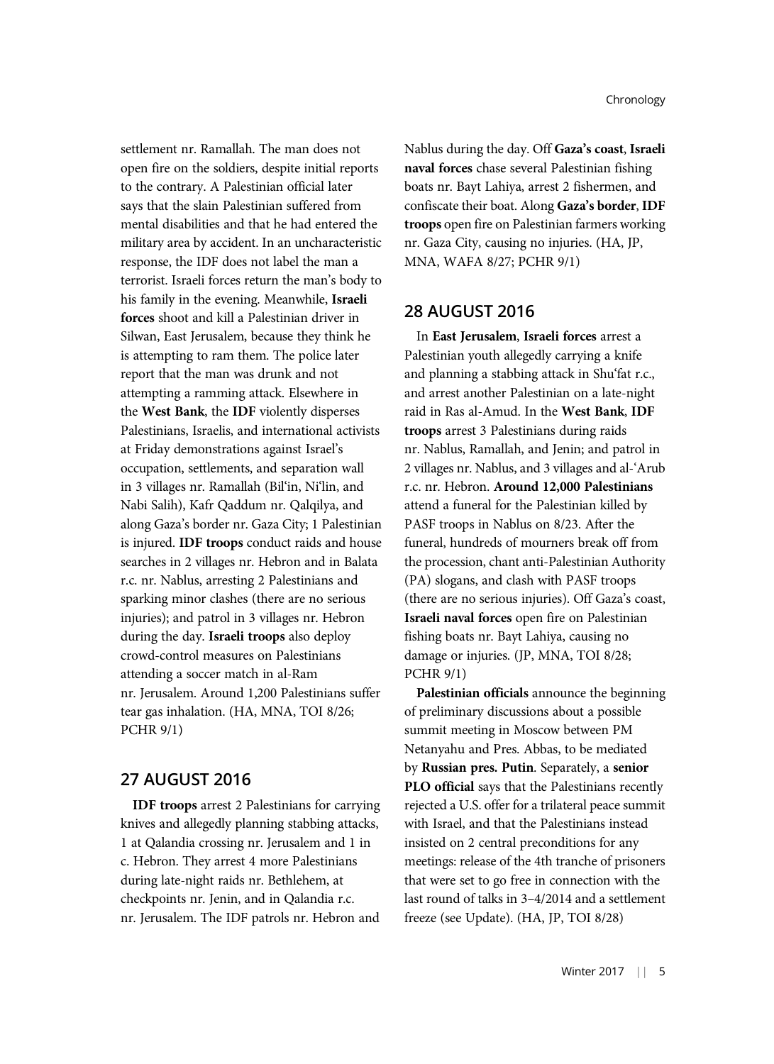settlement nr. Ramallah. The man does not open fire on the soldiers, despite initial reports to the contrary. A Palestinian official later says that the slain Palestinian suffered from mental disabilities and that he had entered the military area by accident. In an uncharacteristic response, the IDF does not label the man a terrorist. Israeli forces return the man's body to his family in the evening. Meanwhile, **Israeli forces** shoot and kill a Palestinian driver in Silwan, East Jerusalem, because they think he is attempting to ram them. The police later report that the man was drunk and not attempting a ramming attack. Elsewhere in the **West Bank**, the **IDF** violently disperses Palestinians, Israelis, and international activists at Friday demonstrations against Israel's occupation, settlements, and separation wall in 3 villages nr. Ramallah (Bil'in, Ni'lin, and Nabi Salih), Kafr Qaddum nr. Qalqilya, and along Gaza's border nr. Gaza City; 1 Palestinian is injured. **IDF troops** conduct raids and house searches in 2 villages nr. Hebron and in Balata r.c. nr. Nablus, arresting 2 Palestinians and sparking minor clashes (there are no serious injuries); and patrol in 3 villages nr. Hebron during the day. **Israeli troops** also deploy crowd-control measures on Palestinians attending a soccer match in al-Ram nr. Jerusalem. Around 1,200 Palestinians suffer tear gas inhalation. (HA, MNA, TOI 8/26; PCHR 9/1)

## 27 AUGUST 2016

**IDF troops** arrest 2 Palestinians for carrying knives and allegedly planning stabbing attacks, 1 at Qalandia crossing nr. Jerusalem and 1 in c. Hebron. They arrest 4 more Palestinians during late-night raids nr. Bethlehem, at checkpoints nr. Jenin, and in Qalandia r.c. nr. Jerusalem. The IDF patrols nr. Hebron and Nablus during the day. Off **Gaza's coast**, **Israeli naval forces** chase several Palestinian fishing boats nr. Bayt Lahiya, arrest 2 fishermen, and confiscate their boat. Along **Gaza's border**, **IDF troops** open fire on Palestinian farmers working nr. Gaza City, causing no injuries. (HA, JP, MNA, WAFA 8/27; PCHR 9/1)

## 28 AUGUST 2016

In **East Jerusalem**, **Israeli forces** arrest a Palestinian youth allegedly carrying a knife and planning a stabbing attack in Shu'fat r.c., and arrest another Palestinian on a late-night raid in Ras al-Amud. In the **West Bank**, **IDF troops** arrest 3 Palestinians during raids nr. Nablus, Ramallah, and Jenin; and patrol in 2 villages nr. Nablus, and 3 villages and al-'Arub r.c. nr. Hebron. **Around 12,000 Palestinians** attend a funeral for the Palestinian killed by PASF troops in Nablus on 8/23. After the funeral, hundreds of mourners break off from the procession, chant anti-Palestinian Authority (PA) slogans, and clash with PASF troops (there are no serious injuries). Off Gaza's coast, **Israeli naval forces** open fire on Palestinian fishing boats nr. Bayt Lahiya, causing no damage or injuries. (JP, MNA, TOI 8/28; PCHR 9/1)

**Palestinian officials** announce the beginning of preliminary discussions about a possible summit meeting in Moscow between PM Netanyahu and Pres. Abbas, to be mediated by **Russian pres. Putin**. Separately, a **senior PLO official** says that the Palestinians recently rejected a U.S. offer for a trilateral peace summit with Israel, and that the Palestinians instead insisted on 2 central preconditions for any meetings: release of the 4th tranche of prisoners that were set to go free in connection with the last round of talks in 3–4/2014 and a settlement freeze (see Update). (HA, JP, TOI 8/28)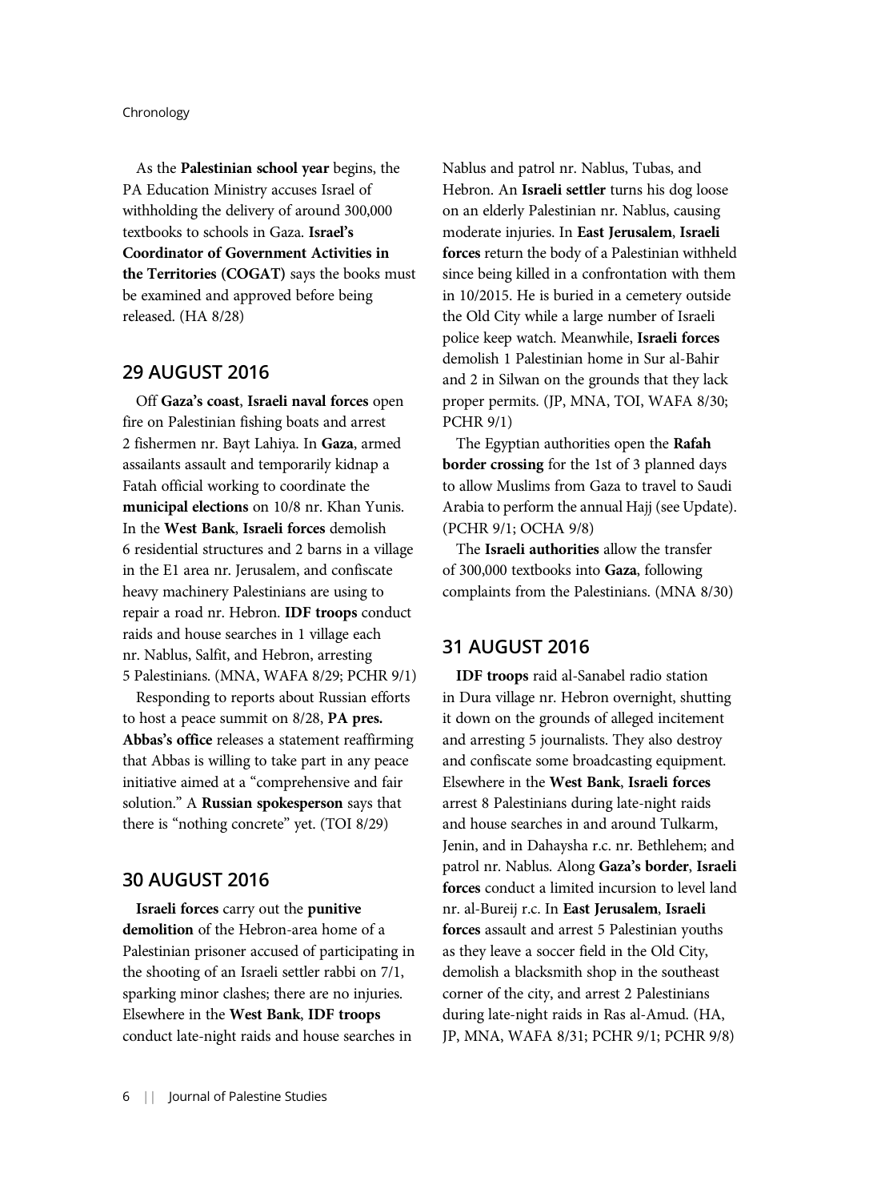As the **Palestinian school year** begins, the PA Education Ministry accuses Israel of withholding the delivery of around 300,000 textbooks to schools in Gaza. **Israel's Coordinator of Government Activities in the Territories (COGAT)** says the books must be examined and approved before being released. (HA 8/28)

## 29 AUGUST 2016

Off **Gaza's coast**, **Israeli naval forces** open fire on Palestinian fishing boats and arrest 2 fishermen nr. Bayt Lahiya. In **Gaza**, armed assailants assault and temporarily kidnap a Fatah official working to coordinate the **municipal elections** on 10/8 nr. Khan Yunis. In the **West Bank**, **Israeli forces** demolish 6 residential structures and 2 barns in a village in the E1 area nr. Jerusalem, and confiscate heavy machinery Palestinians are using to repair a road nr. Hebron. **IDF troops** conduct raids and house searches in 1 village each nr. Nablus, Salfit, and Hebron, arresting 5 Palestinians. (MNA, WAFA 8/29; PCHR 9/1)

Responding to reports about Russian efforts to host a peace summit on 8/28, **PA pres. Abbas's office** releases a statement reaffirming that Abbas is willing to take part in any peace initiative aimed at a "comprehensive and fair solution." A **Russian spokesperson** says that there is "nothing concrete" yet. (TOI 8/29)

## 30 AUGUST 2016

**Israeli forces** carry out the **punitive demolition** of the Hebron-area home of a Palestinian prisoner accused of participating in the shooting of an Israeli settler rabbi on 7/1, sparking minor clashes; there are no injuries. Elsewhere in the **West Bank**, **IDF troops** conduct late-night raids and house searches in Nablus and patrol nr. Nablus, Tubas, and Hebron. An **Israeli settler** turns his dog loose on an elderly Palestinian nr. Nablus, causing moderate injuries. In **East Jerusalem**, **Israeli forces** return the body of a Palestinian withheld since being killed in a confrontation with them in 10/2015. He is buried in a cemetery outside the Old City while a large number of Israeli police keep watch. Meanwhile, **Israeli forces** demolish 1 Palestinian home in Sur al-Bahir and 2 in Silwan on the grounds that they lack proper permits. (JP, MNA, TOI, WAFA 8/30; PCHR 9/1)

The Egyptian authorities open the **Rafah border crossing** for the 1st of 3 planned days to allow Muslims from Gaza to travel to Saudi Arabia to perform the annual Hajj (see Update). (PCHR 9/1; OCHA 9/8)

The **Israeli authorities** allow the transfer of 300,000 textbooks into **Gaza**, following complaints from the Palestinians. (MNA 8/30)

## 31 AUGUST 2016

**IDF troops** raid al-Sanabel radio station in Dura village nr. Hebron overnight, shutting it down on the grounds of alleged incitement and arresting 5 journalists. They also destroy and confiscate some broadcasting equipment. Elsewhere in the **West Bank**, **Israeli forces** arrest 8 Palestinians during late-night raids and house searches in and around Tulkarm, Jenin, and in Dahaysha r.c. nr. Bethlehem; and patrol nr. Nablus. Along **Gaza's border**, **Israeli forces** conduct a limited incursion to level land nr. al-Bureij r.c. In **East Jerusalem**, **Israeli forces** assault and arrest 5 Palestinian youths as they leave a soccer field in the Old City, demolish a blacksmith shop in the southeast corner of the city, and arrest 2 Palestinians during late-night raids in Ras al-Amud. (HA, JP, MNA, WAFA 8/31; PCHR 9/1; PCHR 9/8)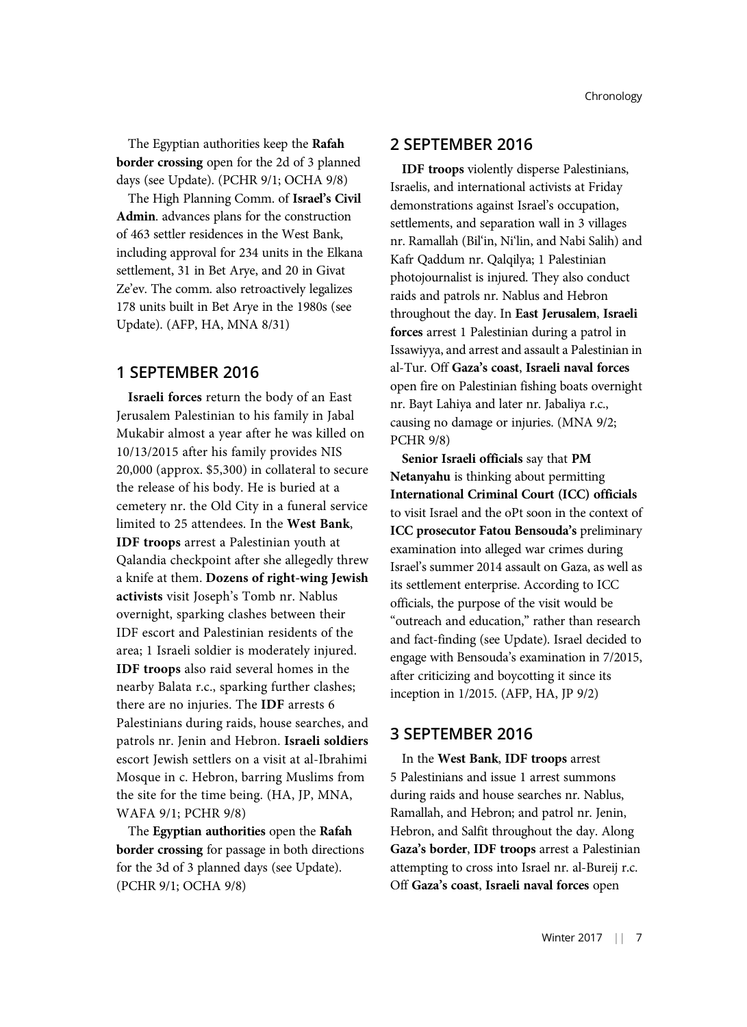The Egyptian authorities keep the **Rafah border crossing** open for the 2d of 3 planned days (see Update). (PCHR 9/1; OCHA 9/8)

The High Planning Comm. of **Israel's Civil Admin**. advances plans for the construction of 463 settler residences in the West Bank, including approval for 234 units in the Elkana settlement, 31 in Bet Arye, and 20 in Givat Ze'ev. The comm. also retroactively legalizes 178 units built in Bet Arye in the 1980s (see Update). (AFP, HA, MNA 8/31)

## 1 SEPTEMBER 2016

**Israeli forces** return the body of an East Jerusalem Palestinian to his family in Jabal Mukabir almost a year after he was killed on 10/13/2015 after his family provides NIS 20,000 (approx. $5,300) in collateral to secure the release of his body. He is buried at a cemetery nr. the Old City in a funeral service limited to 25 attendees. In the **West Bank**, **IDF troops** arrest a Palestinian youth at Qalandia checkpoint after she allegedly threw a knife at them. **Dozens of right-wing Jewish activists** visit Joseph's Tomb nr. Nablus overnight, sparking clashes between their IDF escort and Palestinian residents of the area; 1 Israeli soldier is moderately injured. **IDF troops** also raid several homes in the nearby Balata r.c., sparking further clashes; there are no injuries. The **IDF** arrests 6 Palestinians during raids, house searches, and patrols nr. Jenin and Hebron. **Israeli soldiers** escort Jewish settlers on a visit at al-Ibrahimi Mosque in c. Hebron, barring Muslims from the site for the time being. (HA, JP, MNA, WAFA 9/1; PCHR 9/8)

The **Egyptian authorities** open the **Rafah border crossing** for passage in both directions for the 3d of 3 planned days (see Update). (PCHR 9/1; OCHA 9/8)

## 2 SEPTEMBER 2016

**IDF troops** violently disperse Palestinians, Israelis, and international activists at Friday demonstrations against Israel's occupation, settlements, and separation wall in 3 villages nr. Ramallah (Bil'in, Ni'lin, and Nabi Salih) and Kafr Qaddum nr. Qalqilya; 1 Palestinian photojournalist is injured. They also conduct raids and patrols nr. Nablus and Hebron throughout the day. In **East Jerusalem**, **Israeli forces** arrest 1 Palestinian during a patrol in Issawiyya, and arrest and assault a Palestinian in al-Tur. Off **Gaza's coast**, **Israeli naval forces** open fire on Palestinian fishing boats overnight nr. Bayt Lahiya and later nr. Jabaliya r.c., causing no damage or injuries. (MNA 9/2; PCHR 9/8)

**Senior Israeli officials** say that **PM Netanyahu** is thinking about permitting **International Criminal Court (ICC) officials** to visit Israel and the oPt soon in the context of **ICC prosecutor Fatou Bensouda's** preliminary examination into alleged war crimes during Israel's summer 2014 assault on Gaza, as well as its settlement enterprise. According to ICC officials, the purpose of the visit would be "outreach and education," rather than research and fact-finding (see Update). Israel decided to engage with Bensouda's examination in 7/2015, after criticizing and boycotting it since its inception in 1/2015. (AFP, HA, JP 9/2)

## 3 SEPTEMBER 2016

In the **West Bank**, **IDF troops** arrest 5 Palestinians and issue 1 arrest summons during raids and house searches nr. Nablus, Ramallah, and Hebron; and patrol nr. Jenin, Hebron, and Salfit throughout the day. Along **Gaza's border**, **IDF troops** arrest a Palestinian attempting to cross into Israel nr. al-Bureij r.c. Off **Gaza's coast**, **Israeli naval forces** open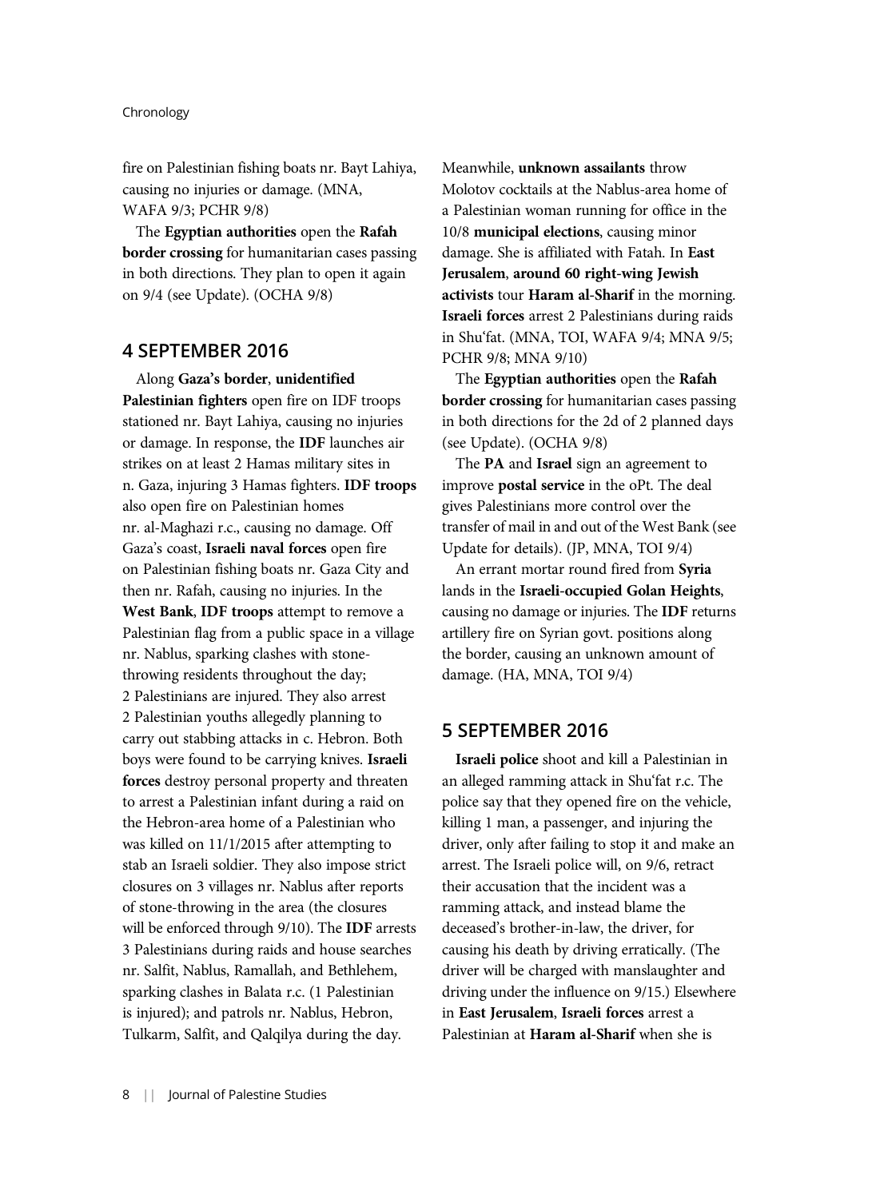fire on Palestinian fishing boats nr. Bayt Lahiya, causing no injuries or damage. (MNA, WAFA 9/3; PCHR 9/8)

The **Egyptian authorities** open the **Rafah border crossing** for humanitarian cases passing in both directions. They plan to open it again on 9/4 (see Update). (OCHA 9/8)

## 4 SEPTEMBER 2016

Along **Gaza's border**, **unidentified Palestinian fighters** open fire on IDF troops stationed nr. Bayt Lahiya, causing no injuries or damage. In response, the **IDF** launches air strikes on at least 2 Hamas military sites in n. Gaza, injuring 3 Hamas fighters. **IDF troops** also open fire on Palestinian homes nr. al-Maghazi r.c., causing no damage. Off Gaza's coast, **Israeli naval forces** open fire on Palestinian fishing boats nr. Gaza City and then nr. Rafah, causing no injuries. In the **West Bank**, **IDF troops** attempt to remove a Palestinian flag from a public space in a village nr. Nablus, sparking clashes with stone-throwing residents throughout the day; 2 Palestinians are injured. They also arrest 2 Palestinian youths allegedly planning to carry out stabbing attacks in c. Hebron. Both boys were found to be carrying knives. **Israeli forces** destroy personal property and threaten to arrest a Palestinian infant during a raid on the Hebron-area home of a Palestinian who was killed on 11/1/2015 after attempting to stab an Israeli soldier. They also impose strict closures on 3 villages nr. Nablus after reports of stone-throwing in the area (the closures will be enforced through 9/10). The **IDF** arrests 3 Palestinians during raids and house searches nr. Salfit, Nablus, Ramallah, and Bethlehem, sparking clashes in Balata r.c. (1 Palestinian is injured); and patrols nr. Nablus, Hebron, Tulkarm, Salfit, and Qalqilya during the day. Meanwhile, **unknown assailants** throw Molotov cocktails at the Nablus-area home of a Palestinian woman running for office in the 10/8 **municipal elections**, causing minor damage. She is affiliated with Fatah. In **East Jerusalem**, **around 60 right-wing Jewish activists** tour **Haram al-Sharif** in the morning. **Israeli forces** arrest 2 Palestinians during raids in Shu'fat. (MNA, TOI, WAFA 9/4; MNA 9/5; PCHR 9/8; MNA 9/10)

The **Egyptian authorities** open the **Rafah border crossing** for humanitarian cases passing in both directions for the 2d of 2 planned days (see Update). (OCHA 9/8)

The **PA** and **Israel** sign an agreement to improve **postal service** in the oPt. The deal gives Palestinians more control over the transfer of mail in and out of the West Bank (see Update for details). (JP, MNA, TOI 9/4)

An errant mortar round fired from **Syria** lands in the **Israeli-occupied Golan Heights**, causing no damage or injuries. The **IDF** returns artillery fire on Syrian govt. positions along the border, causing an unknown amount of damage. (HA, MNA, TOI 9/4)

## 5 SEPTEMBER 2016

**Israeli police** shoot and kill a Palestinian in an alleged ramming attack in Shu'fat r.c. The police say that they opened fire on the vehicle, killing 1 man, a passenger, and injuring the driver, only after failing to stop it and make an arrest. The Israeli police will, on 9/6, retract their accusation that the incident was a ramming attack, and instead blame the deceased's brother-in-law, the driver, for causing his death by driving erratically. (The driver will be charged with manslaughter and driving under the influence on 9/15.) Elsewhere in **East Jerusalem**, **Israeli forces** arrest a Palestinian at **Haram al-Sharif** when she is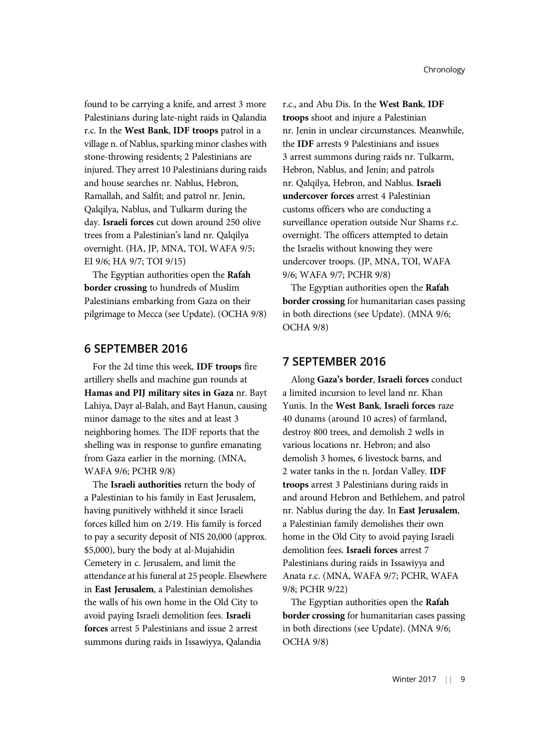found to be carrying a knife, and arrest 3 more Palestinians during late-night raids in Qalandia r.c. In the **West Bank**, **IDF troops** patrol in a village n. of Nablus, sparking minor clashes with stone-throwing residents; 2 Palestinians are injured. They arrest 10 Palestinians during raids and house searches nr. Nablus, Hebron, Ramallah, and Salfit; and patrol nr. Jenin, Qalqilya, Nablus, and Tulkarm during the day. **Israeli forces** cut down around 250 olive trees from a Palestinian's land nr. Qalqilya overnight. (HA, JP, MNA, TOI, WAFA 9/5; EI 9/6; HA 9/7; TOI 9/15)

The Egyptian authorities open the **Rafah border crossing** to hundreds of Muslim Palestinians embarking from Gaza on their pilgrimage to Mecca (see Update). (OCHA 9/8)

## 6 SEPTEMBER 2016

For the 2d time this week, **IDF troops** fire artillery shells and machine gun rounds at **Hamas and PIJ military sites in Gaza** nr. Bayt Lahiya, Dayr al-Balah, and Bayt Hanun, causing minor damage to the sites and at least 3 neighboring homes. The IDF reports that the shelling was in response to gunfire emanating from Gaza earlier in the morning. (MNA, WAFA 9/6; PCHR 9/8)

The **Israeli authorities** return the body of a Palestinian to his family in East Jerusalem, having punitively withheld it since Israeli forces killed him on 2/19. His family is forced to pay a security deposit of NIS 20,000 (approx. $5,000), bury the body at al-Mujahidin Cemetery in c. Jerusalem, and limit the attendance at his funeral at 25 people. Elsewhere in **East Jerusalem**, a Palestinian demolishes the walls of his own home in the Old City to avoid paying Israeli demolition fees. **Israeli forces** arrest 5 Palestinians and issue 2 arrest summons during raids in Issawiyya, Qalandia r.c., and Abu Dis. In the **West Bank**, **IDF troops** shoot and injure a Palestinian nr. Jenin in unclear circumstances. Meanwhile, the **IDF** arrests 9 Palestinians and issues 3 arrest summons during raids nr. Tulkarm, Hebron, Nablus, and Jenin; and patrols nr. Qalqilya, Hebron, and Nablus. **Israeli undercover forces** arrest 4 Palestinian customs officers who are conducting a surveillance operation outside Nur Shams r.c. overnight. The officers attempted to detain the Israelis without knowing they were undercover troops. (JP, MNA, TOI, WAFA 9/6; WAFA 9/7; PCHR 9/8)

The Egyptian authorities open the **Rafah border crossing** for humanitarian cases passing in both directions (see Update). (MNA 9/6; OCHA 9/8)

## 7 SEPTEMBER 2016

Along **Gaza's border**, **Israeli forces** conduct a limited incursion to level land nr. Khan Yunis. In the **West Bank**, **Israeli forces** raze 40 dunams (around 10 acres) of farmland, destroy 800 trees, and demolish 2 wells in various locations nr. Hebron; and also demolish 3 homes, 6 livestock barns, and 2 water tanks in the n. Jordan Valley. **IDF troops** arrest 3 Palestinians during raids in and around Hebron and Bethlehem, and patrol nr. Nablus during the day. In **East Jerusalem**, a Palestinian family demolishes their own home in the Old City to avoid paying Israeli demolition fees. **Israeli forces** arrest 7 Palestinians during raids in Issawiyya and Anata r.c. (MNA, WAFA 9/7; PCHR, WAFA 9/8; PCHR 9/22)

The Egyptian authorities open the **Rafah border crossing** for humanitarian cases passing in both directions (see Update). (MNA 9/6; OCHA 9/8)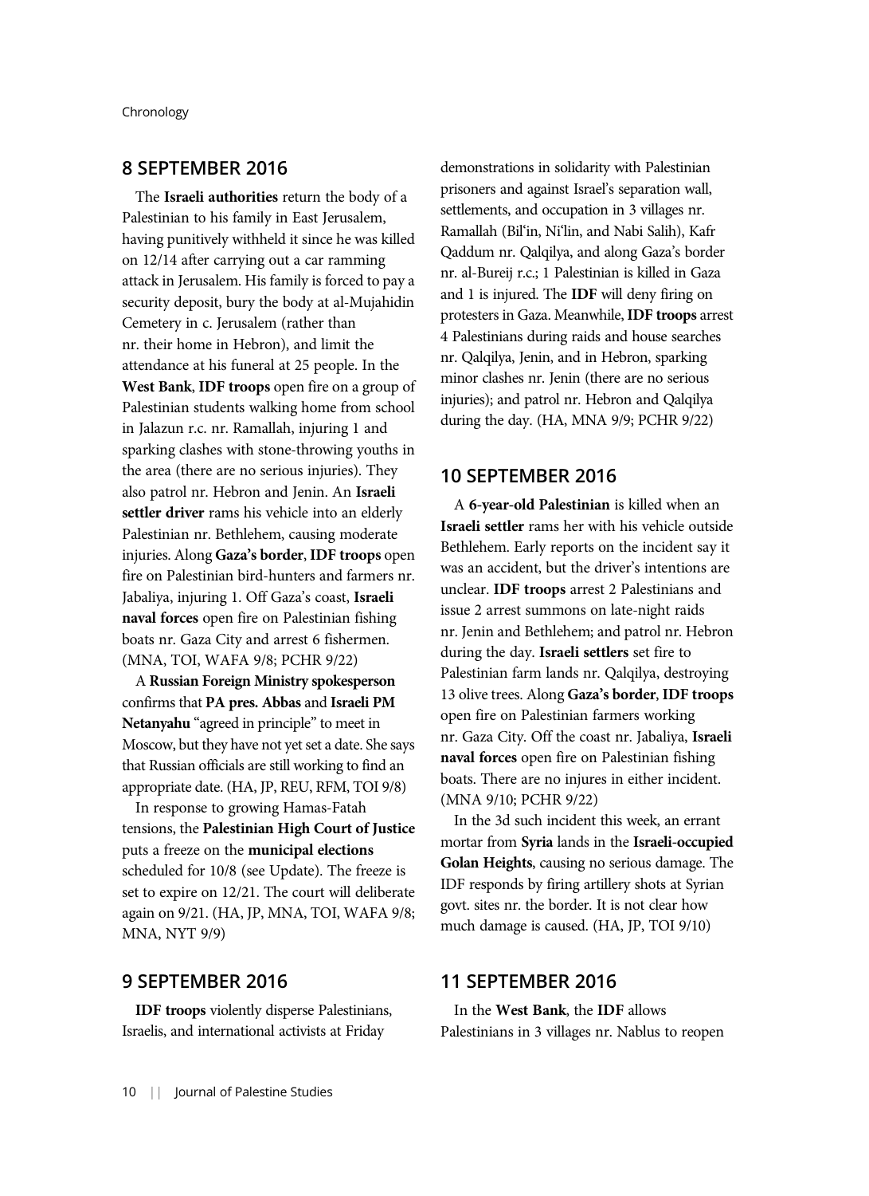## 8 SEPTEMBER 2016

The **Israeli authorities** return the body of a Palestinian to his family in East Jerusalem, having punitively withheld it since he was killed on 12/14 after carrying out a car ramming attack in Jerusalem. His family is forced to pay a security deposit, bury the body at al-Mujahidin Cemetery in c. Jerusalem (rather than nr. their home in Hebron), and limit the attendance at his funeral at 25 people. In the **West Bank**, **IDF troops** open fire on a group of Palestinian students walking home from school in Jalazun r.c. nr. Ramallah, injuring 1 and sparking clashes with stone-throwing youths in the area (there are no serious injuries). They also patrol nr. Hebron and Jenin. An **Israeli settler driver** rams his vehicle into an elderly Palestinian nr. Bethlehem, causing moderate injuries. Along **Gaza's border**, **IDF troops** open fire on Palestinian bird-hunters and farmers nr. Jabaliya, injuring 1. Off Gaza's coast, **Israeli naval forces** open fire on Palestinian fishing boats nr. Gaza City and arrest 6 fishermen. (MNA, TOI, WAFA 9/8; PCHR 9/22)

A **Russian Foreign Ministry spokesperson** confirms that **PA pres. Abbas** and **Israeli PM Netanyahu** "agreed in principle" to meet in Moscow, but they have not yet set a date. She says that Russian officials are still working to find an appropriate date. (HA, JP, REU, RFM, TOI 9/8)

In response to growing Hamas-Fatah tensions, the **Palestinian High Court of Justice** puts a freeze on the **municipal elections** scheduled for 10/8 (see Update). The freeze is set to expire on 12/21. The court will deliberate again on 9/21. (HA, JP, MNA, TOI, WAFA 9/8; MNA, NYT 9/9)

## 9 SEPTEMBER 2016

**IDF troops** violently disperse Palestinians, Israelis, and international activists at Friday demonstrations in solidarity with Palestinian prisoners and against Israel's separation wall, settlements, and occupation in 3 villages nr. Ramallah (Bil'in, Ni'lin, and Nabi Salih), Kafr Qaddum nr. Qalqilya, and along Gaza's border nr. al-Bureij r.c.; 1 Palestinian is killed in Gaza and 1 is injured. The **IDF** will deny firing on protesters in Gaza. Meanwhile, **IDF troops** arrest 4 Palestinians during raids and house searches nr. Qalqilya, Jenin, and in Hebron, sparking minor clashes nr. Jenin (there are no serious injuries); and patrol nr. Hebron and Qalqilya during the day. (HA, MNA 9/9; PCHR 9/22)

## 10 SEPTEMBER 2016

A **6-year-old Palestinian** is killed when an **Israeli settler** rams her with his vehicle outside Bethlehem. Early reports on the incident say it was an accident, but the driver's intentions are unclear. **IDF troops** arrest 2 Palestinians and issue 2 arrest summons on late-night raids nr. Jenin and Bethlehem; and patrol nr. Hebron during the day. **Israeli settlers** set fire to Palestinian farm lands nr. Qalqilya, destroying 13 olive trees. Along **Gaza's border**, **IDF troops** open fire on Palestinian farmers working nr. Gaza City. Off the coast nr. Jabaliya, **Israeli naval forces** open fire on Palestinian fishing boats. There are no injures in either incident. (MNA 9/10; PCHR 9/22)

In the 3d such incident this week, an errant mortar from **Syria** lands in the **Israeli-occupied Golan Heights**, causing no serious damage. The IDF responds by firing artillery shots at Syrian govt. sites nr. the border. It is not clear how much damage is caused. (HA, JP, TOI 9/10)

## 11 SEPTEMBER 2016

In the **West Bank**, the **IDF** allows Palestinians in 3 villages nr. Nablus to reopen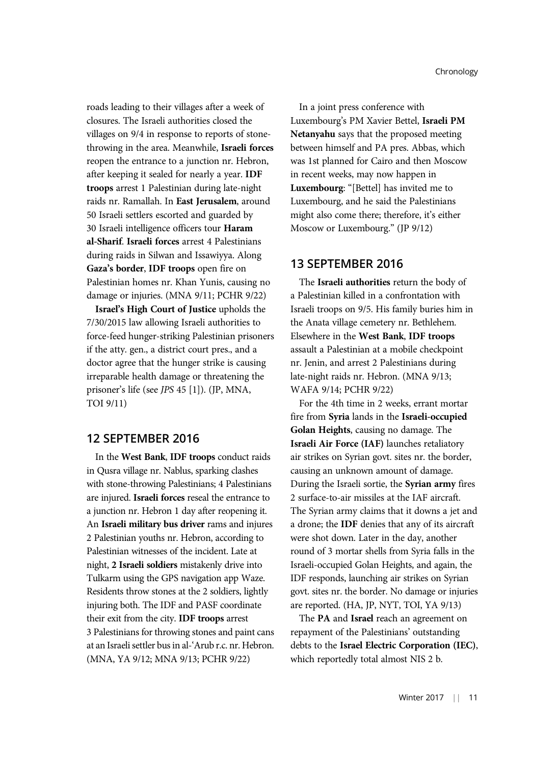roads leading to their villages after a week of closures. The Israeli authorities closed the villages on 9/4 in response to reports of stone-throwing in the area. Meanwhile, **Israeli forces** reopen the entrance to a junction nr. Hebron, after keeping it sealed for nearly a year. **IDF troops** arrest 1 Palestinian during late-night raids nr. Ramallah. In **East Jerusalem**, around 50 Israeli settlers escorted and guarded by 30 Israeli intelligence officers tour **Haram al-Sharif**. **Israeli forces** arrest 4 Palestinians during raids in Silwan and Issawiyya. Along **Gaza's border**, **IDF troops** open fire on Palestinian homes nr. Khan Yunis, causing no damage or injuries. (MNA 9/11; PCHR 9/22)

**Israel's High Court of Justice** upholds the 7/30/2015 law allowing Israeli authorities to force-feed hunger-striking Palestinian prisoners if the atty. gen., a district court pres., and a doctor agree that the hunger strike is causing irreparable health damage or threatening the prisoner's life (see *JPS* 45 [1]). (JP, MNA, TOI 9/11)

## 12 SEPTEMBER 2016

In the **West Bank**, **IDF troops** conduct raids in Qusra village nr. Nablus, sparking clashes with stone-throwing Palestinians; 4 Palestinians are injured. **Israeli forces** reseal the entrance to a junction nr. Hebron 1 day after reopening it. An **Israeli military bus driver** rams and injures 2 Palestinian youths nr. Hebron, according to Palestinian witnesses of the incident. Late at night, **2 Israeli soldiers** mistakenly drive into Tulkarm using the GPS navigation app Waze. Residents throw stones at the 2 soldiers, lightly injuring both. The IDF and PASF coordinate their exit from the city. **IDF troops** arrest 3 Palestinians for throwing stones and paint cans at an Israeli settler bus in al-'Arub r.c. nr. Hebron. (MNA, YA 9/12; MNA 9/13; PCHR 9/22)

In a joint press conference with Luxembourg's PM Xavier Bettel, **Israeli PM Netanyahu** says that the proposed meeting between himself and PA pres. Abbas, which was 1st planned for Cairo and then Moscow in recent weeks, may now happen in **Luxembourg**: "[Bettel] has invited me to Luxembourg, and he said the Palestinians might also come there; therefore, it's either Moscow or Luxembourg." (JP 9/12)

## 13 SEPTEMBER 2016

The **Israeli authorities** return the body of a Palestinian killed in a confrontation with Israeli troops on 9/5. His family buries him in the Anata village cemetery nr. Bethlehem. Elsewhere in the **West Bank**, **IDF troops** assault a Palestinian at a mobile checkpoint nr. Jenin, and arrest 2 Palestinians during late-night raids nr. Hebron. (MNA 9/13; WAFA 9/14; PCHR 9/22)

For the 4th time in 2 weeks, errant mortar fire from **Syria** lands in the **Israeli-occupied Golan Heights**, causing no damage. The **Israeli Air Force (IAF)** launches retaliatory air strikes on Syrian govt. sites nr. the border, causing an unknown amount of damage. During the Israeli sortie, the **Syrian army** fires 2 surface-to-air missiles at the IAF aircraft. The Syrian army claims that it downs a jet and a drone; the **IDF** denies that any of its aircraft were shot down. Later in the day, another round of 3 mortar shells from Syria falls in the Israeli-occupied Golan Heights, and again, the IDF responds, launching air strikes on Syrian govt. sites nr. the border. No damage or injuries are reported. (HA, JP, NYT, TOI, YA 9/13)

The **PA** and **Israel** reach an agreement on repayment of the Palestinians' outstanding debts to the **Israel Electric Corporation (IEC)**, which reportedly total almost NIS 2 b.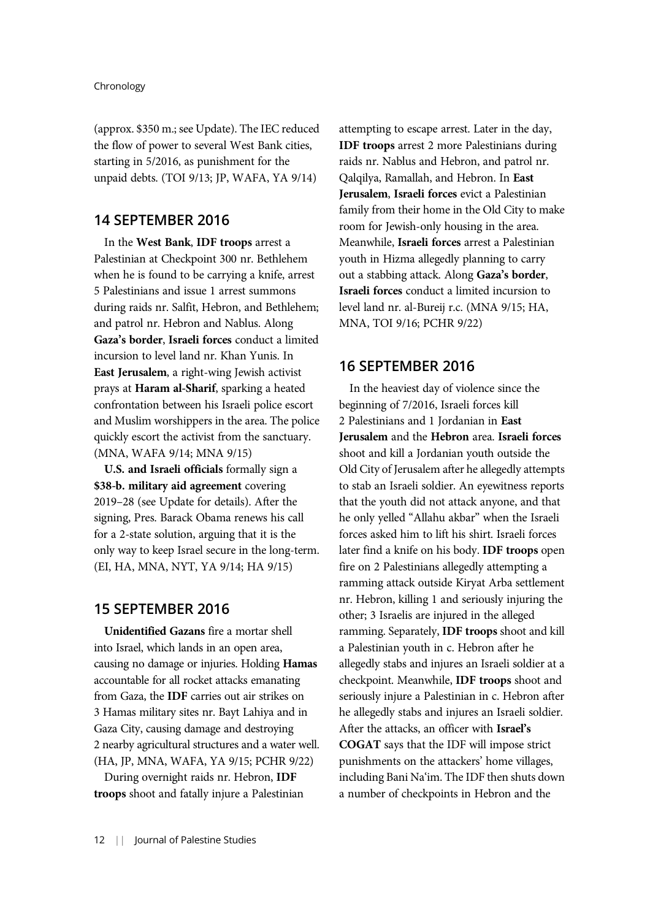(approx. $350 m.; see Update). The IEC reduced the flow of power to several West Bank cities, starting in 5/2016, as punishment for the unpaid debts. (TOI 9/13; JP, WAFA, YA 9/14)

## 14 SEPTEMBER 2016

In the **West Bank**, **IDF troops** arrest a Palestinian at Checkpoint 300 nr. Bethlehem when he is found to be carrying a knife, arrest 5 Palestinians and issue 1 arrest summons during raids nr. Salfit, Hebron, and Bethlehem; and patrol nr. Hebron and Nablus. Along **Gaza's border**, **Israeli forces** conduct a limited incursion to level land nr. Khan Yunis. In **East Jerusalem**, a right-wing Jewish activist prays at **Haram al-Sharif**, sparking a heated confrontation between his Israeli police escort and Muslim worshippers in the area. The police quickly escort the activist from the sanctuary. (MNA, WAFA 9/14; MNA 9/15)

**U.S. and Israeli officials** formally sign a **$38-b. military aid agreement** covering 2019–28 (see Update for details). After the signing, Pres. Barack Obama renews his call for a 2-state solution, arguing that it is the only way to keep Israel secure in the long-term. (EI, HA, MNA, NYT, YA 9/14; HA 9/15)

## 15 SEPTEMBER 2016

**Unidentified Gazans** fire a mortar shell into Israel, which lands in an open area, causing no damage or injuries. Holding **Hamas** accountable for all rocket attacks emanating from Gaza, the **IDF** carries out air strikes on 3 Hamas military sites nr. Bayt Lahiya and in Gaza City, causing damage and destroying 2 nearby agricultural structures and a water well. (HA, JP, MNA, WAFA, YA 9/15; PCHR 9/22)

During overnight raids nr. Hebron, **IDF troops** shoot and fatally injure a Palestinian attempting to escape arrest. Later in the day, **IDF troops** arrest 2 more Palestinians during raids nr. Nablus and Hebron, and patrol nr. Qalqilya, Ramallah, and Hebron. In **East Jerusalem**, **Israeli forces** evict a Palestinian family from their home in the Old City to make room for Jewish-only housing in the area. Meanwhile, **Israeli forces** arrest a Palestinian youth in Hizma allegedly planning to carry out a stabbing attack. Along **Gaza's border**, **Israeli forces** conduct a limited incursion to level land nr. al-Bureij r.c. (MNA 9/15; HA, MNA, TOI 9/16; PCHR 9/22)

## 16 SEPTEMBER 2016

In the heaviest day of violence since the beginning of 7/2016, Israeli forces kill 2 Palestinians and 1 Jordanian in **East Jerusalem** and the **Hebron** area. **Israeli forces** shoot and kill a Jordanian youth outside the Old City of Jerusalem after he allegedly attempts to stab an Israeli soldier. An eyewitness reports that the youth did not attack anyone, and that he only yelled "Allahu akbar" when the Israeli forces asked him to lift his shirt. Israeli forces later find a knife on his body. **IDF troops** open fire on 2 Palestinians allegedly attempting a ramming attack outside Kiryat Arba settlement nr. Hebron, killing 1 and seriously injuring the other; 3 Israelis are injured in the alleged ramming. Separately, **IDF troops** shoot and kill a Palestinian youth in c. Hebron after he allegedly stabs and injures an Israeli soldier at a checkpoint. Meanwhile, **IDF troops** shoot and seriously injure a Palestinian in c. Hebron after he allegedly stabs and injures an Israeli soldier. After the attacks, an officer with **Israel's COGAT** says that the IDF will impose strict punishments on the attackers' home villages, including Bani Na'im. The IDF then shuts down a number of checkpoints in Hebron and the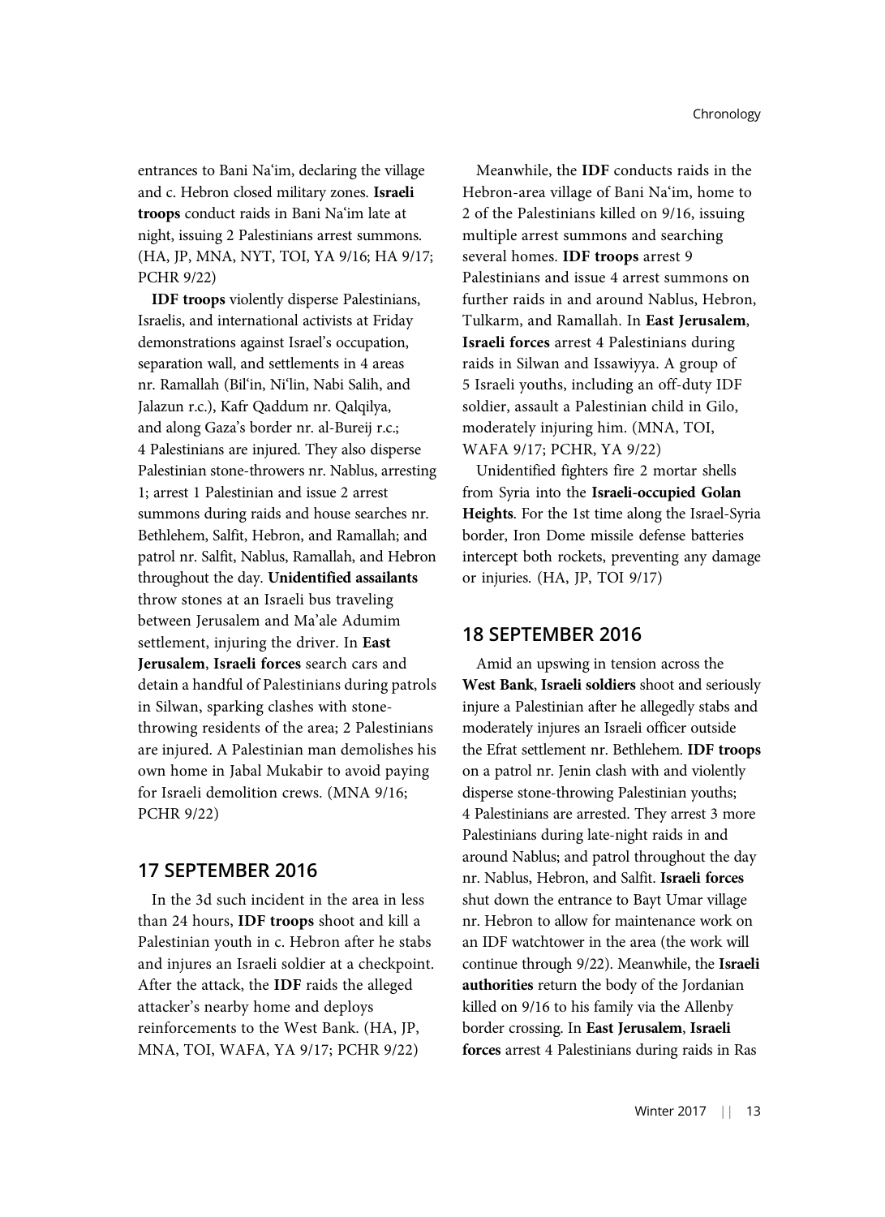entrances to Bani Na'im, declaring the village and c. Hebron closed military zones. **Israeli troops** conduct raids in Bani Na'im late at night, issuing 2 Palestinians arrest summons. (HA, JP, MNA, NYT, TOI, YA 9/16; HA 9/17; PCHR 9/22)

**IDF troops** violently disperse Palestinians, Israelis, and international activists at Friday demonstrations against Israel's occupation, separation wall, and settlements in 4 areas nr. Ramallah (Bil'in, Ni'lin, Nabi Salih, and Jalazun r.c.), Kafr Qaddum nr. Qalqilya, and along Gaza's border nr. al-Bureij r.c.; 4 Palestinians are injured. They also disperse Palestinian stone-throwers nr. Nablus, arresting 1; arrest 1 Palestinian and issue 2 arrest summons during raids and house searches nr. Bethlehem, Salfit, Hebron, and Ramallah; and patrol nr. Salfit, Nablus, Ramallah, and Hebron throughout the day. **Unidentified assailants** throw stones at an Israeli bus traveling between Jerusalem and Ma'ale Adumim settlement, injuring the driver. In **East Jerusalem**, **Israeli forces** search cars and detain a handful of Palestinians during patrols in Silwan, sparking clashes with stone-throwing residents of the area; 2 Palestinians are injured. A Palestinian man demolishes his own home in Jabal Mukabir to avoid paying for Israeli demolition crews. (MNA 9/16; PCHR 9/22)

## 17 SEPTEMBER 2016

In the 3d such incident in the area in less than 24 hours, **IDF troops** shoot and kill a Palestinian youth in c. Hebron after he stabs and injures an Israeli soldier at a checkpoint. After the attack, the **IDF** raids the alleged attacker's nearby home and deploys reinforcements to the West Bank. (HA, JP, MNA, TOI, WAFA, YA 9/17; PCHR 9/22)

Meanwhile, the **IDF** conducts raids in the Hebron-area village of Bani Na'im, home to 2 of the Palestinians killed on 9/16, issuing multiple arrest summons and searching several homes. **IDF troops** arrest 9 Palestinians and issue 4 arrest summons on further raids in and around Nablus, Hebron, Tulkarm, and Ramallah. In **East Jerusalem**, **Israeli forces** arrest 4 Palestinians during raids in Silwan and Issawiyya. A group of 5 Israeli youths, including an off-duty IDF soldier, assault a Palestinian child in Gilo, moderately injuring him. (MNA, TOI, WAFA 9/17; PCHR, YA 9/22)

Unidentified fighters fire 2 mortar shells from Syria into the **Israeli-occupied Golan Heights**. For the 1st time along the Israel-Syria border, Iron Dome missile defense batteries intercept both rockets, preventing any damage or injuries. (HA, JP, TOI 9/17)

## 18 SEPTEMBER 2016

Amid an upswing in tension across the **West Bank**, **Israeli soldiers** shoot and seriously injure a Palestinian after he allegedly stabs and moderately injures an Israeli officer outside the Efrat settlement nr. Bethlehem. **IDF troops** on a patrol nr. Jenin clash with and violently disperse stone-throwing Palestinian youths; 4 Palestinians are arrested. They arrest 3 more Palestinians during late-night raids in and around Nablus; and patrol throughout the day nr. Nablus, Hebron, and Salfit. **Israeli forces** shut down the entrance to Bayt Umar village nr. Hebron to allow for maintenance work on an IDF watchtower in the area (the work will continue through 9/22). Meanwhile, the **Israeli authorities** return the body of the Jordanian killed on 9/16 to his family via the Allenby border crossing. In **East Jerusalem**, **Israeli forces** arrest 4 Palestinians during raids in Ras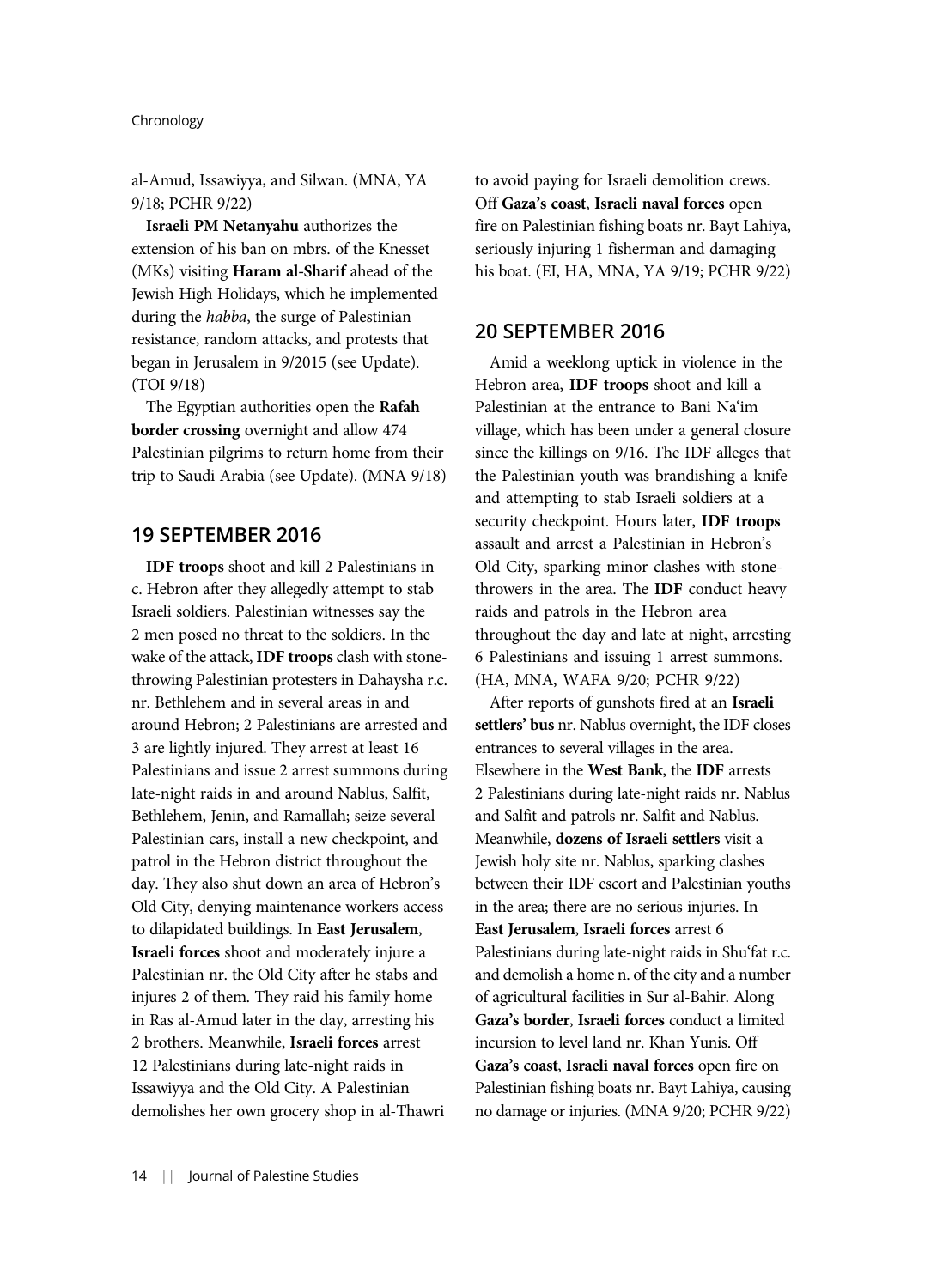al-Amud, Issawiyya, and Silwan. (MNA, YA 9/18; PCHR 9/22)

**Israeli PM Netanyahu** authorizes the extension of his ban on mbrs. of the Knesset (MKs) visiting **Haram al-Sharif** ahead of the Jewish High Holidays, which he implemented during the *habba*, the surge of Palestinian resistance, random attacks, and protests that began in Jerusalem in 9/2015 (see Update). (TOI 9/18)

The Egyptian authorities open the **Rafah border crossing** overnight and allow 474 Palestinian pilgrims to return home from their trip to Saudi Arabia (see Update). (MNA 9/18)

## 19 SEPTEMBER 2016

**IDF troops** shoot and kill 2 Palestinians in c. Hebron after they allegedly attempt to stab Israeli soldiers. Palestinian witnesses say the 2 men posed no threat to the soldiers. In the wake of the attack, **IDF troops** clash with stone-throwing Palestinian protesters in Dahaysha r.c. nr. Bethlehem and in several areas in and around Hebron; 2 Palestinians are arrested and 3 are lightly injured. They arrest at least 16 Palestinians and issue 2 arrest summons during late-night raids in and around Nablus, Salfit, Bethlehem, Jenin, and Ramallah; seize several Palestinian cars, install a new checkpoint, and patrol in the Hebron district throughout the day. They also shut down an area of Hebron's Old City, denying maintenance workers access to dilapidated buildings. In **East Jerusalem**, **Israeli forces** shoot and moderately injure a Palestinian nr. the Old City after he stabs and injures 2 of them. They raid his family home in Ras al-Amud later in the day, arresting his 2 brothers. Meanwhile, **Israeli forces** arrest 12 Palestinians during late-night raids in Issawiyya and the Old City. A Palestinian demolishes her own grocery shop in al-Thawri to avoid paying for Israeli demolition crews. Off **Gaza's coast**, **Israeli naval forces** open fire on Palestinian fishing boats nr. Bayt Lahiya, seriously injuring 1 fisherman and damaging his boat. (EI, HA, MNA, YA 9/19; PCHR 9/22)

## 20 SEPTEMBER 2016

Amid a weeklong uptick in violence in the Hebron area, **IDF troops** shoot and kill a Palestinian at the entrance to Bani Na'im village, which has been under a general closure since the killings on 9/16. The IDF alleges that the Palestinian youth was brandishing a knife and attempting to stab Israeli soldiers at a security checkpoint. Hours later, **IDF troops** assault and arrest a Palestinian in Hebron's Old City, sparking minor clashes with stone-throwers in the area. The **IDF** conduct heavy raids and patrols in the Hebron area throughout the day and late at night, arresting 6 Palestinians and issuing 1 arrest summons. (HA, MNA, WAFA 9/20; PCHR 9/22)

After reports of gunshots fired at an **Israeli settlers' bus** nr. Nablus overnight, the IDF closes entrances to several villages in the area. Elsewhere in the **West Bank**, the **IDF** arrests 2 Palestinians during late-night raids nr. Nablus and Salfit and patrols nr. Salfit and Nablus. Meanwhile, **dozens of Israeli settlers** visit a Jewish holy site nr. Nablus, sparking clashes between their IDF escort and Palestinian youths in the area; there are no serious injuries. In **East Jerusalem**, **Israeli forces** arrest 6 Palestinians during late-night raids in Shu'fat r.c. and demolish a home n. of the city and a number of agricultural facilities in Sur al-Bahir. Along **Gaza's border**, **Israeli forces** conduct a limited incursion to level land nr. Khan Yunis. Off **Gaza's coast**, **Israeli naval forces** open fire on Palestinian fishing boats nr. Bayt Lahiya, causing no damage or injuries. (MNA 9/20; PCHR 9/22)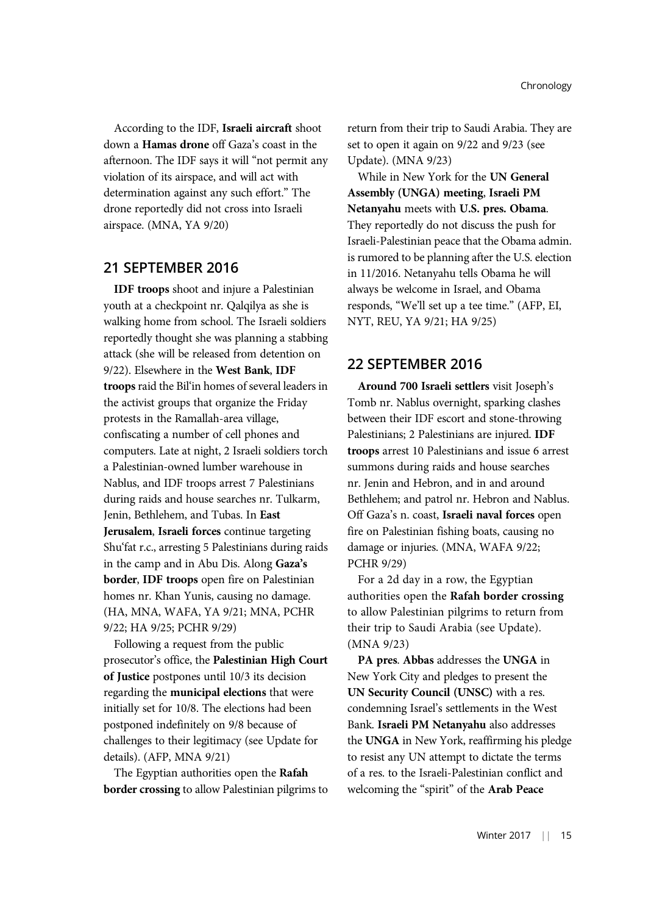According to the IDF, **Israeli aircraft** shoot down a **Hamas drone** off Gaza's coast in the afternoon. The IDF says it will "not permit any violation of its airspace, and will act with determination against any such effort." The drone reportedly did not cross into Israeli airspace. (MNA, YA 9/20)

## 21 SEPTEMBER 2016

**IDF troops** shoot and injure a Palestinian youth at a checkpoint nr. Qalqilya as she is walking home from school. The Israeli soldiers reportedly thought she was planning a stabbing attack (she will be released from detention on 9/22). Elsewhere in the **West Bank**, **IDF troops** raid the Bil'in homes of several leaders in the activist groups that organize the Friday protests in the Ramallah-area village, confiscating a number of cell phones and computers. Late at night, 2 Israeli soldiers torch a Palestinian-owned lumber warehouse in Nablus, and IDF troops arrest 7 Palestinians during raids and house searches nr. Tulkarm, Jenin, Bethlehem, and Tubas. In **East Jerusalem**, **Israeli forces** continue targeting Shu'fat r.c., arresting 5 Palestinians during raids in the camp and in Abu Dis. Along **Gaza's border**, **IDF troops** open fire on Palestinian homes nr. Khan Yunis, causing no damage. (HA, MNA, WAFA, YA 9/21; MNA, PCHR 9/22; HA 9/25; PCHR 9/29)

Following a request from the public prosecutor's office, the **Palestinian High Court of Justice** postpones until 10/3 its decision regarding the **municipal elections** that were initially set for 10/8. The elections had been postponed indefinitely on 9/8 because of challenges to their legitimacy (see Update for details). (AFP, MNA 9/21)

The Egyptian authorities open the **Rafah border crossing** to allow Palestinian pilgrims to return from their trip to Saudi Arabia. They are set to open it again on 9/22 and 9/23 (see Update). (MNA 9/23)

While in New York for the **UN General Assembly (UNGA) meeting**, **Israeli PM Netanyahu** meets with **U.S. pres. Obama**. They reportedly do not discuss the push for Israeli-Palestinian peace that the Obama admin. is rumored to be planning after the U.S. election in 11/2016. Netanyahu tells Obama he will always be welcome in Israel, and Obama responds, "We'll set up a tee time." (AFP, EI, NYT, REU, YA 9/21; HA 9/25)

## 22 SEPTEMBER 2016

**Around 700 Israeli settlers** visit Joseph's Tomb nr. Nablus overnight, sparking clashes between their IDF escort and stone-throwing Palestinians; 2 Palestinians are injured. **IDF troops** arrest 10 Palestinians and issue 6 arrest summons during raids and house searches nr. Jenin and Hebron, and in and around Bethlehem; and patrol nr. Hebron and Nablus. Off Gaza's n. coast, **Israeli naval forces** open fire on Palestinian fishing boats, causing no damage or injuries. (MNA, WAFA 9/22; PCHR 9/29)

For a 2d day in a row, the Egyptian authorities open the **Rafah border crossing** to allow Palestinian pilgrims to return from their trip to Saudi Arabia (see Update). (MNA 9/23)

**PA pres**. **Abbas** addresses the **UNGA** in New York City and pledges to present the **UN Security Council (UNSC)** with a res. condemning Israel's settlements in the West Bank. **Israeli PM Netanyahu** also addresses the **UNGA** in New York, reaffirming his pledge to resist any UN attempt to dictate the terms of a res. to the Israeli-Palestinian conflict and welcoming the "spirit" of the **Arab Peace**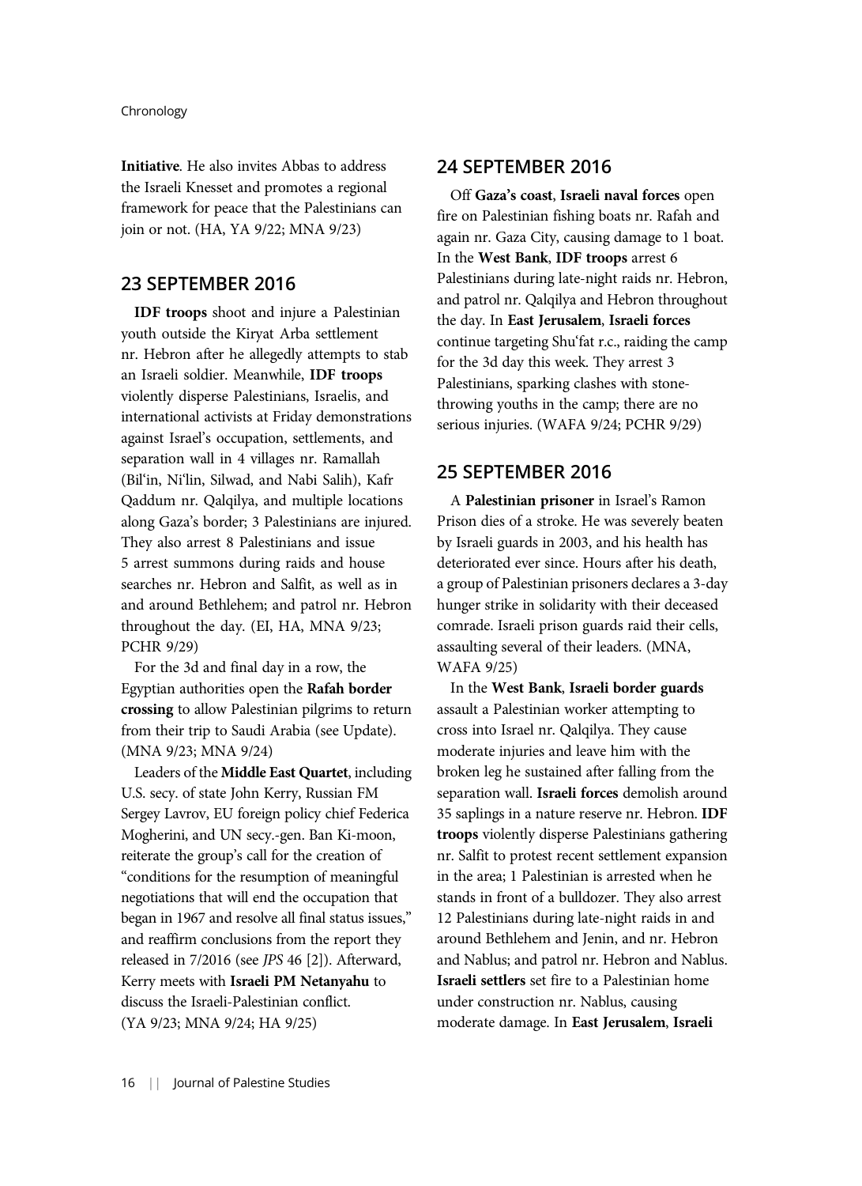**Initiative**. He also invites Abbas to address the Israeli Knesset and promotes a regional framework for peace that the Palestinians can join or not. (HA, YA 9/22; MNA 9/23)

## 23 SEPTEMBER 2016

**IDF troops** shoot and injure a Palestinian youth outside the Kiryat Arba settlement nr. Hebron after he allegedly attempts to stab an Israeli soldier. Meanwhile, **IDF troops** violently disperse Palestinians, Israelis, and international activists at Friday demonstrations against Israel's occupation, settlements, and separation wall in 4 villages nr. Ramallah (Bil'in, Ni'lin, Silwad, and Nabi Salih), Kafr Qaddum nr. Qalqilya, and multiple locations along Gaza's border; 3 Palestinians are injured. They also arrest 8 Palestinians and issue 5 arrest summons during raids and house searches nr. Hebron and Salfit, as well as in and around Bethlehem; and patrol nr. Hebron throughout the day. (EI, HA, MNA 9/23; PCHR 9/29)

For the 3d and final day in a row, the Egyptian authorities open the **Rafah border crossing** to allow Palestinian pilgrims to return from their trip to Saudi Arabia (see Update). (MNA 9/23; MNA 9/24)

Leaders of the **Middle East Quartet**, including U.S. secy. of state John Kerry, Russian FM Sergey Lavrov, EU foreign policy chief Federica Mogherini, and UN secy.-gen. Ban Ki-moon, reiterate the group's call for the creation of "conditions for the resumption of meaningful negotiations that will end the occupation that began in 1967 and resolve all final status issues," and reaffirm conclusions from the report they released in 7/2016 (see *JPS* 46 [2]). Afterward, Kerry meets with **Israeli PM Netanyahu** to discuss the Israeli-Palestinian conflict. (YA 9/23; MNA 9/24; HA 9/25)

## 24 SEPTEMBER 2016

Off **Gaza's coast**, **Israeli naval forces** open fire on Palestinian fishing boats nr. Rafah and again nr. Gaza City, causing damage to 1 boat. In the **West Bank**, **IDF troops** arrest 6 Palestinians during late-night raids nr. Hebron, and patrol nr. Qalqilya and Hebron throughout the day. In **East Jerusalem**, **Israeli forces** continue targeting Shu'fat r.c., raiding the camp for the 3d day this week. They arrest 3 Palestinians, sparking clashes with stone-throwing youths in the camp; there are no serious injuries. (WAFA 9/24; PCHR 9/29)

## 25 SEPTEMBER 2016

A **Palestinian prisoner** in Israel's Ramon Prison dies of a stroke. He was severely beaten by Israeli guards in 2003, and his health has deteriorated ever since. Hours after his death, a group of Palestinian prisoners declares a 3-day hunger strike in solidarity with their deceased comrade. Israeli prison guards raid their cells, assaulting several of their leaders. (MNA, WAFA 9/25)

In the **West Bank**, **Israeli border guards** assault a Palestinian worker attempting to cross into Israel nr. Qalqilya. They cause moderate injuries and leave him with the broken leg he sustained after falling from the separation wall. **Israeli forces** demolish around 35 saplings in a nature reserve nr. Hebron. **IDF troops** violently disperse Palestinians gathering nr. Salfit to protest recent settlement expansion in the area; 1 Palestinian is arrested when he stands in front of a bulldozer. They also arrest 12 Palestinians during late-night raids in and around Bethlehem and Jenin, and nr. Hebron and Nablus; and patrol nr. Hebron and Nablus. **Israeli settlers** set fire to a Palestinian home under construction nr. Nablus, causing moderate damage. In **East Jerusalem**, **Israeli**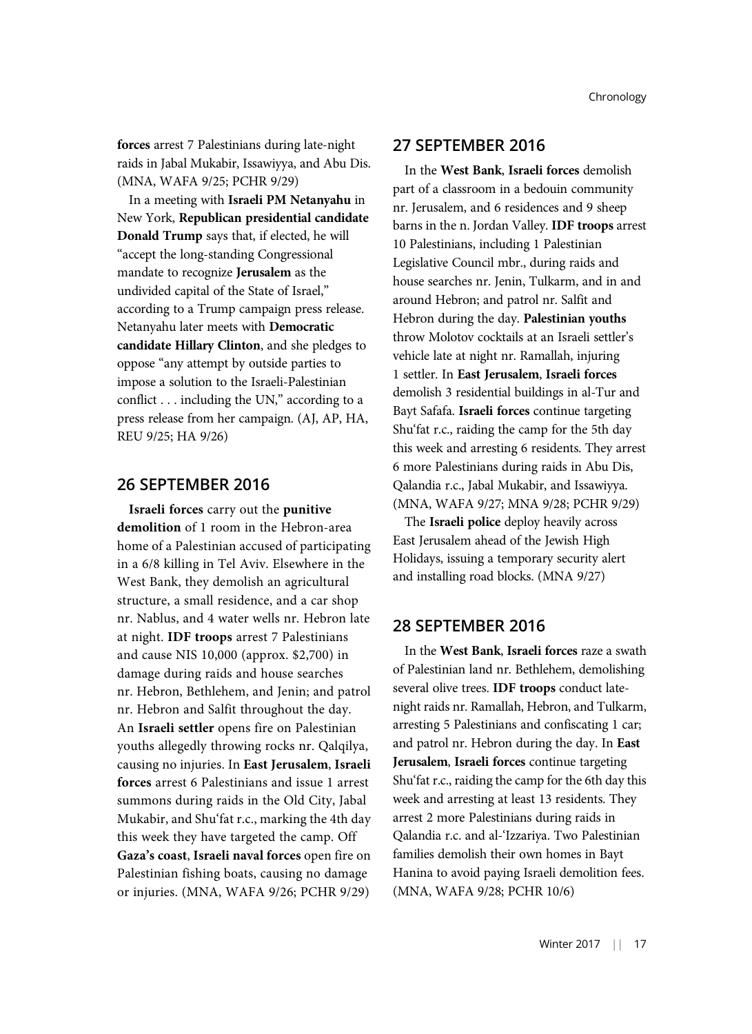**forces** arrest 7 Palestinians during late-night raids in Jabal Mukabir, Issawiyya, and Abu Dis. (MNA, WAFA 9/25; PCHR 9/29)

In a meeting with **Israeli PM Netanyahu** in New York, **Republican presidential candidate Donald Trump** says that, if elected, he will "accept the long-standing Congressional mandate to recognize **Jerusalem** as the undivided capital of the State of Israel," according to a Trump campaign press release. Netanyahu later meets with **Democratic candidate Hillary Clinton**, and she pledges to oppose "any attempt by outside parties to impose a solution to the Israeli-Palestinian conflict . . . including the UN," according to a press release from her campaign. (AJ, AP, HA, REU 9/25; HA 9/26)

## 26 SEPTEMBER 2016

**Israeli forces** carry out the **punitive demolition** of 1 room in the Hebron-area home of a Palestinian accused of participating in a 6/8 killing in Tel Aviv. Elsewhere in the West Bank, they demolish an agricultural structure, a small residence, and a car shop nr. Nablus, and 4 water wells nr. Hebron late at night. **IDF troops** arrest 7 Palestinians and cause NIS 10,000 (approx. $2,700) in damage during raids and house searches nr. Hebron, Bethlehem, and Jenin; and patrol nr. Hebron and Salfit throughout the day. An **Israeli settler** opens fire on Palestinian youths allegedly throwing rocks nr. Qalqilya, causing no injuries. In **East Jerusalem**, **Israeli forces** arrest 6 Palestinians and issue 1 arrest summons during raids in the Old City, Jabal Mukabir, and Shu'fat r.c., marking the 4th day this week they have targeted the camp. Off **Gaza's coast**, **Israeli naval forces** open fire on Palestinian fishing boats, causing no damage or injuries. (MNA, WAFA 9/26; PCHR 9/29)

## 27 SEPTEMBER 2016

In the **West Bank**, **Israeli forces** demolish part of a classroom in a bedouin community nr. Jerusalem, and 6 residences and 9 sheep barns in the n. Jordan Valley. **IDF troops** arrest 10 Palestinians, including 1 Palestinian Legislative Council mbr., during raids and house searches nr. Jenin, Tulkarm, and in and around Hebron; and patrol nr. Salfit and Hebron during the day. **Palestinian youths** throw Molotov cocktails at an Israeli settler's vehicle late at night nr. Ramallah, injuring 1 settler. In **East Jerusalem**, **Israeli forces** demolish 3 residential buildings in al-Tur and Bayt Safafa. **Israeli forces** continue targeting Shu'fat r.c., raiding the camp for the 5th day this week and arresting 6 residents. They arrest 6 more Palestinians during raids in Abu Dis, Qalandia r.c., Jabal Mukabir, and Issawiyya. (MNA, WAFA 9/27; MNA 9/28; PCHR 9/29)

The **Israeli police** deploy heavily across East Jerusalem ahead of the Jewish High Holidays, issuing a temporary security alert and installing road blocks. (MNA 9/27)

## 28 SEPTEMBER 2016

In the **West Bank**, **Israeli forces** raze a swath of Palestinian land nr. Bethlehem, demolishing several olive trees. **IDF troops** conduct late-night raids nr. Ramallah, Hebron, and Tulkarm, arresting 5 Palestinians and confiscating 1 car; and patrol nr. Hebron during the day. In **East Jerusalem**, **Israeli forces** continue targeting Shu'fat r.c., raiding the camp for the 6th day this week and arresting at least 13 residents. They arrest 2 more Palestinians during raids in Qalandia r.c. and al-'Izzariya. Two Palestinian families demolish their own homes in Bayt Hanina to avoid paying Israeli demolition fees. (MNA, WAFA 9/28; PCHR 10/6)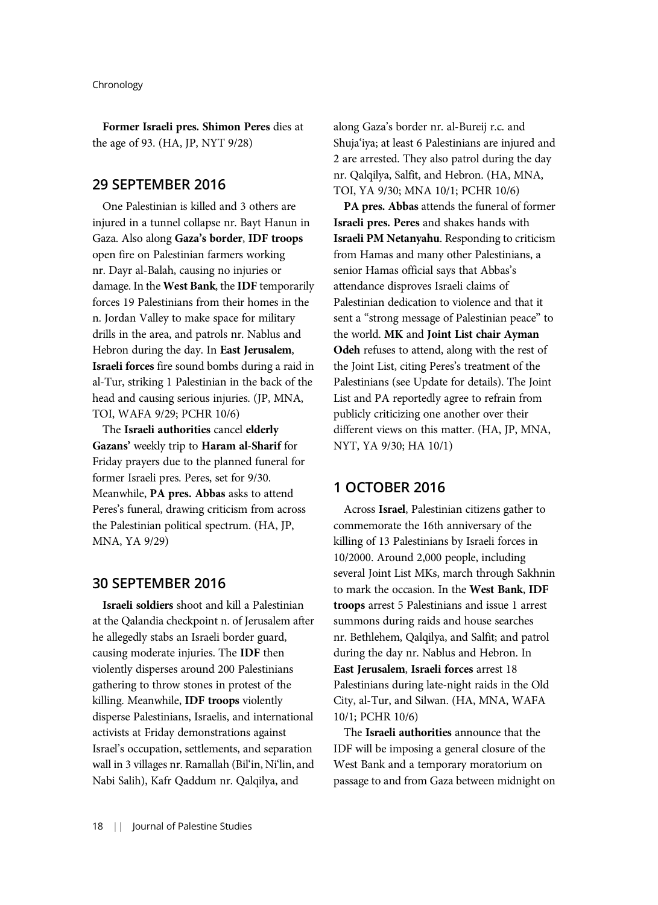**Former Israeli pres. Shimon Peres** dies at the age of 93. (HA, JP, NYT 9/28)

## 29 SEPTEMBER 2016

One Palestinian is killed and 3 others are injured in a tunnel collapse nr. Bayt Hanun in Gaza. Also along **Gaza's border**, **IDF troops** open fire on Palestinian farmers working nr. Dayr al-Balah, causing no injuries or damage. In the **West Bank**, the **IDF** temporarily forces 19 Palestinians from their homes in the n. Jordan Valley to make space for military drills in the area, and patrols nr. Nablus and Hebron during the day. In **East Jerusalem**, **Israeli forces** fire sound bombs during a raid in al-Tur, striking 1 Palestinian in the back of the head and causing serious injuries. (JP, MNA, TOI, WAFA 9/29; PCHR 10/6)

The **Israeli authorities** cancel **elderly Gazans'** weekly trip to **Haram al-Sharif** for Friday prayers due to the planned funeral for former Israeli pres. Peres, set for 9/30. Meanwhile, **PA pres. Abbas** asks to attend Peres's funeral, drawing criticism from across the Palestinian political spectrum. (HA, JP, MNA, YA 9/29)

## 30 SEPTEMBER 2016

**Israeli soldiers** shoot and kill a Palestinian at the Qalandia checkpoint n. of Jerusalem after he allegedly stabs an Israeli border guard, causing moderate injuries. The **IDF** then violently disperses around 200 Palestinians gathering to throw stones in protest of the killing. Meanwhile, **IDF troops** violently disperse Palestinians, Israelis, and international activists at Friday demonstrations against Israel's occupation, settlements, and separation wall in 3 villages nr. Ramallah (Bil'in, Ni'lin, and Nabi Salih), Kafr Qaddum nr. Qalqilya, and along Gaza's border nr. al-Bureij r.c. and Shuja'iya; at least 6 Palestinians are injured and 2 are arrested. They also patrol during the day nr. Qalqilya, Salfit, and Hebron. (HA, MNA, TOI, YA 9/30; MNA 10/1; PCHR 10/6)

**PA pres. Abbas** attends the funeral of former **Israeli pres. Peres** and shakes hands with **Israeli PM Netanyahu**. Responding to criticism from Hamas and many other Palestinians, a senior Hamas official says that Abbas's attendance disproves Israeli claims of Palestinian dedication to violence and that it sent a "strong message of Palestinian peace" to the world. **MK** and **Joint List chair Ayman Odeh** refuses to attend, along with the rest of the Joint List, citing Peres's treatment of the Palestinians (see Update for details). The Joint List and PA reportedly agree to refrain from publicly criticizing one another over their different views on this matter. (HA, JP, MNA, NYT, YA 9/30; HA 10/1)

## 1 OCTOBER 2016

Across **Israel**, Palestinian citizens gather to commemorate the 16th anniversary of the killing of 13 Palestinians by Israeli forces in 10/2000. Around 2,000 people, including several Joint List MKs, march through Sakhnin to mark the occasion. In the **West Bank**, **IDF troops** arrest 5 Palestinians and issue 1 arrest summons during raids and house searches nr. Bethlehem, Qalqilya, and Salfit; and patrol during the day nr. Nablus and Hebron. In **East Jerusalem**, **Israeli forces** arrest 18 Palestinians during late-night raids in the Old City, al-Tur, and Silwan. (HA, MNA, WAFA 10/1; PCHR 10/6)

The **Israeli authorities** announce that the IDF will be imposing a general closure of the West Bank and a temporary moratorium on passage to and from Gaza between midnight on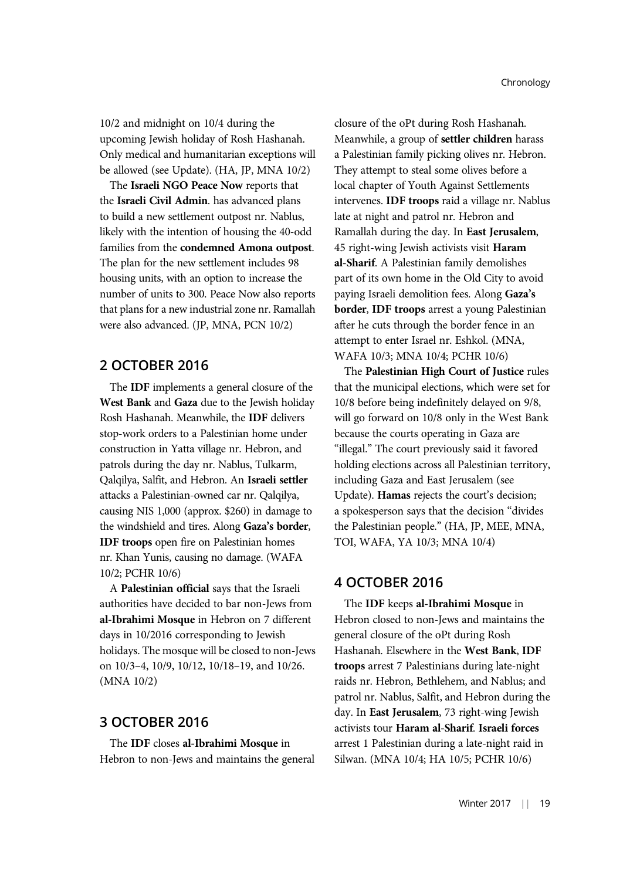10/2 and midnight on 10/4 during the upcoming Jewish holiday of Rosh Hashanah. Only medical and humanitarian exceptions will be allowed (see Update). (HA, JP, MNA 10/2)

The **Israeli NGO Peace Now** reports that the **Israeli Civil Admin**. has advanced plans to build a new settlement outpost nr. Nablus, likely with the intention of housing the 40-odd families from the **condemned Amona outpost**. The plan for the new settlement includes 98 housing units, with an option to increase the number of units to 300. Peace Now also reports that plans for a new industrial zone nr. Ramallah were also advanced. (JP, MNA, PCN 10/2)

## 2 OCTOBER 2016

The **IDF** implements a general closure of the **West Bank** and **Gaza** due to the Jewish holiday Rosh Hashanah. Meanwhile, the **IDF** delivers stop-work orders to a Palestinian home under construction in Yatta village nr. Hebron, and patrols during the day nr. Nablus, Tulkarm, Qalqilya, Salfit, and Hebron. An **Israeli settler** attacks a Palestinian-owned car nr. Qalqilya, causing NIS 1,000 (approx. $260) in damage to the windshield and tires. Along **Gaza's border**, **IDF troops** open fire on Palestinian homes nr. Khan Yunis, causing no damage. (WAFA 10/2; PCHR 10/6)

A **Palestinian official** says that the Israeli authorities have decided to bar non-Jews from **al-Ibrahimi Mosque** in Hebron on 7 different days in 10/2016 corresponding to Jewish holidays. The mosque will be closed to non-Jews on 10/3–4, 10/9, 10/12, 10/18–19, and 10/26. (MNA 10/2)

## 3 OCTOBER 2016

The **IDF** closes **al-Ibrahimi Mosque** in Hebron to non-Jews and maintains the general closure of the oPt during Rosh Hashanah. Meanwhile, a group of **settler children** harass a Palestinian family picking olives nr. Hebron. They attempt to steal some olives before a local chapter of Youth Against Settlements intervenes. **IDF troops** raid a village nr. Nablus late at night and patrol nr. Hebron and Ramallah during the day. In **East Jerusalem**, 45 right-wing Jewish activists visit **Haram al-Sharif**. A Palestinian family demolishes part of its own home in the Old City to avoid paying Israeli demolition fees. Along **Gaza's border**, **IDF troops** arrest a young Palestinian after he cuts through the border fence in an attempt to enter Israel nr. Eshkol. (MNA, WAFA 10/3; MNA 10/4; PCHR 10/6)

The **Palestinian High Court of Justice** rules that the municipal elections, which were set for 10/8 before being indefinitely delayed on 9/8, will go forward on 10/8 only in the West Bank because the courts operating in Gaza are "illegal." The court previously said it favored holding elections across all Palestinian territory, including Gaza and East Jerusalem (see Update). **Hamas** rejects the court's decision; a spokesperson says that the decision "divides the Palestinian people." (HA, JP, MEE, MNA, TOI, WAFA, YA 10/3; MNA 10/4)

## 4 OCTOBER 2016

The **IDF** keeps **al-Ibrahimi Mosque** in Hebron closed to non-Jews and maintains the general closure of the oPt during Rosh Hashanah. Elsewhere in the **West Bank**, **IDF troops** arrest 7 Palestinians during late-night raids nr. Hebron, Bethlehem, and Nablus; and patrol nr. Nablus, Salfit, and Hebron during the day. In **East Jerusalem**, 73 right-wing Jewish activists tour **Haram al-Sharif**. **Israeli forces** arrest 1 Palestinian during a late-night raid in Silwan. (MNA 10/4; HA 10/5; PCHR 10/6)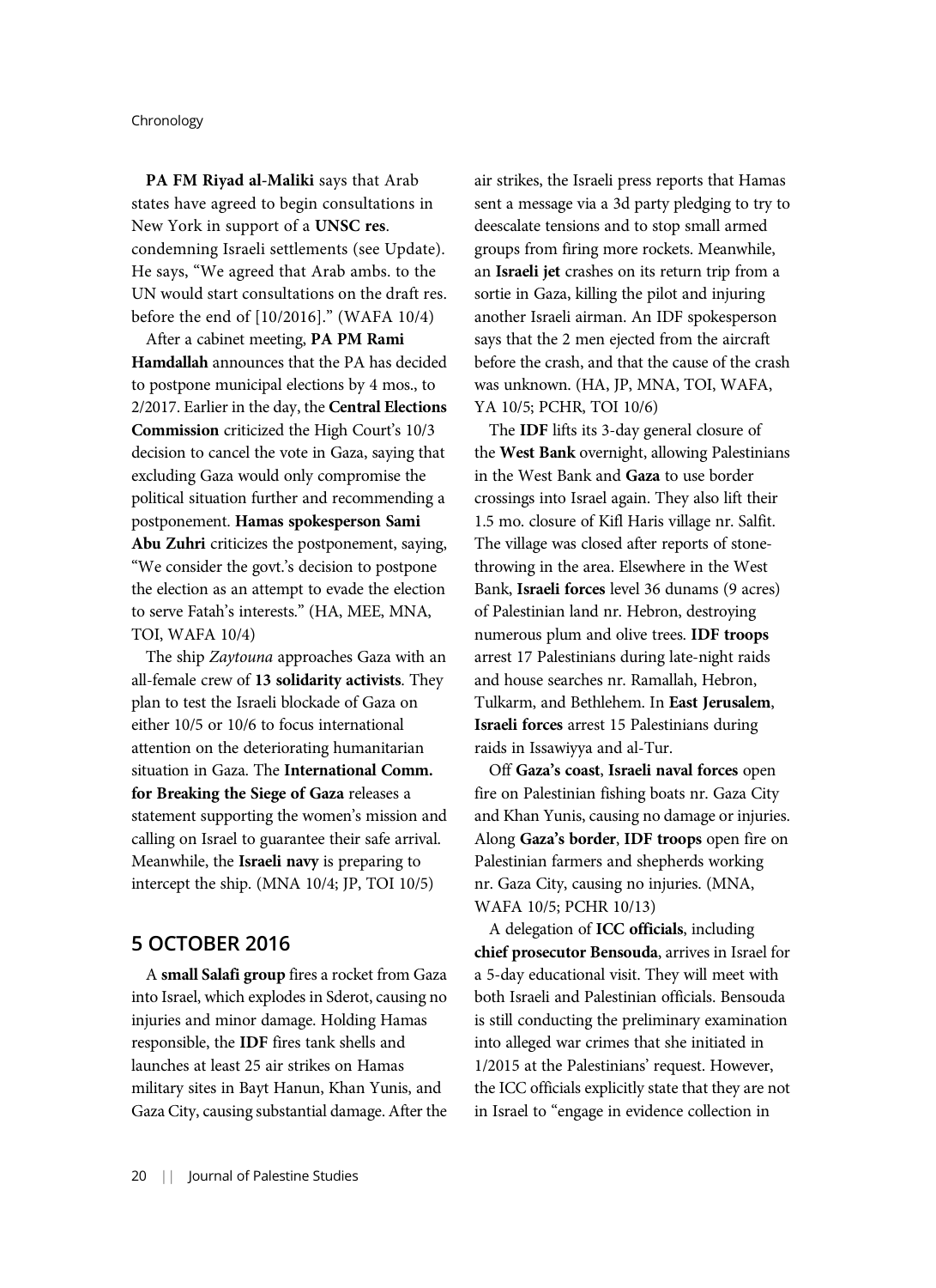**PA FM Riyad al-Maliki** says that Arab states have agreed to begin consultations in New York in support of a **UNSC res**. condemning Israeli settlements (see Update). He says, "We agreed that Arab ambs. to the UN would start consultations on the draft res. before the end of [10/2016]." (WAFA 10/4)

After a cabinet meeting, **PA PM Rami Hamdallah** announces that the PA has decided to postpone municipal elections by 4 mos., to 2/2017. Earlier in the day, the **Central Elections Commission** criticized the High Court's 10/3 decision to cancel the vote in Gaza, saying that excluding Gaza would only compromise the political situation further and recommending a postponement. **Hamas spokesperson Sami Abu Zuhri** criticizes the postponement, saying, "We consider the govt.'s decision to postpone the election as an attempt to evade the election to serve Fatah's interests." (HA, MEE, MNA, TOI, WAFA 10/4)

The ship *Zaytouna* approaches Gaza with an all-female crew of **13 solidarity activists**. They plan to test the Israeli blockade of Gaza on either 10/5 or 10/6 to focus international attention on the deteriorating humanitarian situation in Gaza. The **International Comm. for Breaking the Siege of Gaza** releases a statement supporting the women's mission and calling on Israel to guarantee their safe arrival. Meanwhile, the **Israeli navy** is preparing to intercept the ship. (MNA 10/4; JP, TOI 10/5)

## 5 OCTOBER 2016

A **small Salafi group** fires a rocket from Gaza into Israel, which explodes in Sderot, causing no injuries and minor damage. Holding Hamas responsible, the **IDF** fires tank shells and launches at least 25 air strikes on Hamas military sites in Bayt Hanun, Khan Yunis, and Gaza City, causing substantial damage. After the air strikes, the Israeli press reports that Hamas sent a message via a 3d party pledging to try to deescalate tensions and to stop small armed groups from firing more rockets. Meanwhile, an **Israeli jet** crashes on its return trip from a sortie in Gaza, killing the pilot and injuring another Israeli airman. An IDF spokesperson says that the 2 men ejected from the aircraft before the crash, and that the cause of the crash was unknown. (HA, JP, MNA, TOI, WAFA, YA 10/5; PCHR, TOI 10/6)

The **IDF** lifts its 3-day general closure of the **West Bank** overnight, allowing Palestinians in the West Bank and **Gaza** to use border crossings into Israel again. They also lift their 1.5 mo. closure of Kifl Haris village nr. Salfit. The village was closed after reports of stone-throwing in the area. Elsewhere in the West Bank, **Israeli forces** level 36 dunams (9 acres) of Palestinian land nr. Hebron, destroying numerous plum and olive trees. **IDF troops** arrest 17 Palestinians during late-night raids and house searches nr. Ramallah, Hebron, Tulkarm, and Bethlehem. In **East Jerusalem**, **Israeli forces** arrest 15 Palestinians during raids in Issawiyya and al-Tur.

Off **Gaza's coast**, **Israeli naval forces** open fire on Palestinian fishing boats nr. Gaza City and Khan Yunis, causing no damage or injuries. Along **Gaza's border**, **IDF troops** open fire on Palestinian farmers and shepherds working nr. Gaza City, causing no injuries. (MNA, WAFA 10/5; PCHR 10/13)

A delegation of **ICC officials**, including **chief prosecutor Bensouda**, arrives in Israel for a 5-day educational visit. They will meet with both Israeli and Palestinian officials. Bensouda is still conducting the preliminary examination into alleged war crimes that she initiated in 1/2015 at the Palestinians' request. However, the ICC officials explicitly state that they are not in Israel to "engage in evidence collection in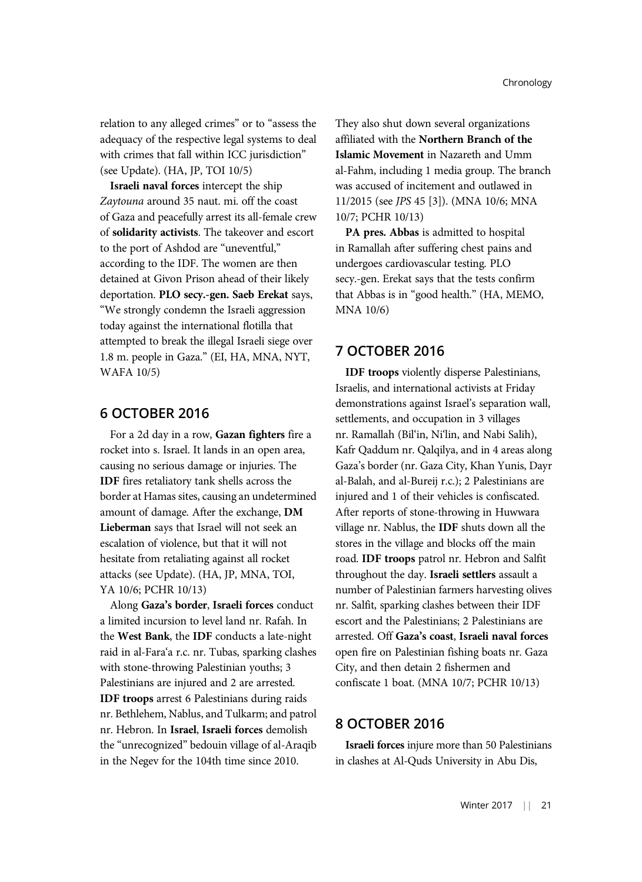relation to any alleged crimes" or to "assess the adequacy of the respective legal systems to deal with crimes that fall within ICC jurisdiction" (see Update). (HA, JP, TOI 10/5)

**Israeli naval forces** intercept the ship *Zaytouna* around 35 naut. mi. off the coast of Gaza and peacefully arrest its all-female crew of **solidarity activists**. The takeover and escort to the port of Ashdod are "uneventful," according to the IDF. The women are then detained at Givon Prison ahead of their likely deportation. **PLO secy.-gen. Saeb Erekat** says, "We strongly condemn the Israeli aggression today against the international flotilla that attempted to break the illegal Israeli siege over 1.8 m. people in Gaza." (EI, HA, MNA, NYT, WAFA 10/5)

## 6 OCTOBER 2016

For a 2d day in a row, **Gazan fighters** fire a rocket into s. Israel. It lands in an open area, causing no serious damage or injuries. The **IDF** fires retaliatory tank shells across the border at Hamas sites, causing an undetermined amount of damage. After the exchange, **DM Lieberman** says that Israel will not seek an escalation of violence, but that it will not hesitate from retaliating against all rocket attacks (see Update). (HA, JP, MNA, TOI, YA 10/6; PCHR 10/13)

Along **Gaza's border**, **Israeli forces** conduct a limited incursion to level land nr. Rafah. In the **West Bank**, the **IDF** conducts a late-night raid in al-Fara'a r.c. nr. Tubas, sparking clashes with stone-throwing Palestinian youths; 3 Palestinians are injured and 2 are arrested. **IDF troops** arrest 6 Palestinians during raids nr. Bethlehem, Nablus, and Tulkarm; and patrol nr. Hebron. In **Israel**, **Israeli forces** demolish the "unrecognized" bedouin village of al-Araqib in the Negev for the 104th time since 2010. They also shut down several organizations affiliated with the **Northern Branch of the Islamic Movement** in Nazareth and Umm al-Fahm, including 1 media group. The branch was accused of incitement and outlawed in 11/2015 (see *JPS* 45 [3]). (MNA 10/6; MNA 10/7; PCHR 10/13)

**PA pres. Abbas** is admitted to hospital in Ramallah after suffering chest pains and undergoes cardiovascular testing. PLO secy.-gen. Erekat says that the tests confirm that Abbas is in "good health." (HA, MEMO, MNA 10/6)

## 7 OCTOBER 2016

**IDF troops** violently disperse Palestinians, Israelis, and international activists at Friday demonstrations against Israel's separation wall, settlements, and occupation in 3 villages nr. Ramallah (Bil'in, Ni'lin, and Nabi Salih), Kafr Qaddum nr. Qalqilya, and in 4 areas along Gaza's border (nr. Gaza City, Khan Yunis, Dayr al-Balah, and al-Bureij r.c.); 2 Palestinians are injured and 1 of their vehicles is confiscated. After reports of stone-throwing in Huwwara village nr. Nablus, the **IDF** shuts down all the stores in the village and blocks off the main road. **IDF troops** patrol nr. Hebron and Salfit throughout the day. **Israeli settlers** assault a number of Palestinian farmers harvesting olives nr. Salfit, sparking clashes between their IDF escort and the Palestinians; 2 Palestinians are arrested. Off **Gaza's coast**, **Israeli naval forces** open fire on Palestinian fishing boats nr. Gaza City, and then detain 2 fishermen and confiscate 1 boat. (MNA 10/7; PCHR 10/13)

## 8 OCTOBER 2016

**Israeli forces** injure more than 50 Palestinians in clashes at Al-Quds University in Abu Dis,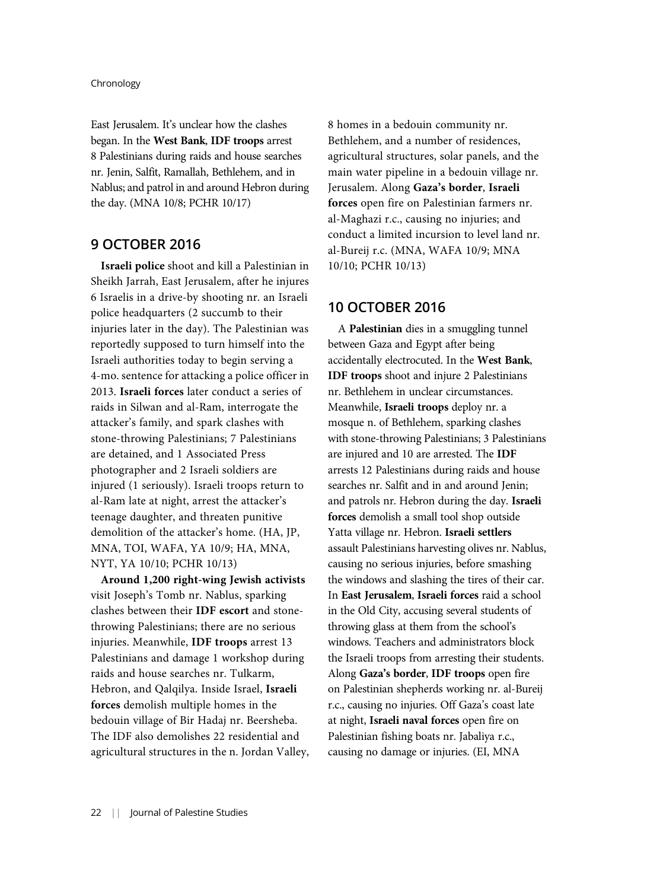East Jerusalem. It's unclear how the clashes began. In the **West Bank**, **IDF troops** arrest 8 Palestinians during raids and house searches nr. Jenin, Salfit, Ramallah, Bethlehem, and in Nablus; and patrol in and around Hebron during the day. (MNA 10/8; PCHR 10/17)

## 9 OCTOBER 2016

**Israeli police** shoot and kill a Palestinian in Sheikh Jarrah, East Jerusalem, after he injures 6 Israelis in a drive-by shooting nr. an Israeli police headquarters (2 succumb to their injuries later in the day). The Palestinian was reportedly supposed to turn himself into the Israeli authorities today to begin serving a 4-mo. sentence for attacking a police officer in 2013. **Israeli forces** later conduct a series of raids in Silwan and al-Ram, interrogate the attacker's family, and spark clashes with stone-throwing Palestinians; 7 Palestinians are detained, and 1 Associated Press photographer and 2 Israeli soldiers are injured (1 seriously). Israeli troops return to al-Ram late at night, arrest the attacker's teenage daughter, and threaten punitive demolition of the attacker's home. (HA, JP, MNA, TOI, WAFA, YA 10/9; HA, MNA, NYT, YA 10/10; PCHR 10/13)

**Around 1,200 right-wing Jewish activists** visit Joseph's Tomb nr. Nablus, sparking clashes between their **IDF escort** and stone-throwing Palestinians; there are no serious injuries. Meanwhile, **IDF troops** arrest 13 Palestinians and damage 1 workshop during raids and house searches nr. Tulkarm, Hebron, and Qalqilya. Inside Israel, **Israeli forces** demolish multiple homes in the bedouin village of Bir Hadaj nr. Beersheba. The IDF also demolishes 22 residential and agricultural structures in the n. Jordan Valley, 8 homes in a bedouin community nr. Bethlehem, and a number of residences, agricultural structures, solar panels, and the main water pipeline in a bedouin village nr. Jerusalem. Along **Gaza's border**, **Israeli forces** open fire on Palestinian farmers nr. al-Maghazi r.c., causing no injuries; and conduct a limited incursion to level land nr. al-Bureij r.c. (MNA, WAFA 10/9; MNA 10/10; PCHR 10/13)

## 10 OCTOBER 2016

A **Palestinian** dies in a smuggling tunnel between Gaza and Egypt after being accidentally electrocuted. In the **West Bank**, **IDF troops** shoot and injure 2 Palestinians nr. Bethlehem in unclear circumstances. Meanwhile, **Israeli troops** deploy nr. a mosque n. of Bethlehem, sparking clashes with stone-throwing Palestinians; 3 Palestinians are injured and 10 are arrested. The **IDF** arrests 12 Palestinians during raids and house searches nr. Salfit and in and around Jenin; and patrols nr. Hebron during the day. **Israeli forces** demolish a small tool shop outside Yatta village nr. Hebron. **Israeli settlers** assault Palestinians harvesting olives nr. Nablus, causing no serious injuries, before smashing the windows and slashing the tires of their car. In **East Jerusalem**, **Israeli forces** raid a school in the Old City, accusing several students of throwing glass at them from the school's windows. Teachers and administrators block the Israeli troops from arresting their students. Along **Gaza's border**, **IDF troops** open fire on Palestinian shepherds working nr. al-Bureij r.c., causing no injuries. Off Gaza's coast late at night, **Israeli naval forces** open fire on Palestinian fishing boats nr. Jabaliya r.c., causing no damage or injuries. (EI, MNA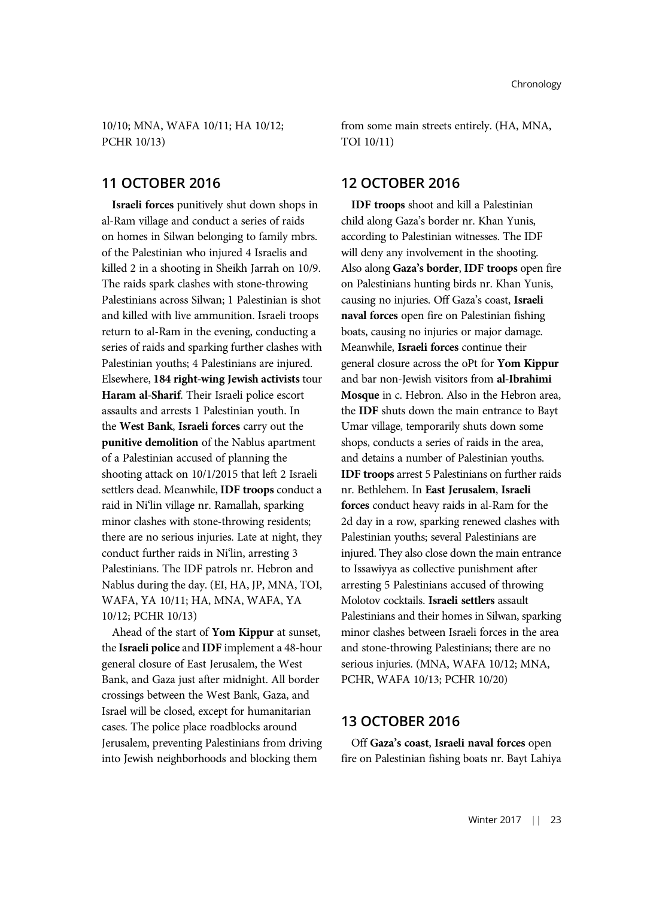10/10; MNA, WAFA 10/11; HA 10/12; PCHR 10/13)

## 11 OCTOBER 2016

**Israeli forces** punitively shut down shops in al-Ram village and conduct a series of raids on homes in Silwan belonging to family mbrs. of the Palestinian who injured 4 Israelis and killed 2 in a shooting in Sheikh Jarrah on 10/9. The raids spark clashes with stone-throwing Palestinians across Silwan; 1 Palestinian is shot and killed with live ammunition. Israeli troops return to al-Ram in the evening, conducting a series of raids and sparking further clashes with Palestinian youths; 4 Palestinians are injured. Elsewhere, **184 right-wing Jewish activists** tour **Haram al-Sharif**. Their Israeli police escort assaults and arrests 1 Palestinian youth. In the **West Bank**, **Israeli forces** carry out the **punitive demolition** of the Nablus apartment of a Palestinian accused of planning the shooting attack on 10/1/2015 that left 2 Israeli settlers dead. Meanwhile, **IDF troops** conduct a raid in Ni'lin village nr. Ramallah, sparking minor clashes with stone-throwing residents; there are no serious injuries. Late at night, they conduct further raids in Ni'lin, arresting 3 Palestinians. The IDF patrols nr. Hebron and Nablus during the day. (EI, HA, JP, MNA, TOI, WAFA, YA 10/11; HA, MNA, WAFA, YA 10/12; PCHR 10/13)

Ahead of the start of **Yom Kippur** at sunset, the **Israeli police** and **IDF** implement a 48-hour general closure of East Jerusalem, the West Bank, and Gaza just after midnight. All border crossings between the West Bank, Gaza, and Israel will be closed, except for humanitarian cases. The police place roadblocks around Jerusalem, preventing Palestinians from driving into Jewish neighborhoods and blocking them from some main streets entirely. (HA, MNA, TOI 10/11)

## 12 OCTOBER 2016

**IDF troops** shoot and kill a Palestinian child along Gaza's border nr. Khan Yunis, according to Palestinian witnesses. The IDF will deny any involvement in the shooting. Also along **Gaza's border**, **IDF troops** open fire on Palestinians hunting birds nr. Khan Yunis, causing no injuries. Off Gaza's coast, **Israeli naval forces** open fire on Palestinian fishing boats, causing no injuries or major damage. Meanwhile, **Israeli forces** continue their general closure across the oPt for **Yom Kippur** and bar non-Jewish visitors from **al-Ibrahimi Mosque** in c. Hebron. Also in the Hebron area, the **IDF** shuts down the main entrance to Bayt Umar village, temporarily shuts down some shops, conducts a series of raids in the area, and detains a number of Palestinian youths. **IDF troops** arrest 5 Palestinians on further raids nr. Bethlehem. In **East Jerusalem**, **Israeli forces** conduct heavy raids in al-Ram for the 2d day in a row, sparking renewed clashes with Palestinian youths; several Palestinians are injured. They also close down the main entrance to Issawiyya as collective punishment after arresting 5 Palestinians accused of throwing Molotov cocktails. **Israeli settlers** assault Palestinians and their homes in Silwan, sparking minor clashes between Israeli forces in the area and stone-throwing Palestinians; there are no serious injuries. (MNA, WAFA 10/12; MNA, PCHR, WAFA 10/13; PCHR 10/20)

## 13 OCTOBER 2016

Off **Gaza's coast**, **Israeli naval forces** open fire on Palestinian fishing boats nr. Bayt Lahiya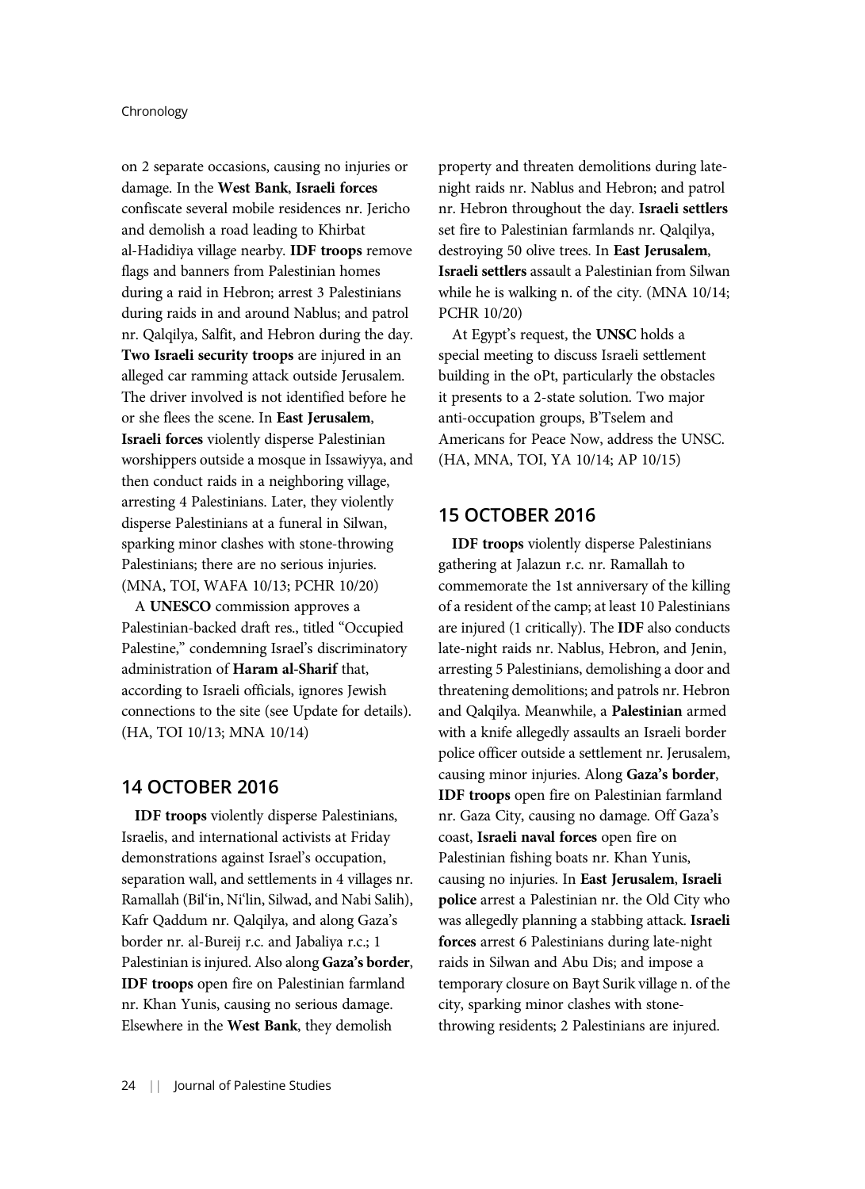on 2 separate occasions, causing no injuries or damage. In the **West Bank**, **Israeli forces** confiscate several mobile residences nr. Jericho and demolish a road leading to Khirbat al-Hadidiya village nearby. **IDF troops** remove flags and banners from Palestinian homes during a raid in Hebron; arrest 3 Palestinians during raids in and around Nablus; and patrol nr. Qalqilya, Salfit, and Hebron during the day. **Two Israeli security troops** are injured in an alleged car ramming attack outside Jerusalem. The driver involved is not identified before he or she flees the scene. In **East Jerusalem**, **Israeli forces** violently disperse Palestinian worshippers outside a mosque in Issawiyya, and then conduct raids in a neighboring village, arresting 4 Palestinians. Later, they violently disperse Palestinians at a funeral in Silwan, sparking minor clashes with stone-throwing Palestinians; there are no serious injuries. (MNA, TOI, WAFA 10/13; PCHR 10/20)

A **UNESCO** commission approves a Palestinian-backed draft res., titled "Occupied Palestine," condemning Israel's discriminatory administration of **Haram al-Sharif** that, according to Israeli officials, ignores Jewish connections to the site (see Update for details). (HA, TOI 10/13; MNA 10/14)

## 14 OCTOBER 2016

**IDF troops** violently disperse Palestinians, Israelis, and international activists at Friday demonstrations against Israel's occupation, separation wall, and settlements in 4 villages nr. Ramallah (Bil'in, Ni'lin, Silwad, and Nabi Salih), Kafr Qaddum nr. Qalqilya, and along Gaza's border nr. al-Bureij r.c. and Jabaliya r.c.; 1 Palestinian is injured. Also along **Gaza's border**, **IDF troops** open fire on Palestinian farmland nr. Khan Yunis, causing no serious damage. Elsewhere in the **West Bank**, they demolish property and threaten demolitions during late-night raids nr. Nablus and Hebron; and patrol nr. Hebron throughout the day. **Israeli settlers** set fire to Palestinian farmlands nr. Qalqilya, destroying 50 olive trees. In **East Jerusalem**, **Israeli settlers** assault a Palestinian from Silwan while he is walking n. of the city. (MNA 10/14; PCHR 10/20)

At Egypt's request, the **UNSC** holds a special meeting to discuss Israeli settlement building in the oPt, particularly the obstacles it presents to a 2-state solution. Two major anti-occupation groups, B'Tselem and Americans for Peace Now, address the UNSC. (HA, MNA, TOI, YA 10/14; AP 10/15)

## 15 OCTOBER 2016

**IDF troops** violently disperse Palestinians gathering at Jalazun r.c. nr. Ramallah to commemorate the 1st anniversary of the killing of a resident of the camp; at least 10 Palestinians are injured (1 critically). The **IDF** also conducts late-night raids nr. Nablus, Hebron, and Jenin, arresting 5 Palestinians, demolishing a door and threatening demolitions; and patrols nr. Hebron and Qalqilya. Meanwhile, a **Palestinian** armed with a knife allegedly assaults an Israeli border police officer outside a settlement nr. Jerusalem, causing minor injuries. Along **Gaza's border**, **IDF troops** open fire on Palestinian farmland nr. Gaza City, causing no damage. Off Gaza's coast, **Israeli naval forces** open fire on Palestinian fishing boats nr. Khan Yunis, causing no injuries. In **East Jerusalem**, **Israeli police** arrest a Palestinian nr. the Old City who was allegedly planning a stabbing attack. **Israeli forces** arrest 6 Palestinians during late-night raids in Silwan and Abu Dis; and impose a temporary closure on Bayt Surik village n. of the city, sparking minor clashes with stone-throwing residents; 2 Palestinians are injured.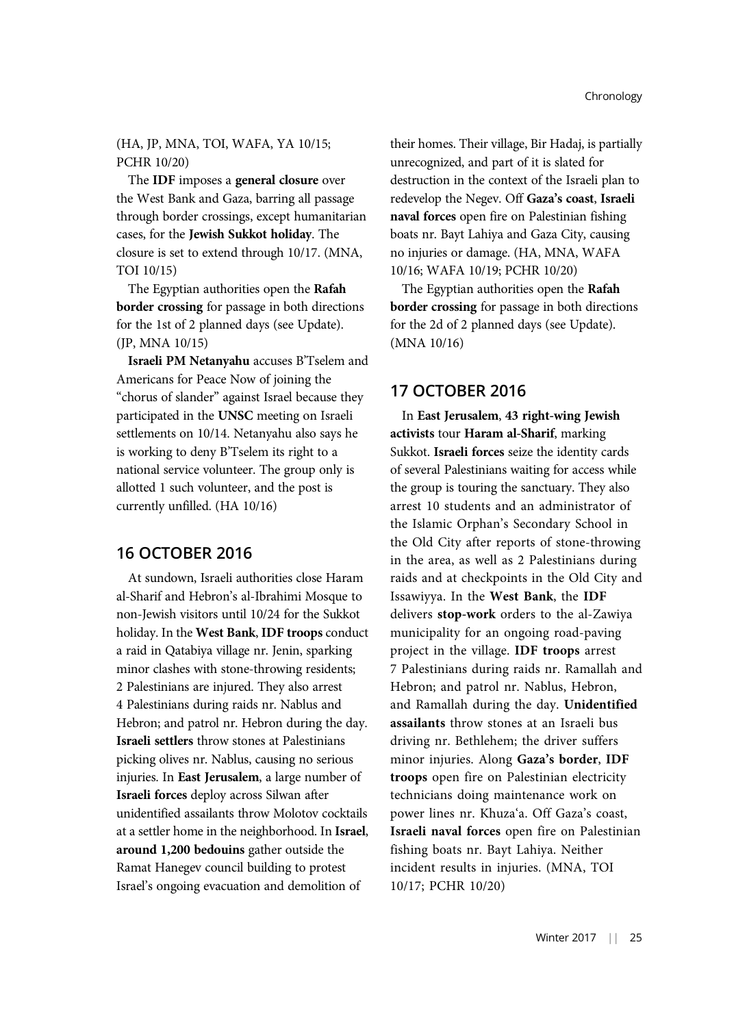(HA, JP, MNA, TOI, WAFA, YA 10/15; PCHR 10/20)

The **IDF** imposes a **general closure** over the West Bank and Gaza, barring all passage through border crossings, except humanitarian cases, for the **Jewish Sukkot holiday**. The closure is set to extend through 10/17. (MNA, TOI 10/15)

The Egyptian authorities open the **Rafah border crossing** for passage in both directions for the 1st of 2 planned days (see Update). (JP, MNA 10/15)

**Israeli PM Netanyahu** accuses B'Tselem and Americans for Peace Now of joining the "chorus of slander" against Israel because they participated in the **UNSC** meeting on Israeli settlements on 10/14. Netanyahu also says he is working to deny B'Tselem its right to a national service volunteer. The group only is allotted 1 such volunteer, and the post is currently unfilled. (HA 10/16)

## 16 OCTOBER 2016

At sundown, Israeli authorities close Haram al-Sharif and Hebron's al-Ibrahimi Mosque to non-Jewish visitors until 10/24 for the Sukkot holiday. In the **West Bank**, **IDF troops** conduct a raid in Qatabiya village nr. Jenin, sparking minor clashes with stone-throwing residents; 2 Palestinians are injured. They also arrest 4 Palestinians during raids nr. Nablus and Hebron; and patrol nr. Hebron during the day. **Israeli settlers** throw stones at Palestinians picking olives nr. Nablus, causing no serious injuries. In **East Jerusalem**, a large number of **Israeli forces** deploy across Silwan after unidentified assailants throw Molotov cocktails at a settler home in the neighborhood. In **Israel**, **around 1,200 bedouins** gather outside the Ramat Hanegev council building to protest Israel's ongoing evacuation and demolition of their homes. Their village, Bir Hadaj, is partially unrecognized, and part of it is slated for destruction in the context of the Israeli plan to redevelop the Negev. Off **Gaza's coast**, **Israeli naval forces** open fire on Palestinian fishing boats nr. Bayt Lahiya and Gaza City, causing no injuries or damage. (HA, MNA, WAFA 10/16; WAFA 10/19; PCHR 10/20)

The Egyptian authorities open the **Rafah border crossing** for passage in both directions for the 2d of 2 planned days (see Update). (MNA 10/16)

## 17 OCTOBER 2016

In **East Jerusalem**, **43 right-wing Jewish activists** tour **Haram al-Sharif**, marking Sukkot. **Israeli forces** seize the identity cards of several Palestinians waiting for access while the group is touring the sanctuary. They also arrest 10 students and an administrator of the Islamic Orphan's Secondary School in the Old City after reports of stone-throwing in the area, as well as 2 Palestinians during raids and at checkpoints in the Old City and Issawiyya. In the **West Bank**, the **IDF** delivers **stop-work** orders to the al-Zawiya municipality for an ongoing road-paving project in the village. **IDF troops** arrest 7 Palestinians during raids nr. Ramallah and Hebron; and patrol nr. Nablus, Hebron, and Ramallah during the day. **Unidentified assailants** throw stones at an Israeli bus driving nr. Bethlehem; the driver suffers minor injuries. Along **Gaza's border**, **IDF troops** open fire on Palestinian electricity technicians doing maintenance work on power lines nr. Khuza'a. Off Gaza's coast, **Israeli naval forces** open fire on Palestinian fishing boats nr. Bayt Lahiya. Neither incident results in injuries. (MNA, TOI 10/17; PCHR 10/20)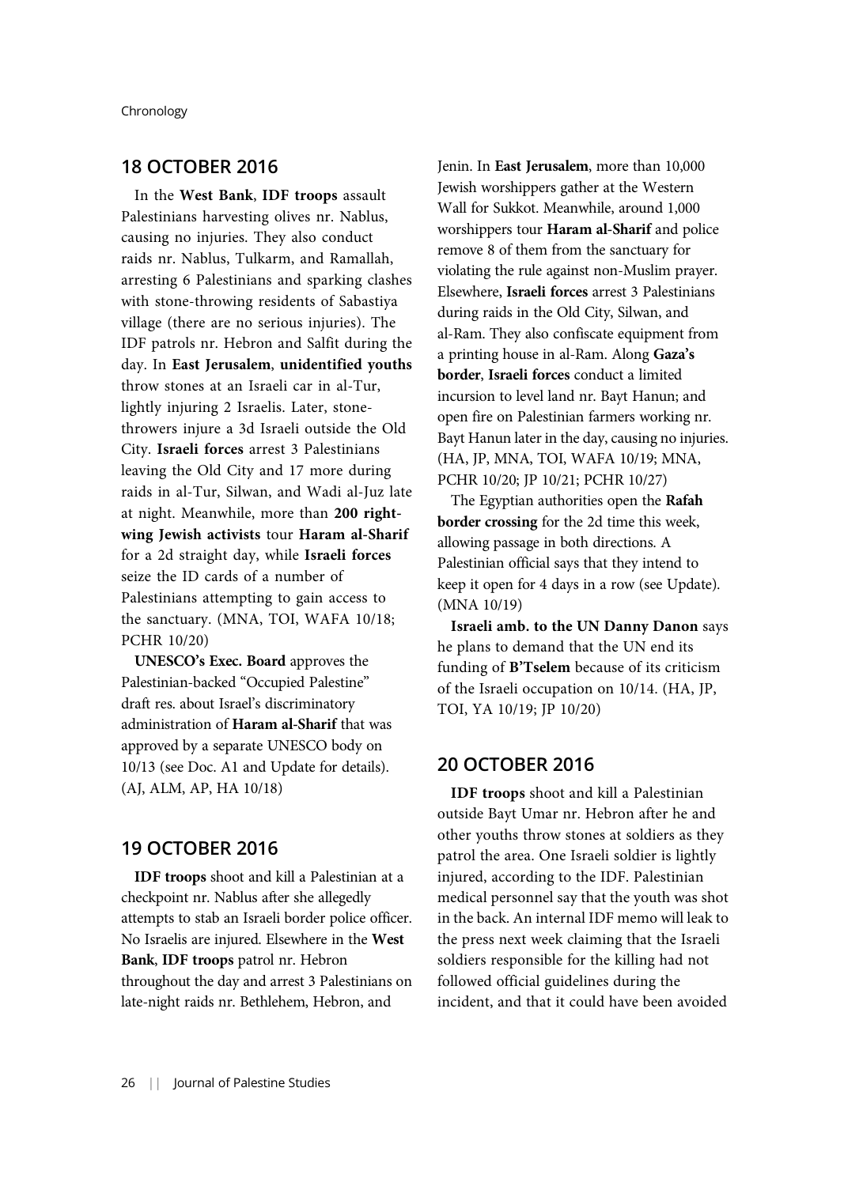## 18 OCTOBER 2016

In the **West Bank**, **IDF troops** assault Palestinians harvesting olives nr. Nablus, causing no injuries. They also conduct raids nr. Nablus, Tulkarm, and Ramallah, arresting 6 Palestinians and sparking clashes with stone-throwing residents of Sabastiya village (there are no serious injuries). The IDF patrols nr. Hebron and Salfit during the day. In **East Jerusalem**, **unidentified youths** throw stones at an Israeli car in al-Tur, lightly injuring 2 Israelis. Later, stone-throwers injure a 3d Israeli outside the Old City. **Israeli forces** arrest 3 Palestinians leaving the Old City and 17 more during raids in al-Tur, Silwan, and Wadi al-Juz late at night. Meanwhile, more than **200 right-wing Jewish activists** tour **Haram al-Sharif** for a 2d straight day, while **Israeli forces** seize the ID cards of a number of Palestinians attempting to gain access to the sanctuary. (MNA, TOI, WAFA 10/18; PCHR 10/20)

**UNESCO's Exec. Board** approves the Palestinian-backed "Occupied Palestine" draft res. about Israel's discriminatory administration of **Haram al-Sharif** that was approved by a separate UNESCO body on 10/13 (see Doc. A1 and Update for details). (AJ, ALM, AP, HA 10/18)

## 19 OCTOBER 2016

**IDF troops** shoot and kill a Palestinian at a checkpoint nr. Nablus after she allegedly attempts to stab an Israeli border police officer. No Israelis are injured. Elsewhere in the **West Bank**, **IDF troops** patrol nr. Hebron throughout the day and arrest 3 Palestinians on late-night raids nr. Bethlehem, Hebron, and Jenin. In **East Jerusalem**, more than 10,000 Jewish worshippers gather at the Western Wall for Sukkot. Meanwhile, around 1,000 worshippers tour **Haram al-Sharif** and police remove 8 of them from the sanctuary for violating the rule against non-Muslim prayer. Elsewhere, **Israeli forces** arrest 3 Palestinians during raids in the Old City, Silwan, and al-Ram. They also confiscate equipment from a printing house in al-Ram. Along **Gaza's border**, **Israeli forces** conduct a limited incursion to level land nr. Bayt Hanun; and open fire on Palestinian farmers working nr. Bayt Hanun later in the day, causing no injuries. (HA, JP, MNA, TOI, WAFA 10/19; MNA, PCHR 10/20; JP 10/21; PCHR 10/27)

The Egyptian authorities open the **Rafah border crossing** for the 2d time this week, allowing passage in both directions. A Palestinian official says that they intend to keep it open for 4 days in a row (see Update). (MNA 10/19)

**Israeli amb. to the UN Danny Danon** says he plans to demand that the UN end its funding of **B'Tselem** because of its criticism of the Israeli occupation on 10/14. (HA, JP, TOI, YA 10/19; JP 10/20)

## 20 OCTOBER 2016

**IDF troops** shoot and kill a Palestinian outside Bayt Umar nr. Hebron after he and other youths throw stones at soldiers as they patrol the area. One Israeli soldier is lightly injured, according to the IDF. Palestinian medical personnel say that the youth was shot in the back. An internal IDF memo will leak to the press next week claiming that the Israeli soldiers responsible for the killing had not followed official guidelines during the incident, and that it could have been avoided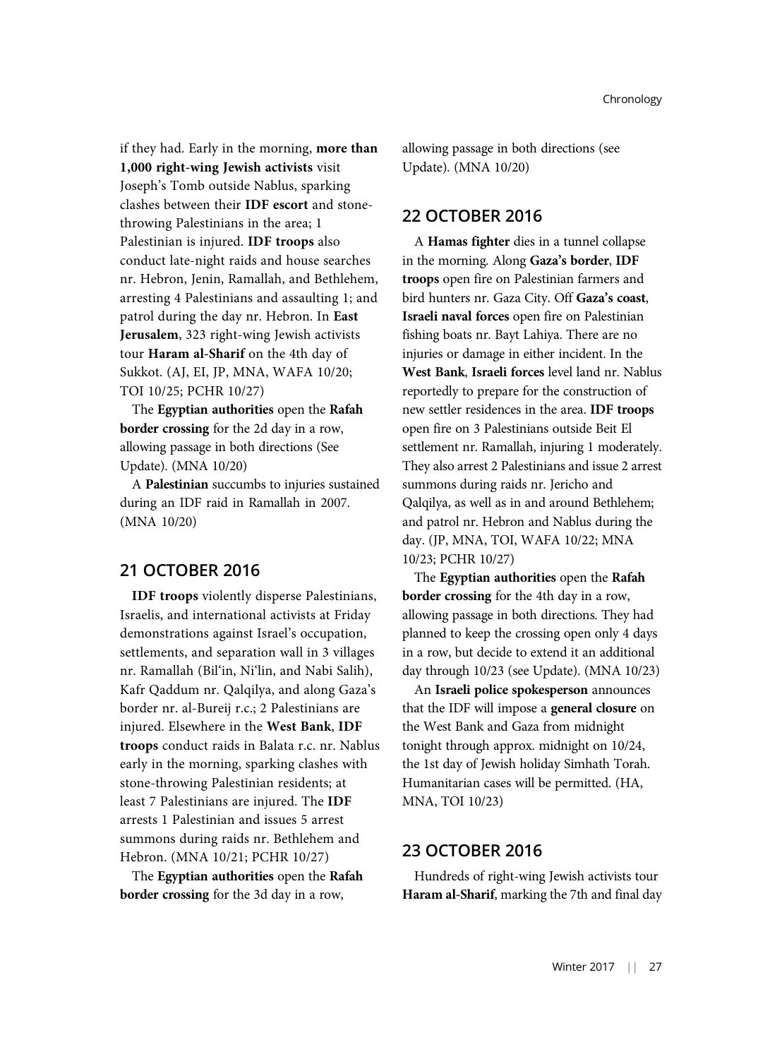if they had. Early in the morning, **more than 1,000 right-wing Jewish activists** visit Joseph's Tomb outside Nablus, sparking clashes between their **IDF escort** and stone-throwing Palestinians in the area; 1 Palestinian is injured. **IDF troops** also conduct late-night raids and house searches nr. Hebron, Jenin, Ramallah, and Bethlehem, arresting 4 Palestinians and assaulting 1; and patrol during the day nr. Hebron. In **East Jerusalem**, 323 right-wing Jewish activists tour **Haram al-Sharif** on the 4th day of Sukkot. (AJ, EI, JP, MNA, WAFA 10/20; TOI 10/25; PCHR 10/27)

The **Egyptian authorities** open the **Rafah border crossing** for the 2d day in a row, allowing passage in both directions (See Update). (MNA 10/20)

A **Palestinian** succumbs to injuries sustained during an IDF raid in Ramallah in 2007. (MNA 10/20)

## 21 OCTOBER 2016

**IDF troops** violently disperse Palestinians, Israelis, and international activists at Friday demonstrations against Israel's occupation, settlements, and separation wall in 3 villages nr. Ramallah (Bil'in, Ni'lin, and Nabi Salih), Kafr Qaddum nr. Qalqilya, and along Gaza's border nr. al-Bureij r.c.; 2 Palestinians are injured. Elsewhere in the **West Bank**, **IDF troops** conduct raids in Balata r.c. nr. Nablus early in the morning, sparking clashes with stone-throwing Palestinian residents; at least 7 Palestinians are injured. The **IDF** arrests 1 Palestinian and issues 5 arrest summons during raids nr. Bethlehem and Hebron. (MNA 10/21; PCHR 10/27)

The **Egyptian authorities** open the **Rafah border crossing** for the 3d day in a row, allowing passage in both directions (see Update). (MNA 10/20)

## 22 OCTOBER 2016

A **Hamas fighter** dies in a tunnel collapse in the morning. Along **Gaza's border**, **IDF troops** open fire on Palestinian farmers and bird hunters nr. Gaza City. Off **Gaza's coast**, **Israeli naval forces** open fire on Palestinian fishing boats nr. Bayt Lahiya. There are no injuries or damage in either incident. In the **West Bank**, **Israeli forces** level land nr. Nablus reportedly to prepare for the construction of new settler residences in the area. **IDF troops** open fire on 3 Palestinians outside Beit El settlement nr. Ramallah, injuring 1 moderately. They also arrest 2 Palestinians and issue 2 arrest summons during raids nr. Jericho and Qalqilya, as well as in and around Bethlehem; and patrol nr. Hebron and Nablus during the day. (JP, MNA, TOI, WAFA 10/22; MNA 10/23; PCHR 10/27)

The **Egyptian authorities** open the **Rafah border crossing** for the 4th day in a row, allowing passage in both directions. They had planned to keep the crossing open only 4 days in a row, but decide to extend it an additional day through 10/23 (see Update). (MNA 10/23)

An **Israeli police spokesperson** announces that the IDF will impose a **general closure** on the West Bank and Gaza from midnight tonight through approx. midnight on 10/24, the 1st day of Jewish holiday Simhath Torah. Humanitarian cases will be permitted. (HA, MNA, TOI 10/23)

## 23 OCTOBER 2016

Hundreds of right-wing Jewish activists tour **Haram al-Sharif**, marking the 7th and final day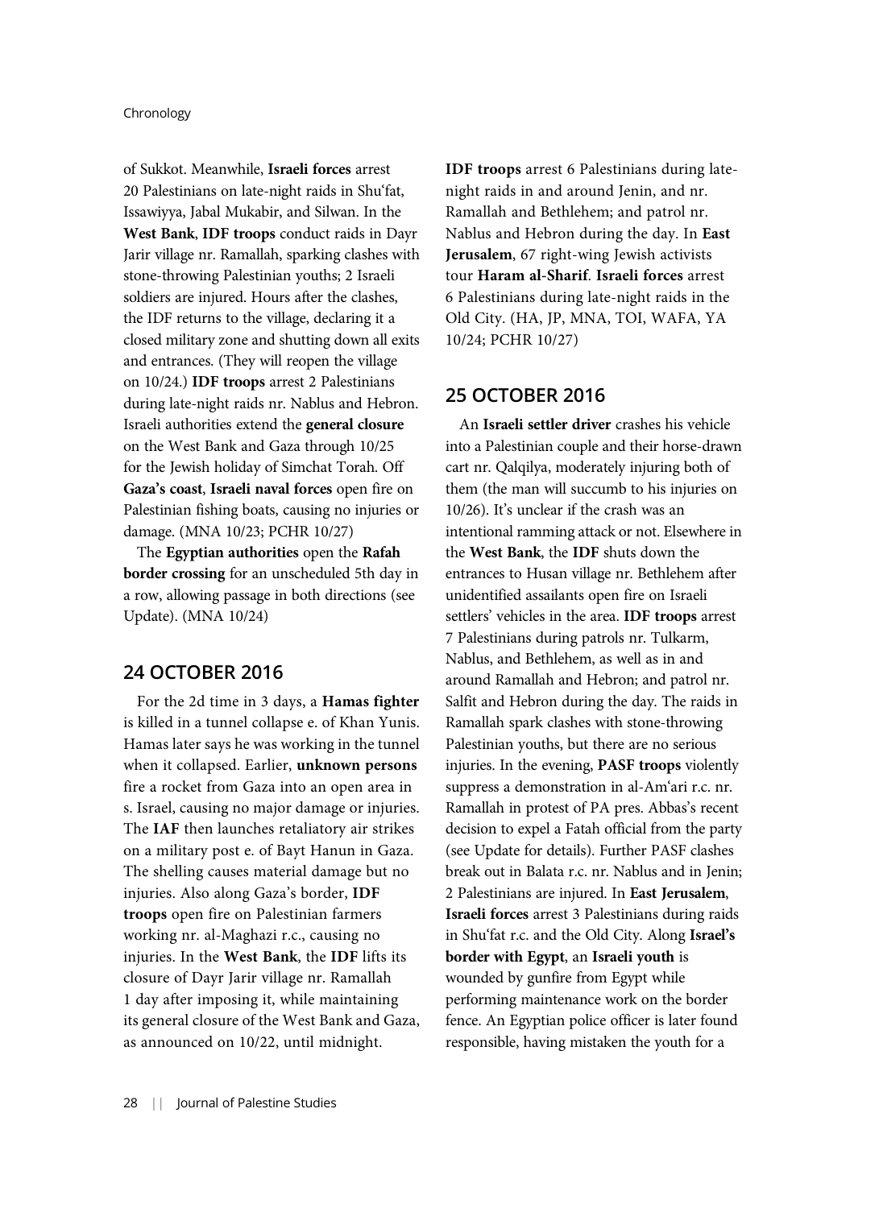of Sukkot. Meanwhile, **Israeli forces** arrest 20 Palestinians on late-night raids in Shu'fat, Issawiyya, Jabal Mukabir, and Silwan. In the **West Bank**, **IDF troops** conduct raids in Dayr Jarir village nr. Ramallah, sparking clashes with stone-throwing Palestinian youths; 2 Israeli soldiers are injured. Hours after the clashes, the IDF returns to the village, declaring it a closed military zone and shutting down all exits and entrances. (They will reopen the village on 10/24.) **IDF troops** arrest 2 Palestinians during late-night raids nr. Nablus and Hebron. Israeli authorities extend the **general closure** on the West Bank and Gaza through 10/25 for the Jewish holiday of Simchat Torah. Off **Gaza's coast**, **Israeli naval forces** open fire on Palestinian fishing boats, causing no injuries or damage. (MNA 10/23; PCHR 10/27)

The **Egyptian authorities** open the **Rafah border crossing** for an unscheduled 5th day in a row, allowing passage in both directions (see Update). (MNA 10/24)

## 24 OCTOBER 2016

For the 2d time in 3 days, a **Hamas fighter** is killed in a tunnel collapse e. of Khan Yunis. Hamas later says he was working in the tunnel when it collapsed. Earlier, **unknown persons** fire a rocket from Gaza into an open area in s. Israel, causing no major damage or injuries. The **IAF** then launches retaliatory air strikes on a military post e. of Bayt Hanun in Gaza. The shelling causes material damage but no injuries. Also along Gaza's border, **IDF troops** open fire on Palestinian farmers working nr. al-Maghazi r.c., causing no injuries. In the **West Bank**, the **IDF** lifts its closure of Dayr Jarir village nr. Ramallah 1 day after imposing it, while maintaining its general closure of the West Bank and Gaza, as announced on 10/22, until midnight. **IDF troops** arrest 6 Palestinians during late-night raids in and around Jenin, and nr. Ramallah and Bethlehem; and patrol nr. Nablus and Hebron during the day. In **East Jerusalem**, 67 right-wing Jewish activists tour **Haram al-Sharif**. **Israeli forces** arrest 6 Palestinians during late-night raids in the Old City. (HA, JP, MNA, TOI, WAFA, YA 10/24; PCHR 10/27)

## 25 OCTOBER 2016

An **Israeli settler driver** crashes his vehicle into a Palestinian couple and their horse-drawn cart nr. Qalqilya, moderately injuring both of them (the man will succumb to his injuries on 10/26). It's unclear if the crash was an intentional ramming attack or not. Elsewhere in the **West Bank**, the **IDF** shuts down the entrances to Husan village nr. Bethlehem after unidentified assailants open fire on Israeli settlers' vehicles in the area. **IDF troops** arrest 7 Palestinians during patrols nr. Tulkarm, Nablus, and Bethlehem, as well as in and around Ramallah and Hebron; and patrol nr. Salfit and Hebron during the day. The raids in Ramallah spark clashes with stone-throwing Palestinian youths, but there are no serious injuries. In the evening, **PASF troops** violently suppress a demonstration in al-Am'ari r.c. nr. Ramallah in protest of PA pres. Abbas's recent decision to expel a Fatah official from the party (see Update for details). Further PASF clashes break out in Balata r.c. nr. Nablus and in Jenin; 2 Palestinians are injured. In **East Jerusalem**, **Israeli forces** arrest 3 Palestinians during raids in Shu'fat r.c. and the Old City. Along **Israel's border with Egypt**, an **Israeli youth** is wounded by gunfire from Egypt while performing maintenance work on the border fence. An Egyptian police officer is later found responsible, having mistaken the youth for a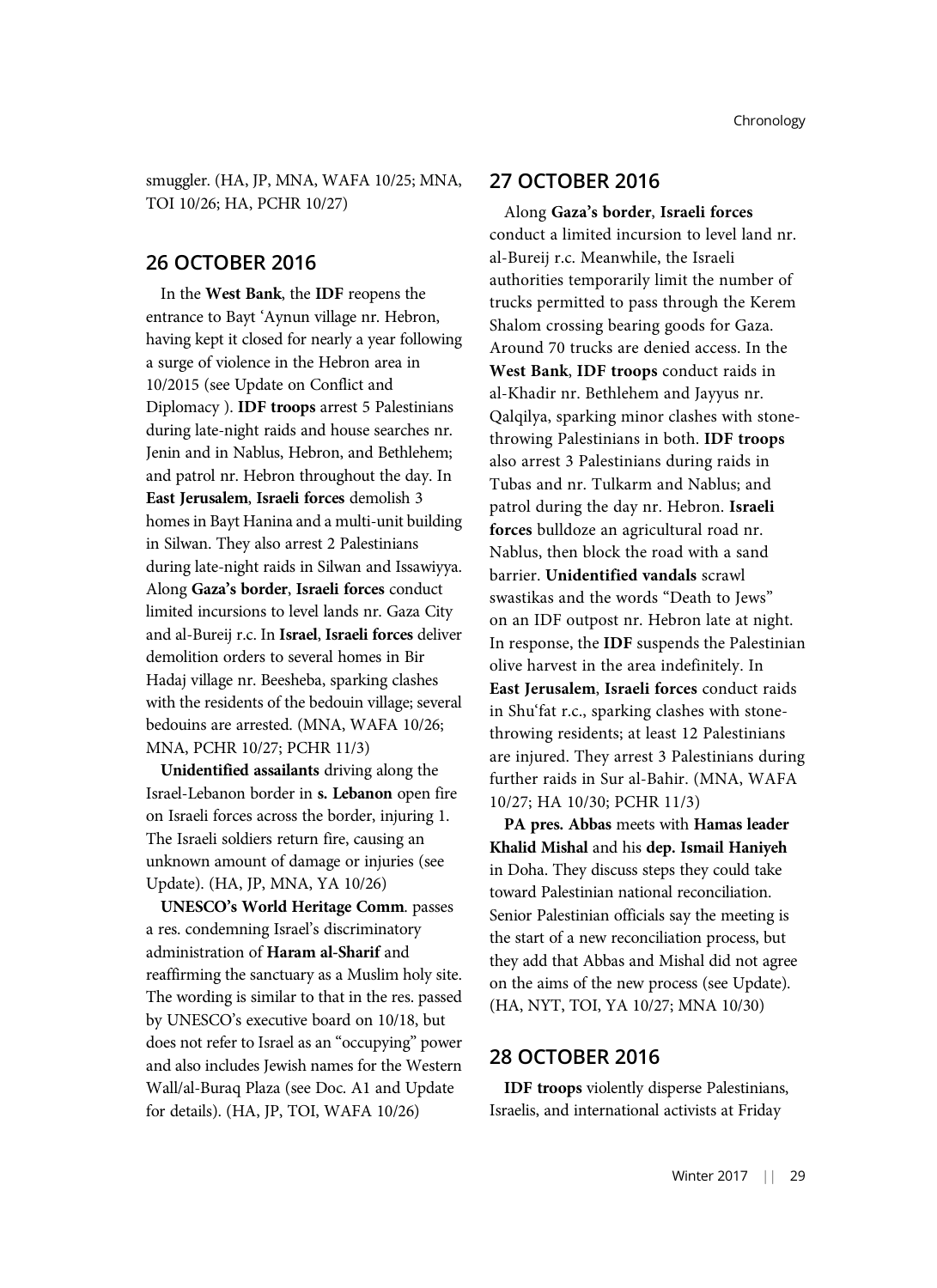smuggler. (HA, JP, MNA, WAFA 10/25; MNA, TOI 10/26; HA, PCHR 10/27)

## 26 OCTOBER 2016

In the **West Bank**, the **IDF** reopens the entrance to Bayt ʻAynun village nr. Hebron, having kept it closed for nearly a year following a surge of violence in the Hebron area in 10/2015 (see Update on Conflict and Diplomacy ). **IDF troops** arrest 5 Palestinians during late-night raids and house searches nr. Jenin and in Nablus, Hebron, and Bethlehem; and patrol nr. Hebron throughout the day. In **East Jerusalem**, **Israeli forces** demolish 3 homes in Bayt Hanina and a multi-unit building in Silwan. They also arrest 2 Palestinians during late-night raids in Silwan and Issawiyya. Along **Gaza's border**, **Israeli forces** conduct limited incursions to level lands nr. Gaza City and al-Bureij r.c. In **Israel**, **Israeli forces** deliver demolition orders to several homes in Bir Hadaj village nr. Beesheba, sparking clashes with the residents of the bedouin village; several bedouins are arrested. (MNA, WAFA 10/26; MNA, PCHR 10/27; PCHR 11/3)

**Unidentified assailants** driving along the Israel-Lebanon border in **s. Lebanon** open fire on Israeli forces across the border, injuring 1. The Israeli soldiers return fire, causing an unknown amount of damage or injuries (see Update). (HA, JP, MNA, YA 10/26)

**UNESCO's World Heritage Comm**. passes a res. condemning Israel's discriminatory administration of **Haram al-Sharif** and reaffirming the sanctuary as a Muslim holy site. The wording is similar to that in the res. passed by UNESCO's executive board on 10/18, but does not refer to Israel as an "occupying" power and also includes Jewish names for the Western Wall/al-Buraq Plaza (see Doc. A1 and Update for details). (HA, JP, TOI, WAFA 10/26)

## 27 OCTOBER 2016

Along **Gaza's border**, **Israeli forces** conduct a limited incursion to level land nr. al-Bureij r.c. Meanwhile, the Israeli authorities temporarily limit the number of trucks permitted to pass through the Kerem Shalom crossing bearing goods for Gaza. Around 70 trucks are denied access. In the **West Bank**, **IDF troops** conduct raids in al-Khadir nr. Bethlehem and Jayyus nr. Qalqilya, sparking minor clashes with stone-throwing Palestinians in both. **IDF troops** also arrest 3 Palestinians during raids in Tubas and nr. Tulkarm and Nablus; and patrol during the day nr. Hebron. **Israeli forces** bulldoze an agricultural road nr. Nablus, then block the road with a sand barrier. **Unidentified vandals** scrawl swastikas and the words "Death to Jews" on an IDF outpost nr. Hebron late at night. In response, the **IDF** suspends the Palestinian olive harvest in the area indefinitely. In **East Jerusalem**, **Israeli forces** conduct raids in Shuʻfat r.c., sparking clashes with stone-throwing residents; at least 12 Palestinians are injured. They arrest 3 Palestinians during further raids in Sur al-Bahir. (MNA, WAFA 10/27; HA 10/30; PCHR 11/3)

**PA pres. Abbas** meets with **Hamas leader Khalid Mishal** and his **dep. Ismail Haniyeh** in Doha. They discuss steps they could take toward Palestinian national reconciliation. Senior Palestinian officials say the meeting is the start of a new reconciliation process, but they add that Abbas and Mishal did not agree on the aims of the new process (see Update). (HA, NYT, TOI, YA 10/27; MNA 10/30)

## 28 OCTOBER 2016

**IDF troops** violently disperse Palestinians, Israelis, and international activists at Friday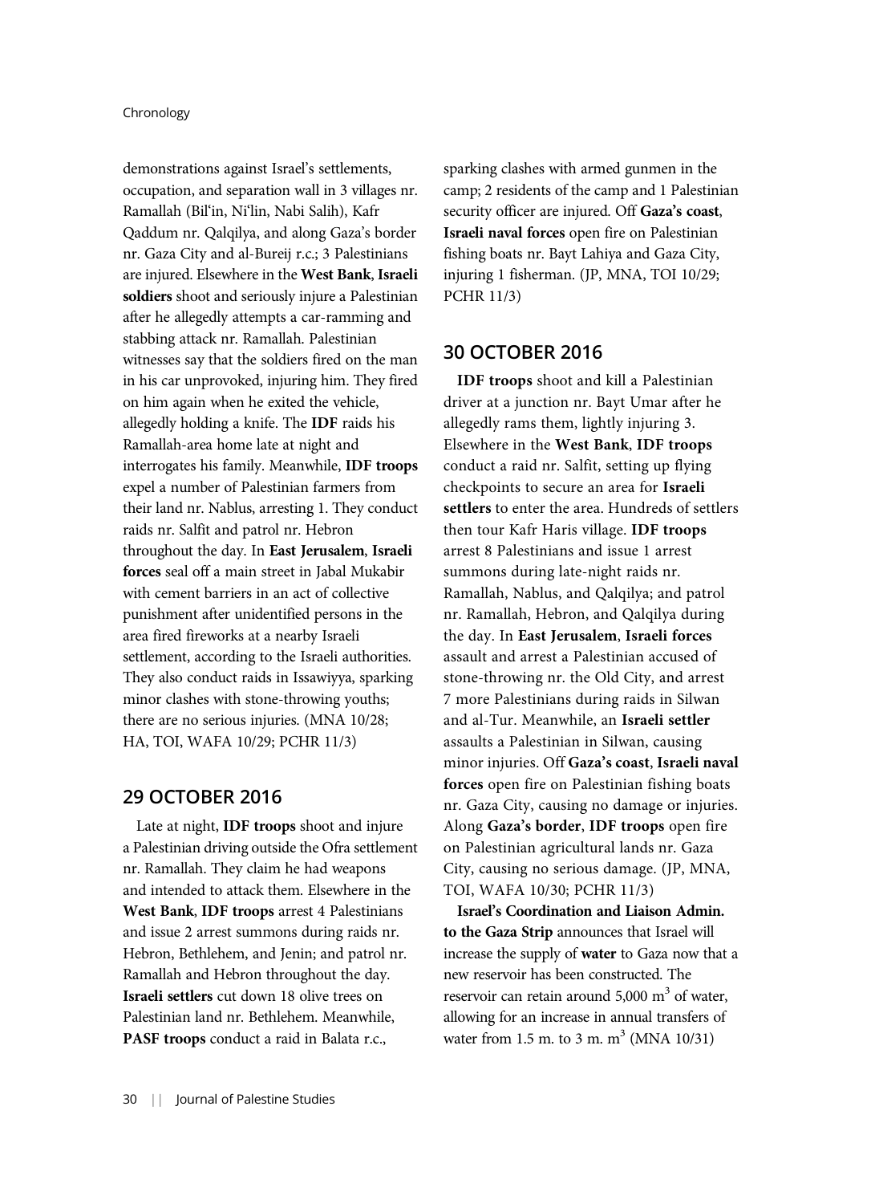demonstrations against Israel's settlements, occupation, and separation wall in 3 villages nr. Ramallah (Bil'in, Ni'lin, Nabi Salih), Kafr Qaddum nr. Qalqilya, and along Gaza's border nr. Gaza City and al-Bureij r.c.; 3 Palestinians are injured. Elsewhere in the **West Bank**, **Israeli soldiers** shoot and seriously injure a Palestinian after he allegedly attempts a car-ramming and stabbing attack nr. Ramallah. Palestinian witnesses say that the soldiers fired on the man in his car unprovoked, injuring him. They fired on him again when he exited the vehicle, allegedly holding a knife. The **IDF** raids his Ramallah-area home late at night and interrogates his family. Meanwhile, **IDF troops** expel a number of Palestinian farmers from their land nr. Nablus, arresting 1. They conduct raids nr. Salfit and patrol nr. Hebron throughout the day. In **East Jerusalem**, **Israeli forces** seal off a main street in Jabal Mukabir with cement barriers in an act of collective punishment after unidentified persons in the area fired fireworks at a nearby Israeli settlement, according to the Israeli authorities. They also conduct raids in Issawiyya, sparking minor clashes with stone-throwing youths; there are no serious injuries. (MNA 10/28; HA, TOI, WAFA 10/29; PCHR 11/3)

## 29 OCTOBER 2016

Late at night, **IDF troops** shoot and injure a Palestinian driving outside the Ofra settlement nr. Ramallah. They claim he had weapons and intended to attack them. Elsewhere in the **West Bank**, **IDF troops** arrest 4 Palestinians and issue 2 arrest summons during raids nr. Hebron, Bethlehem, and Jenin; and patrol nr. Ramallah and Hebron throughout the day. **Israeli settlers** cut down 18 olive trees on Palestinian land nr. Bethlehem. Meanwhile, **PASF troops** conduct a raid in Balata r.c., sparking clashes with armed gunmen in the camp; 2 residents of the camp and 1 Palestinian security officer are injured. Off **Gaza's coast**, **Israeli naval forces** open fire on Palestinian fishing boats nr. Bayt Lahiya and Gaza City, injuring 1 fisherman. (JP, MNA, TOI 10/29; PCHR 11/3)

## 30 OCTOBER 2016

**IDF troops** shoot and kill a Palestinian driver at a junction nr. Bayt Umar after he allegedly rams them, lightly injuring 3. Elsewhere in the **West Bank**, **IDF troops** conduct a raid nr. Salfit, setting up flying checkpoints to secure an area for **Israeli settlers** to enter the area. Hundreds of settlers then tour Kafr Haris village. **IDF troops** arrest 8 Palestinians and issue 1 arrest summons during late-night raids nr. Ramallah, Nablus, and Qalqilya; and patrol nr. Ramallah, Hebron, and Qalqilya during the day. In **East Jerusalem**, **Israeli forces** assault and arrest a Palestinian accused of stone-throwing nr. the Old City, and arrest 7 more Palestinians during raids in Silwan and al-Tur. Meanwhile, an **Israeli settler** assaults a Palestinian in Silwan, causing minor injuries. Off **Gaza's coast**, **Israeli naval forces** open fire on Palestinian fishing boats nr. Gaza City, causing no damage or injuries. Along **Gaza's border**, **IDF troops** open fire on Palestinian agricultural lands nr. Gaza City, causing no serious damage. (JP, MNA, TOI, WAFA 10/30; PCHR 11/3)

**Israel's Coordination and Liaison Admin. to the Gaza Strip** announces that Israel will increase the supply of **water** to Gaza now that a new reservoir has been constructed. The reservoir can retain around 5,000 $m^3$ of water, allowing for an increase in annual transfers of water from 1.5 m. to 3 m. $m^3$ (MNA 10/31)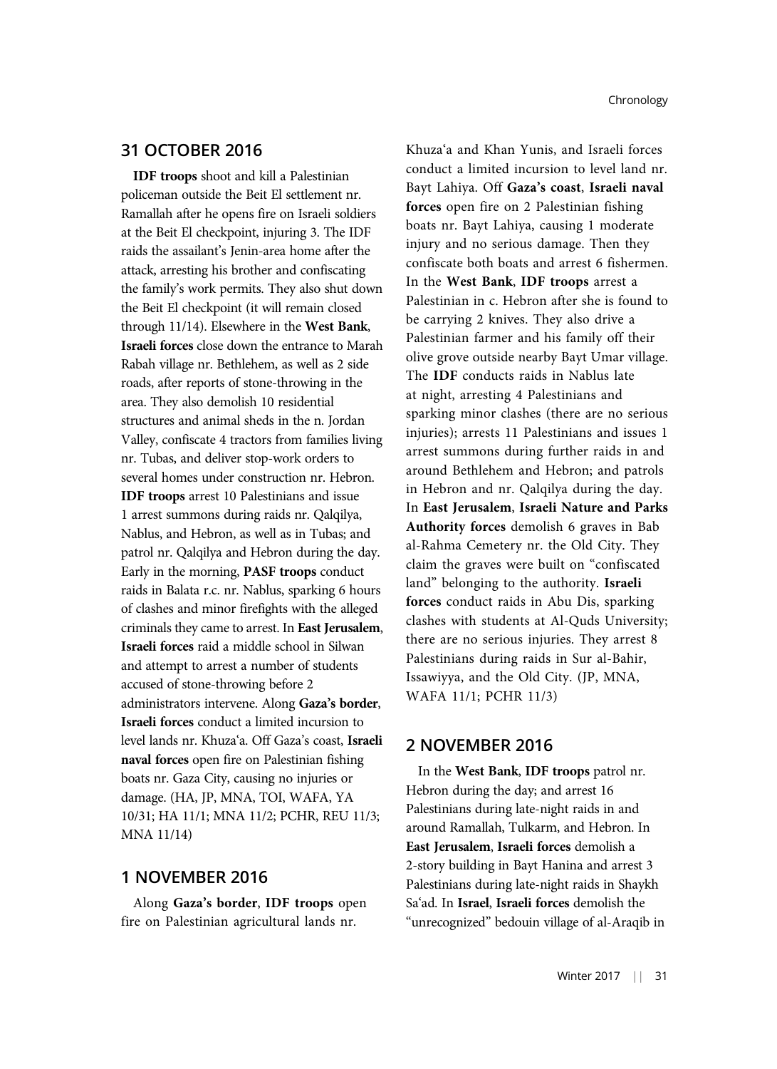## 31 OCTOBER 2016

**IDF troops** shoot and kill a Palestinian policeman outside the Beit El settlement nr. Ramallah after he opens fire on Israeli soldiers at the Beit El checkpoint, injuring 3. The IDF raids the assailant's Jenin-area home after the attack, arresting his brother and confiscating the family's work permits. They also shut down the Beit El checkpoint (it will remain closed through 11/14). Elsewhere in the **West Bank**, **Israeli forces** close down the entrance to Marah Rabah village nr. Bethlehem, as well as 2 side roads, after reports of stone-throwing in the area. They also demolish 10 residential structures and animal sheds in the n. Jordan Valley, confiscate 4 tractors from families living nr. Tubas, and deliver stop-work orders to several homes under construction nr. Hebron. **IDF troops** arrest 10 Palestinians and issue 1 arrest summons during raids nr. Qalqilya, Nablus, and Hebron, as well as in Tubas; and patrol nr. Qalqilya and Hebron during the day. Early in the morning, **PASF troops** conduct raids in Balata r.c. nr. Nablus, sparking 6 hours of clashes and minor firefights with the alleged criminals they came to arrest. In **East Jerusalem**, **Israeli forces** raid a middle school in Silwan and attempt to arrest a number of students accused of stone-throwing before 2 administrators intervene. Along **Gaza's border**, **Israeli forces** conduct a limited incursion to level lands nr. Khuza'a. Off Gaza's coast, **Israeli naval forces** open fire on Palestinian fishing boats nr. Gaza City, causing no injuries or damage. (HA, JP, MNA, TOI, WAFA, YA 10/31; HA 11/1; MNA 11/2; PCHR, REU 11/3; MNA 11/14)

## 1 NOVEMBER 2016

Along **Gaza's border**, **IDF troops** open fire on Palestinian agricultural lands nr. Khuza'a and Khan Yunis, and Israeli forces conduct a limited incursion to level land nr. Bayt Lahiya. Off **Gaza's coast**, **Israeli naval forces** open fire on 2 Palestinian fishing boats nr. Bayt Lahiya, causing 1 moderate injury and no serious damage. Then they confiscate both boats and arrest 6 fishermen. In the **West Bank**, **IDF troops** arrest a Palestinian in c. Hebron after she is found to be carrying 2 knives. They also drive a Palestinian farmer and his family off their olive grove outside nearby Bayt Umar village. The **IDF** conducts raids in Nablus late at night, arresting 4 Palestinians and sparking minor clashes (there are no serious injuries); arrests 11 Palestinians and issues 1 arrest summons during further raids in and around Bethlehem and Hebron; and patrols in Hebron and nr. Qalqilya during the day. In **East Jerusalem**, **Israeli Nature and Parks Authority forces** demolish 6 graves in Bab al-Rahma Cemetery nr. the Old City. They claim the graves were built on "confiscated land" belonging to the authority. **Israeli forces** conduct raids in Abu Dis, sparking clashes with students at Al-Quds University; there are no serious injuries. They arrest 8 Palestinians during raids in Sur al-Bahir, Issawiyya, and the Old City. (JP, MNA, WAFA 11/1; PCHR 11/3)

## 2 NOVEMBER 2016

In the **West Bank**, **IDF troops** patrol nr. Hebron during the day; and arrest 16 Palestinians during late-night raids in and around Ramallah, Tulkarm, and Hebron. In **East Jerusalem**, **Israeli forces** demolish a 2-story building in Bayt Hanina and arrest 3 Palestinians during late-night raids in Shaykh Sa'ad. In **Israel**, **Israeli forces** demolish the "unrecognized" bedouin village of al-Araqib in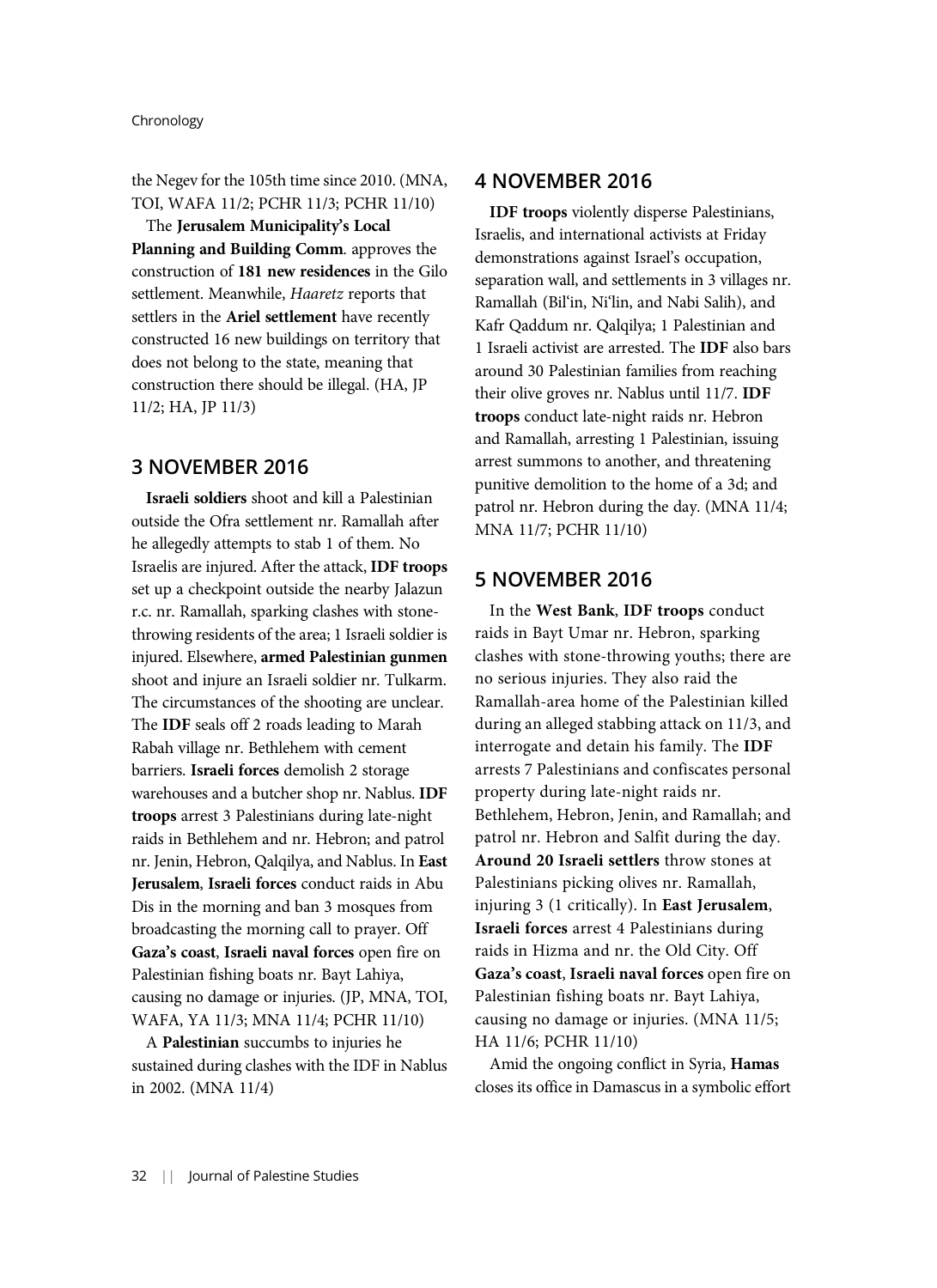the Negev for the 105th time since 2010. (MNA, TOI, WAFA 11/2; PCHR 11/3; PCHR 11/10)

The **Jerusalem Municipality's Local Planning and Building Comm**. approves the construction of **181 new residences** in the Gilo settlement. Meanwhile, *Haaretz* reports that settlers in the **Ariel settlement** have recently constructed 16 new buildings on territory that does not belong to the state, meaning that construction there should be illegal. (HA, JP 11/2; HA, JP 11/3)

## 3 NOVEMBER 2016

**Israeli soldiers** shoot and kill a Palestinian outside the Ofra settlement nr. Ramallah after he allegedly attempts to stab 1 of them. No Israelis are injured. After the attack, **IDF troops** set up a checkpoint outside the nearby Jalazun r.c. nr. Ramallah, sparking clashes with stone-throwing residents of the area; 1 Israeli soldier is injured. Elsewhere, **armed Palestinian gunmen** shoot and injure an Israeli soldier nr. Tulkarm. The circumstances of the shooting are unclear. The **IDF** seals off 2 roads leading to Marah Rabah village nr. Bethlehem with cement barriers. **Israeli forces** demolish 2 storage warehouses and a butcher shop nr. Nablus. **IDF troops** arrest 3 Palestinians during late-night raids in Bethlehem and nr. Hebron; and patrol nr. Jenin, Hebron, Qalqilya, and Nablus. In **East Jerusalem**, **Israeli forces** conduct raids in Abu Dis in the morning and ban 3 mosques from broadcasting the morning call to prayer. Off **Gaza's coast**, **Israeli naval forces** open fire on Palestinian fishing boats nr. Bayt Lahiya, causing no damage or injuries. (JP, MNA, TOI, WAFA, YA 11/3; MNA 11/4; PCHR 11/10)

A **Palestinian** succumbs to injuries he sustained during clashes with the IDF in Nablus in 2002. (MNA 11/4)

## 4 NOVEMBER 2016

**IDF troops** violently disperse Palestinians, Israelis, and international activists at Friday demonstrations against Israel's occupation, separation wall, and settlements in 3 villages nr. Ramallah (Bil'in, Ni'lin, and Nabi Salih), and Kafr Qaddum nr. Qalqilya; 1 Palestinian and 1 Israeli activist are arrested. The **IDF** also bars around 30 Palestinian families from reaching their olive groves nr. Nablus until 11/7. **IDF troops** conduct late-night raids nr. Hebron and Ramallah, arresting 1 Palestinian, issuing arrest summons to another, and threatening punitive demolition to the home of a 3d; and patrol nr. Hebron during the day. (MNA 11/4; MNA 11/7; PCHR 11/10)

## 5 NOVEMBER 2016

In the **West Bank**, **IDF troops** conduct raids in Bayt Umar nr. Hebron, sparking clashes with stone-throwing youths; there are no serious injuries. They also raid the Ramallah-area home of the Palestinian killed during an alleged stabbing attack on 11/3, and interrogate and detain his family. The **IDF** arrests 7 Palestinians and confiscates personal property during late-night raids nr. Bethlehem, Hebron, Jenin, and Ramallah; and patrol nr. Hebron and Salfit during the day. **Around 20 Israeli settlers** throw stones at Palestinians picking olives nr. Ramallah, injuring 3 (1 critically). In **East Jerusalem**, **Israeli forces** arrest 4 Palestinians during raids in Hizma and nr. the Old City. Off **Gaza's coast**, **Israeli naval forces** open fire on Palestinian fishing boats nr. Bayt Lahiya, causing no damage or injuries. (MNA 11/5; HA 11/6; PCHR 11/10)

Amid the ongoing conflict in Syria, **Hamas** closes its office in Damascus in a symbolic effort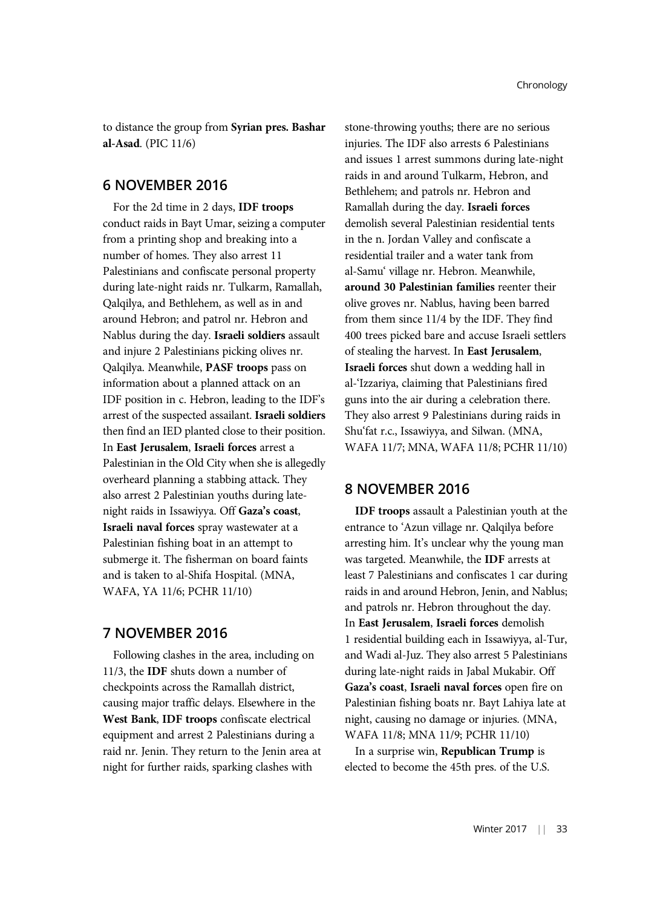to distance the group from **Syrian pres. Bashar al-Asad**. (PIC 11/6)

## 6 NOVEMBER 2016

For the 2d time in 2 days, **IDF troops** conduct raids in Bayt Umar, seizing a computer from a printing shop and breaking into a number of homes. They also arrest 11 Palestinians and confiscate personal property during late-night raids nr. Tulkarm, Ramallah, Qalqilya, and Bethlehem, as well as in and around Hebron; and patrol nr. Hebron and Nablus during the day. **Israeli soldiers** assault and injure 2 Palestinians picking olives nr. Qalqilya. Meanwhile, **PASF troops** pass on information about a planned attack on an IDF position in c. Hebron, leading to the IDF's arrest of the suspected assailant. **Israeli soldiers** then find an IED planted close to their position. In **East Jerusalem**, **Israeli forces** arrest a Palestinian in the Old City when she is allegedly overheard planning a stabbing attack. They also arrest 2 Palestinian youths during late-night raids in Issawiyya. Off **Gaza's coast**, **Israeli naval forces** spray wastewater at a Palestinian fishing boat in an attempt to submerge it. The fisherman on board faints and is taken to al-Shifa Hospital. (MNA, WAFA, YA 11/6; PCHR 11/10)

## 7 NOVEMBER 2016

Following clashes in the area, including on 11/3, the **IDF** shuts down a number of checkpoints across the Ramallah district, causing major traffic delays. Elsewhere in the **West Bank**, **IDF troops** confiscate electrical equipment and arrest 2 Palestinians during a raid nr. Jenin. They return to the Jenin area at night for further raids, sparking clashes with stone-throwing youths; there are no serious injuries. The IDF also arrests 6 Palestinians and issues 1 arrest summons during late-night raids in and around Tulkarm, Hebron, and Bethlehem; and patrols nr. Hebron and Ramallah during the day. **Israeli forces** demolish several Palestinian residential tents in the n. Jordan Valley and confiscate a residential trailer and a water tank from al-Samu' village nr. Hebron. Meanwhile, **around 30 Palestinian families** reenter their olive groves nr. Nablus, having been barred from them since 11/4 by the IDF. They find 400 trees picked bare and accuse Israeli settlers of stealing the harvest. In **East Jerusalem**, **Israeli forces** shut down a wedding hall in al-'Izzariya, claiming that Palestinians fired guns into the air during a celebration there. They also arrest 9 Palestinians during raids in Shu'fat r.c., Issawiyya, and Silwan. (MNA, WAFA 11/7; MNA, WAFA 11/8; PCHR 11/10)

## 8 NOVEMBER 2016

**IDF troops** assault a Palestinian youth at the entrance to 'Azun village nr. Qalqilya before arresting him. It's unclear why the young man was targeted. Meanwhile, the **IDF** arrests at least 7 Palestinians and confiscates 1 car during raids in and around Hebron, Jenin, and Nablus; and patrols nr. Hebron throughout the day. In **East Jerusalem**, **Israeli forces** demolish 1 residential building each in Issawiyya, al-Tur, and Wadi al-Juz. They also arrest 5 Palestinians during late-night raids in Jabal Mukabir. Off **Gaza's coast**, **Israeli naval forces** open fire on Palestinian fishing boats nr. Bayt Lahiya late at night, causing no damage or injuries. (MNA, WAFA 11/8; MNA 11/9; PCHR 11/10)

In a surprise win, **Republican Trump** is elected to become the 45th pres. of the U.S.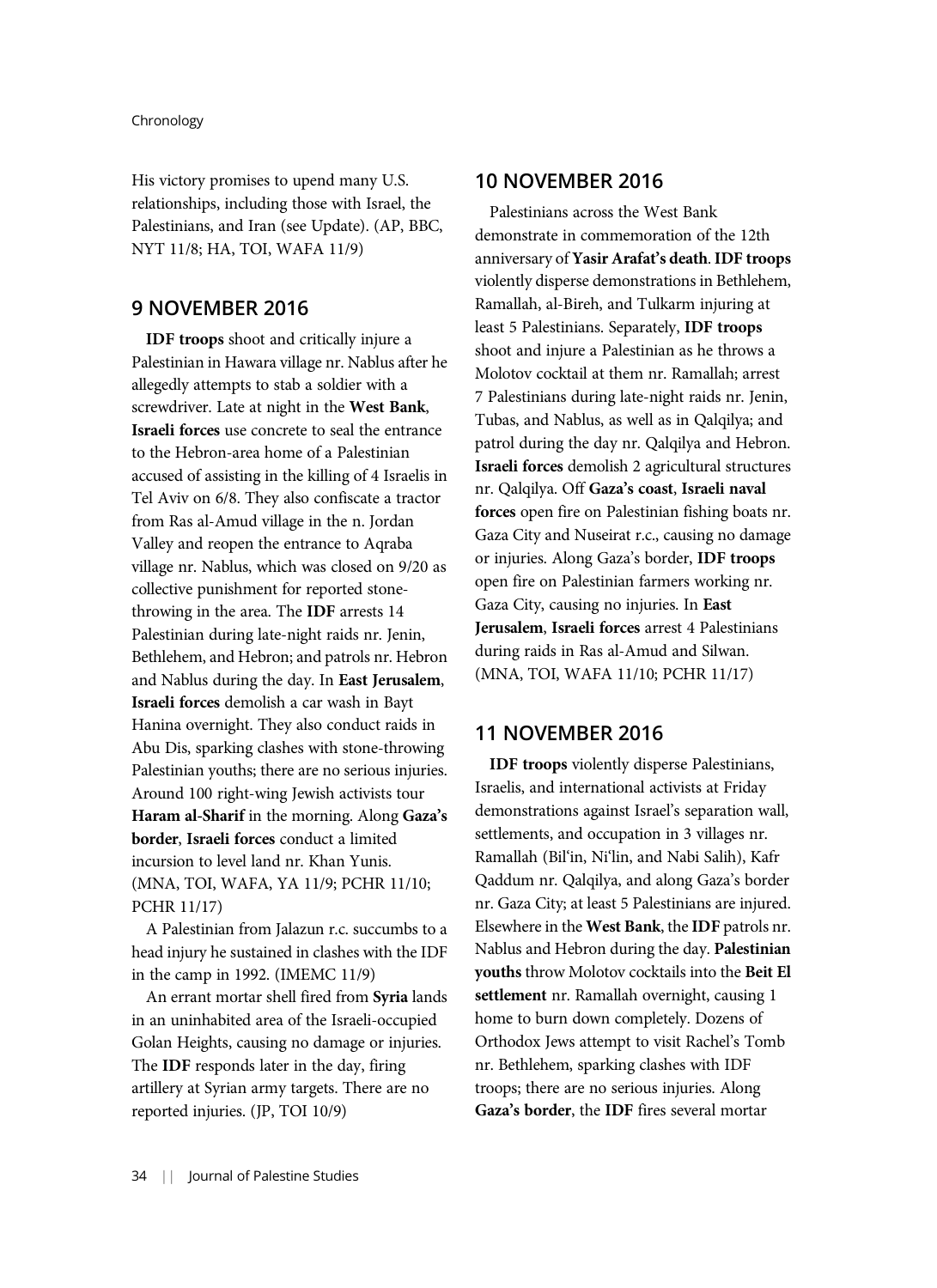His victory promises to upend many U.S. relationships, including those with Israel, the Palestinians, and Iran (see Update). (AP, BBC, NYT 11/8; HA, TOI, WAFA 11/9)

## 9 NOVEMBER 2016

**IDF troops** shoot and critically injure a Palestinian in Hawara village nr. Nablus after he allegedly attempts to stab a soldier with a screwdriver. Late at night in the **West Bank**, **Israeli forces** use concrete to seal the entrance to the Hebron-area home of a Palestinian accused of assisting in the killing of 4 Israelis in Tel Aviv on 6/8. They also confiscate a tractor from Ras al-Amud village in the n. Jordan Valley and reopen the entrance to Aqraba village nr. Nablus, which was closed on 9/20 as collective punishment for reported stone-throwing in the area. The **IDF** arrests 14 Palestinian during late-night raids nr. Jenin, Bethlehem, and Hebron; and patrols nr. Hebron and Nablus during the day. In **East Jerusalem**, **Israeli forces** demolish a car wash in Bayt Hanina overnight. They also conduct raids in Abu Dis, sparking clashes with stone-throwing Palestinian youths; there are no serious injuries. Around 100 right-wing Jewish activists tour **Haram al-Sharif** in the morning. Along **Gaza's border**, **Israeli forces** conduct a limited incursion to level land nr. Khan Yunis. (MNA, TOI, WAFA, YA 11/9; PCHR 11/10; PCHR 11/17)

A Palestinian from Jalazun r.c. succumbs to a head injury he sustained in clashes with the IDF in the camp in 1992. (IMEMC 11/9)

An errant mortar shell fired from **Syria** lands in an uninhabited area of the Israeli-occupied Golan Heights, causing no damage or injuries. The **IDF** responds later in the day, firing artillery at Syrian army targets. There are no reported injuries. (JP, TOI 10/9)

## 10 NOVEMBER 2016

Palestinians across the West Bank demonstrate in commemoration of the 12th anniversary of **Yasir Arafat's death**. **IDF troops** violently disperse demonstrations in Bethlehem, Ramallah, al-Bireh, and Tulkarm injuring at least 5 Palestinians. Separately, **IDF troops** shoot and injure a Palestinian as he throws a Molotov cocktail at them nr. Ramallah; arrest 7 Palestinians during late-night raids nr. Jenin, Tubas, and Nablus, as well as in Qalqilya; and patrol during the day nr. Qalqilya and Hebron. **Israeli forces** demolish 2 agricultural structures nr. Qalqilya. Off **Gaza's coast**, **Israeli naval forces** open fire on Palestinian fishing boats nr. Gaza City and Nuseirat r.c., causing no damage or injuries. Along Gaza's border, **IDF troops** open fire on Palestinian farmers working nr. Gaza City, causing no injuries. In **East Jerusalem**, **Israeli forces** arrest 4 Palestinians during raids in Ras al-Amud and Silwan. (MNA, TOI, WAFA 11/10; PCHR 11/17)

## 11 NOVEMBER 2016

**IDF troops** violently disperse Palestinians, Israelis, and international activists at Friday demonstrations against Israel's separation wall, settlements, and occupation in 3 villages nr. Ramallah (Bil'in, Ni'lin, and Nabi Salih), Kafr Qaddum nr. Qalqilya, and along Gaza's border nr. Gaza City; at least 5 Palestinians are injured. Elsewhere in the **West Bank**, the **IDF** patrols nr. Nablus and Hebron during the day. **Palestinian youths** throw Molotov cocktails into the **Beit El settlement** nr. Ramallah overnight, causing 1 home to burn down completely. Dozens of Orthodox Jews attempt to visit Rachel's Tomb nr. Bethlehem, sparking clashes with IDF troops; there are no serious injuries. Along **Gaza's border**, the **IDF** fires several mortar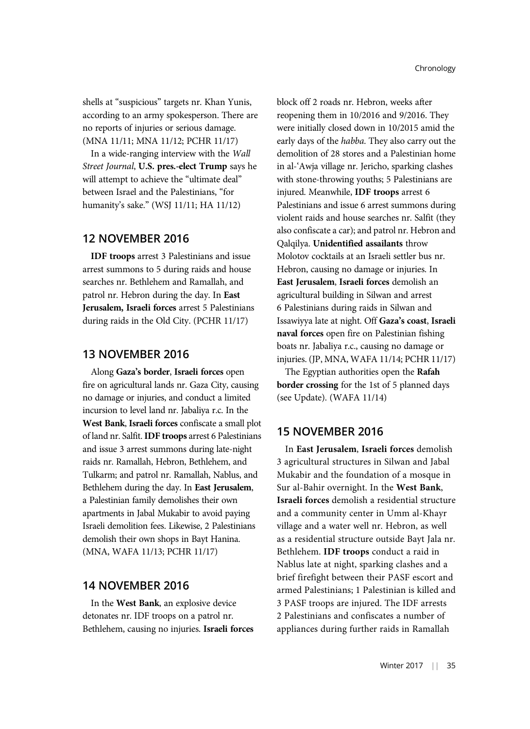shells at "suspicious" targets nr. Khan Yunis, according to an army spokesperson. There are no reports of injuries or serious damage. (MNA 11/11; MNA 11/12; PCHR 11/17)

In a wide-ranging interview with the *Wall Street Journal*, **U.S. pres.-elect Trump** says he will attempt to achieve the "ultimate deal" between Israel and the Palestinians, "for humanity's sake." (WSJ 11/11; HA 11/12)

## 12 NOVEMBER 2016

**IDF troops** arrest 3 Palestinians and issue arrest summons to 5 during raids and house searches nr. Bethlehem and Ramallah, and patrol nr. Hebron during the day. In **East Jerusalem, Israeli forces** arrest 5 Palestinians during raids in the Old City. (PCHR 11/17)

## 13 NOVEMBER 2016

Along **Gaza's border**, **Israeli forces** open fire on agricultural lands nr. Gaza City, causing no damage or injuries, and conduct a limited incursion to level land nr. Jabaliya r.c. In the **West Bank**, **Israeli forces** confiscate a small plot of land nr. Salfit. **IDF troops** arrest 6 Palestinians and issue 3 arrest summons during late-night raids nr. Ramallah, Hebron, Bethlehem, and Tulkarm; and patrol nr. Ramallah, Nablus, and Bethlehem during the day. In **East Jerusalem**, a Palestinian family demolishes their own apartments in Jabal Mukabir to avoid paying Israeli demolition fees. Likewise, 2 Palestinians demolish their own shops in Bayt Hanina. (MNA, WAFA 11/13; PCHR 11/17)

## 14 NOVEMBER 2016

In the **West Bank**, an explosive device detonates nr. IDF troops on a patrol nr. Bethlehem, causing no injuries. **Israeli forces** block off 2 roads nr. Hebron, weeks after reopening them in 10/2016 and 9/2016. They were initially closed down in 10/2015 amid the early days of the *habba*. They also carry out the demolition of 28 stores and a Palestinian home in al-ʿAwja village nr. Jericho, sparking clashes with stone-throwing youths; 5 Palestinians are injured. Meanwhile, **IDF troops** arrest 6 Palestinians and issue 6 arrest summons during violent raids and house searches nr. Salfit (they also confiscate a car); and patrol nr. Hebron and Qalqilya. **Unidentified assailants** throw Molotov cocktails at an Israeli settler bus nr. Hebron, causing no damage or injuries. In **East Jerusalem**, **Israeli forces** demolish an agricultural building in Silwan and arrest 6 Palestinians during raids in Silwan and Issawiyya late at night. Off **Gaza's coast**, **Israeli naval forces** open fire on Palestinian fishing boats nr. Jabaliya r.c., causing no damage or injuries. (JP, MNA, WAFA 11/14; PCHR 11/17)

The Egyptian authorities open the **Rafah border crossing** for the 1st of 5 planned days (see Update). (WAFA 11/14)

## 15 NOVEMBER 2016

In **East Jerusalem**, **Israeli forces** demolish 3 agricultural structures in Silwan and Jabal Mukabir and the foundation of a mosque in Sur al-Bahir overnight. In the **West Bank**, **Israeli forces** demolish a residential structure and a community center in Umm al-Khayr village and a water well nr. Hebron, as well as a residential structure outside Bayt Jala nr. Bethlehem. **IDF troops** conduct a raid in Nablus late at night, sparking clashes and a brief firefight between their PASF escort and armed Palestinians; 1 Palestinian is killed and 3 PASF troops are injured. The IDF arrests 2 Palestinians and confiscates a number of appliances during further raids in Ramallah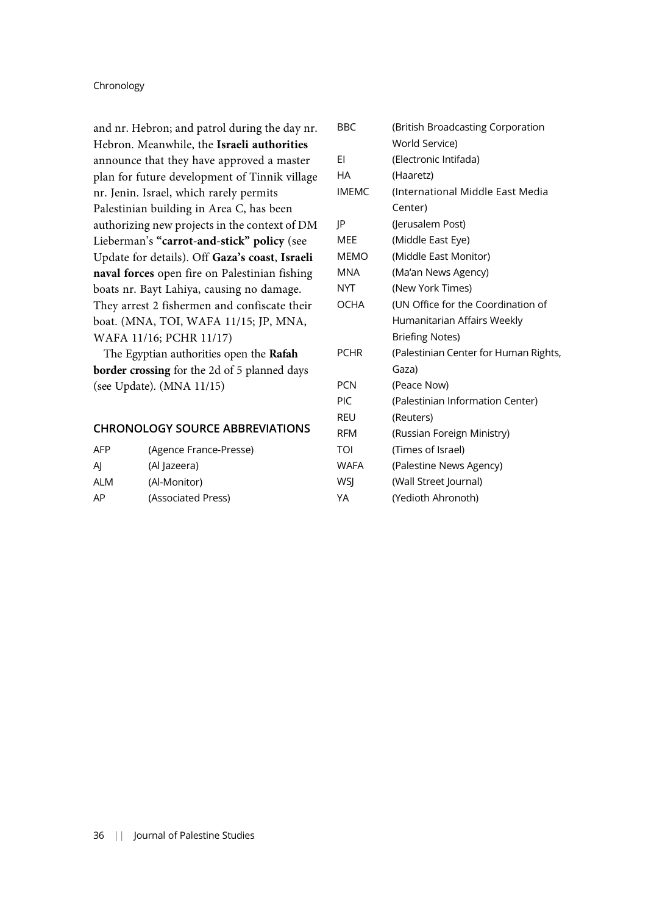and nr. Hebron; and patrol during the day nr. Hebron. Meanwhile, the **Israeli authorities** announce that they have approved a master plan for future development of Tinnik village nr. Jenin. Israel, which rarely permits Palestinian building in Area C, has been authorizing new projects in the context of DM Lieberman's **"carrot-and-stick" policy** (see Update for details). Off **Gaza's coast**, **Israeli naval forces** open fire on Palestinian fishing boats nr. Bayt Lahiya, causing no damage. They arrest 2 fishermen and confiscate their boat. (MNA, TOI, WAFA 11/15; JP, MNA, WAFA 11/16; PCHR 11/17)

The Egyptian authorities open the **Rafah border crossing** for the 2d of 5 planned days (see Update). (MNA 11/15)

## CHRONOLOGY SOURCE ABBREVIATIONS

| | |
|---|---|
| AFP | (Agence France-Presse) |
| AJ | (Al Jazeera) |
| ALM | (Al-Monitor) |
| AP | (Associated Press) |
| BBC | (British Broadcasting Corporation World Service) |
| EI | (Electronic Intifada) |
| HA | (Haaretz) |
| IMEMC | (International Middle East Media Center) |
| JP | (Jerusalem Post) |
| MEE | (Middle East Eye) |
| MEMO | (Middle East Monitor) |
| MNA | (Ma'an News Agency) |
| NYT | (New York Times) |
| OCHA | (UN Office for the Coordination of Humanitarian Affairs Weekly Briefing Notes) |
| PCHR | (Palestinian Center for Human Rights, Gaza) |
| PCN | (Peace Now) |
| PIC | (Palestinian Information Center) |
| REU | (Reuters) |
| RFM | (Russian Foreign Ministry) |
| TOI | (Times of Israel) |
| WAFA | (Palestine News Agency) |
| WSJ | (Wall Street Journal) |
| YA | (Yedioth Ahronoth) |